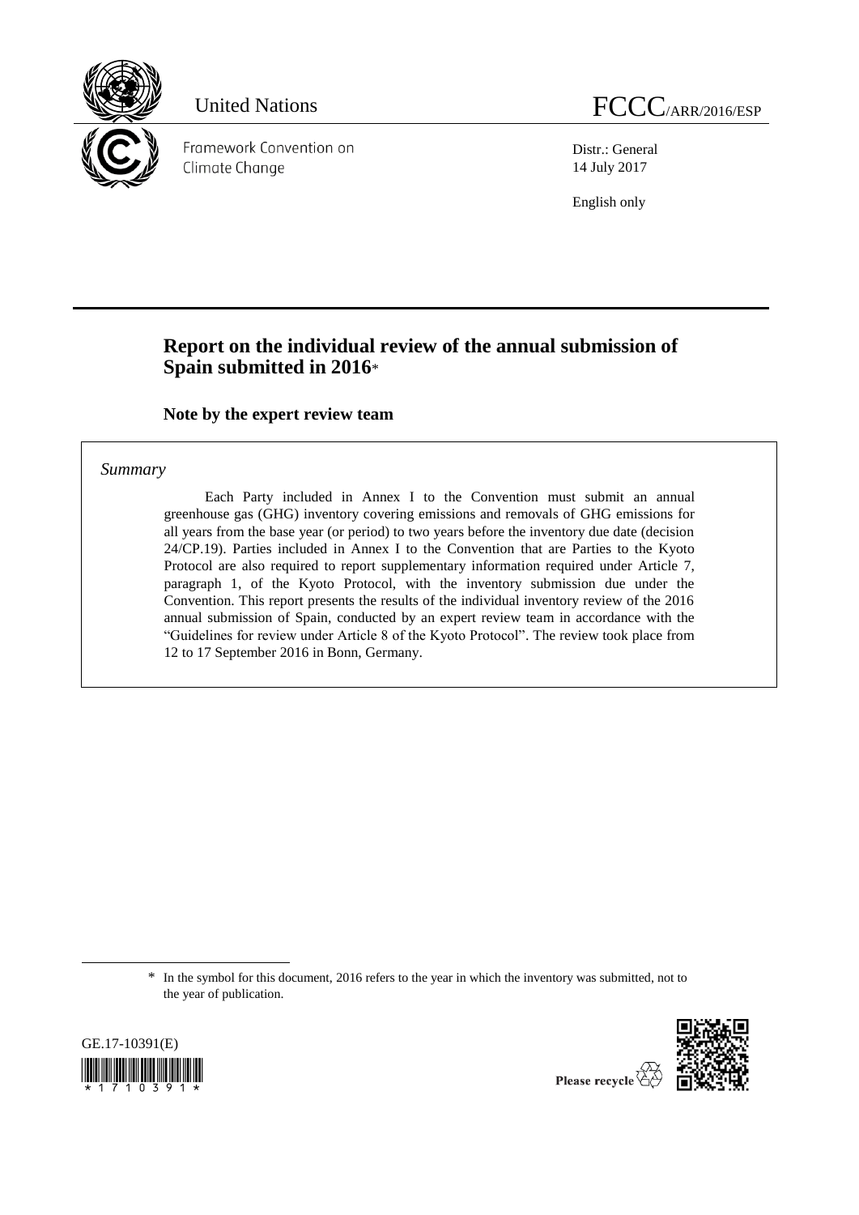United Nations

FCCC/ARR/2016/ESP

Framework Convention on Climate Change

Distr.: General
14 July 2017

English only

# Report on the individual review of the annual submission of Spain submitted in 2016*

## Note by the expert review team

*Summary*

Each Party included in Annex I to the Convention must submit an annual greenhouse gas (GHG) inventory covering emissions and removals of GHG emissions for all years from the base year (or period) to two years before the inventory due date (decision 24/CP.19). Parties included in Annex I to the Convention that are Parties to the Kyoto Protocol are also required to report supplementary information required under Article 7, paragraph 1, of the Kyoto Protocol, with the inventory submission due under the Convention. This report presents the results of the individual inventory review of the 2016 annual submission of Spain, conducted by an expert review team in accordance with the "Guidelines for review under Article 8 of the Kyoto Protocol". The review took place from 12 to 17 September 2016 in Bonn, Germany.

\* In the symbol for this document, 2016 refers to the year in which the inventory was submitted, not to the year of publication.

GE.17-10391(E)

Please recycle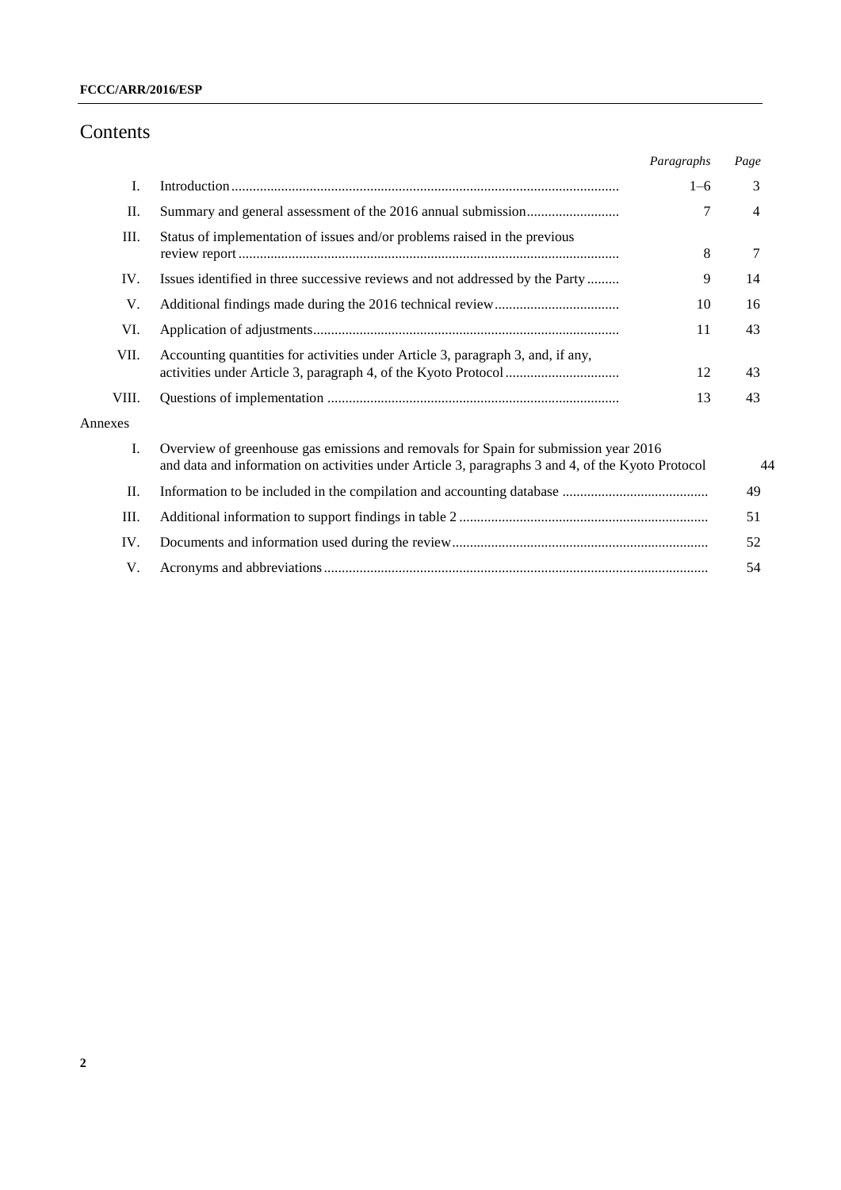# Contents

| | | *Paragraphs* | *Page* |
|---|---|---|---|
| I. | Introduction | 1–6 | 3 |
| II. | Summary and general assessment of the 2016 annual submission | 7 | 4 |
| III. | Status of implementation of issues and/or problems raised in the previous review report | 8 | 7 |
| IV. | Issues identified in three successive reviews and not addressed by the Party | 9 | 14 |
| V. | Additional findings made during the 2016 technical review | 10 | 16 |
| VI. | Application of adjustments | 11 | 43 |
| VII. | Accounting quantities for activities under Article 3, paragraph 3, and, if any, activities under Article 3, paragraph 4, of the Kyoto Protocol | 12 | 43 |
| VIII. | Questions of implementation | 13 | 43 |

Annexes

| | | *Page* |
|---|---|---|
| I. | Overview of greenhouse gas emissions and removals for Spain for submission year 2016 and data and information on activities under Article 3, paragraphs 3 and 4, of the Kyoto Protocol | 44 |
| II. | Information to be included in the compilation and accounting database | 49 |
| III. | Additional information to support findings in table 2 | 51 |
| IV. | Documents and information used during the review | 52 |
| V. | Acronyms and abbreviations | 54 |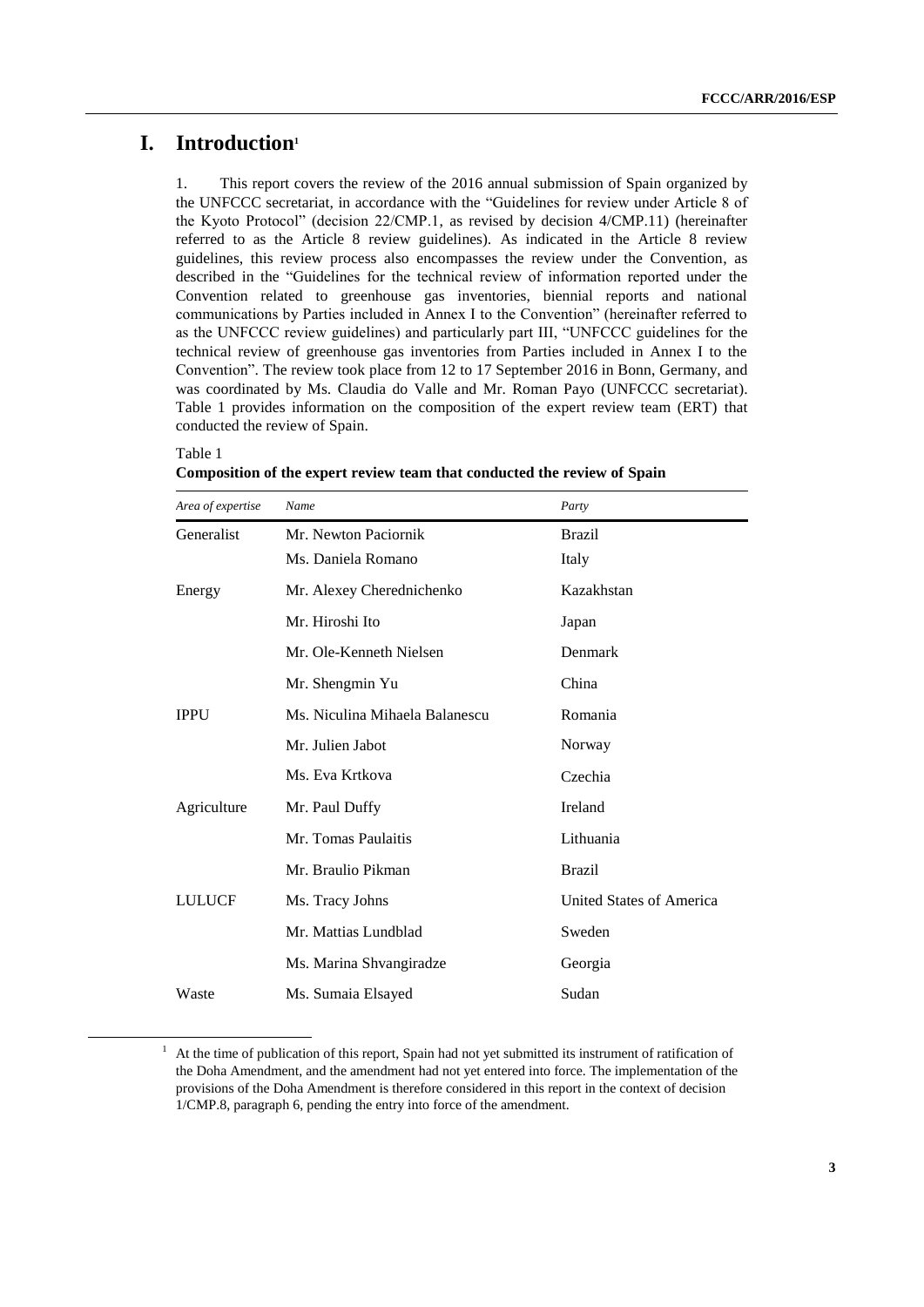# I. Introduction[1]

1. This report covers the review of the 2016 annual submission of Spain organized by the UNFCCC secretariat, in accordance with the "Guidelines for review under Article 8 of the Kyoto Protocol" (decision 22/CMP.1, as revised by decision 4/CMP.11) (hereinafter referred to as the Article 8 review guidelines). As indicated in the Article 8 review guidelines, this review process also encompasses the review under the Convention, as described in the "Guidelines for the technical review of information reported under the Convention related to greenhouse gas inventories, biennial reports and national communications by Parties included in Annex I to the Convention" (hereinafter referred to as the UNFCCC review guidelines) and particularly part III, "UNFCCC guidelines for the technical review of greenhouse gas inventories from Parties included in Annex I to the Convention". The review took place from 12 to 17 September 2016 in Bonn, Germany, and was coordinated by Ms. Claudia do Valle and Mr. Roman Payo (UNFCCC secretariat). Table 1 provides information on the composition of the expert review team (ERT) that conducted the review of Spain.

Table 1
**Composition of the expert review team that conducted the review of Spain**

| *Area of expertise* | *Name* | *Party* |
|---|---|---|
| Generalist | Mr. Newton Paciornik | Brazil |
| | Ms. Daniela Romano | Italy |
| Energy | Mr. Alexey Cherednichenko | Kazakhstan |
| | Mr. Hiroshi Ito | Japan |
| | Mr. Ole-Kenneth Nielsen | Denmark |
| | Mr. Shengmin Yu | China |
| IPPU | Ms. Niculina Mihaela Balanescu | Romania |
| | Mr. Julien Jabot | Norway |
| | Ms. Eva Krtkova | Czechia |
| Agriculture | Mr. Paul Duffy | Ireland |
| | Mr. Tomas Paulaitis | Lithuania |
| | Mr. Braulio Pikman | Brazil |
| LULUCF | Ms. Tracy Johns | United States of America |
| | Mr. Mattias Lundblad | Sweden |
| | Ms. Marina Shvangiradze | Georgia |
| Waste | Ms. Sumaia Elsayed | Sudan |

[1] At the time of publication of this report, Spain had not yet submitted its instrument of ratification of the Doha Amendment, and the amendment had not yet entered into force. The implementation of the provisions of the Doha Amendment is therefore considered in this report in the context of decision 1/CMP.8, paragraph 6, pending the entry into force of the amendment.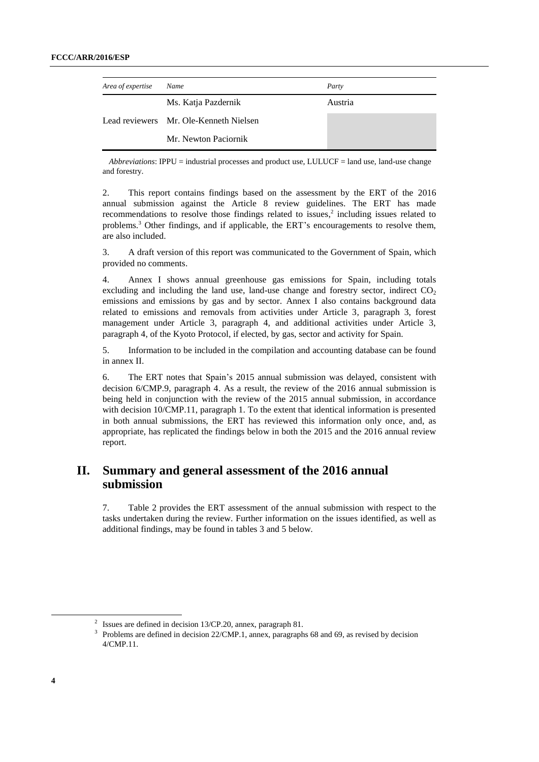| *Area of expertise* | *Name* | *Party* |
| --- | --- | --- |
| | Ms. Katja Pazdernik | Austria |
| Lead reviewers | Mr. Ole-Kenneth Nielsen | |
| | Mr. Newton Paciornik | |

*Abbreviations*: IPPU = industrial processes and product use, LULUCF = land use, land-use change and forestry.

2. This report contains findings based on the assessment by the ERT of the 2016 annual submission against the Article 8 review guidelines. The ERT has made recommendations to resolve those findings related to issues,[2] including issues related to problems.[3] Other findings, and if applicable, the ERT's encouragements to resolve them, are also included.

3. A draft version of this report was communicated to the Government of Spain, which provided no comments.

4. Annex I shows annual greenhouse gas emissions for Spain, including totals excluding and including the land use, land-use change and forestry sector, indirect $CO_2$ emissions and emissions by gas and by sector. Annex I also contains background data related to emissions and removals from activities under Article 3, paragraph 3, forest management under Article 3, paragraph 4, and additional activities under Article 3, paragraph 4, of the Kyoto Protocol, if elected, by gas, sector and activity for Spain.

5. Information to be included in the compilation and accounting database can be found in annex II.

6. The ERT notes that Spain's 2015 annual submission was delayed, consistent with decision 6/CMP.9, paragraph 4. As a result, the review of the 2016 annual submission is being held in conjunction with the review of the 2015 annual submission, in accordance with decision 10/CMP.11, paragraph 1. To the extent that identical information is presented in both annual submissions, the ERT has reviewed this information only once, and, as appropriate, has replicated the findings below in both the 2015 and the 2016 annual review report.

## II. Summary and general assessment of the 2016 annual submission

7. Table 2 provides the ERT assessment of the annual submission with respect to the tasks undertaken during the review. Further information on the issues identified, as well as additional findings, may be found in tables 3 and 5 below.

---

[2] Issues are defined in decision 13/CP.20, annex, paragraph 81.

[3] Problems are defined in decision 22/CMP.1, annex, paragraphs 68 and 69, as revised by decision 4/CMP.11.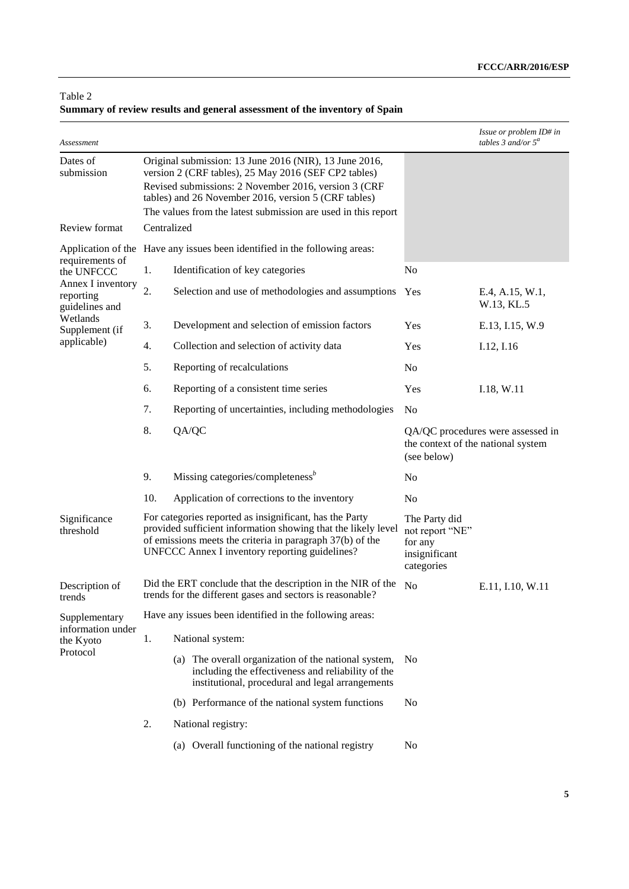Table 2
**Summary of review results and general assessment of the inventory of Spain**

| *Assessment* | | | | *Issue or problem ID# in tables 3 and/or 5*[a] |
|---|---|---|---|---|
| Dates of submission | | Original submission: 13 June 2016 (NIR), 13 June 2016, version 2 (CRF tables), 25 May 2016 (SEF CP2 tables)<br>Revised submissions: 2 November 2016, version 3 (CRF tables) and 26 November 2016, version 5 (CRF tables)<br>The values from the latest submission are used in this report | | |
| Review format | | Centralized | | |
| Application of the requirements of the UNFCCC Annex I inventory reporting guidelines and Wetlands Supplement (if applicable) | | Have any issues been identified in the following areas: | | |
| | 1. | Identification of key categories | No | |
| | 2. | Selection and use of methodologies and assumptions | Yes | E.4, A.15, W.1, W.13, KL.5 |
| | 3. | Development and selection of emission factors | Yes | E.13, I.15, W.9 |
| | 4. | Collection and selection of activity data | Yes | I.12, I.16 |
| | 5. | Reporting of recalculations | No | |
| | 6. | Reporting of a consistent time series | Yes | I.18, W.11 |
| | 7. | Reporting of uncertainties, including methodologies | No | |
| | 8. | QA/QC | QA/QC procedures were assessed in the context of the national system (see below) | |
| | 9. | Missing categories/completeness[b] | No | |
| | 10. | Application of corrections to the inventory | No | |
| Significance threshold | | For categories reported as insignificant, has the Party provided sufficient information showing that the likely level of emissions meets the criteria in paragraph 37(b) of the UNFCCC Annex I inventory reporting guidelines? | The Party did not report "NE" for any insignificant categories | |
| Description of trends | | Did the ERT conclude that the description in the NIR of the trends for the different gases and sectors is reasonable? | No | E.11, I.10, W.11 |
| Supplementary information under the Kyoto Protocol | | Have any issues been identified in the following areas: | | |
| | 1. | National system: | | |
| | | (a) The overall organization of the national system, including the effectiveness and reliability of the institutional, procedural and legal arrangements | No | |
| | | (b) Performance of the national system functions | No | |
| | 2. | National registry: | | |
| | | (a) Overall functioning of the national registry | No | |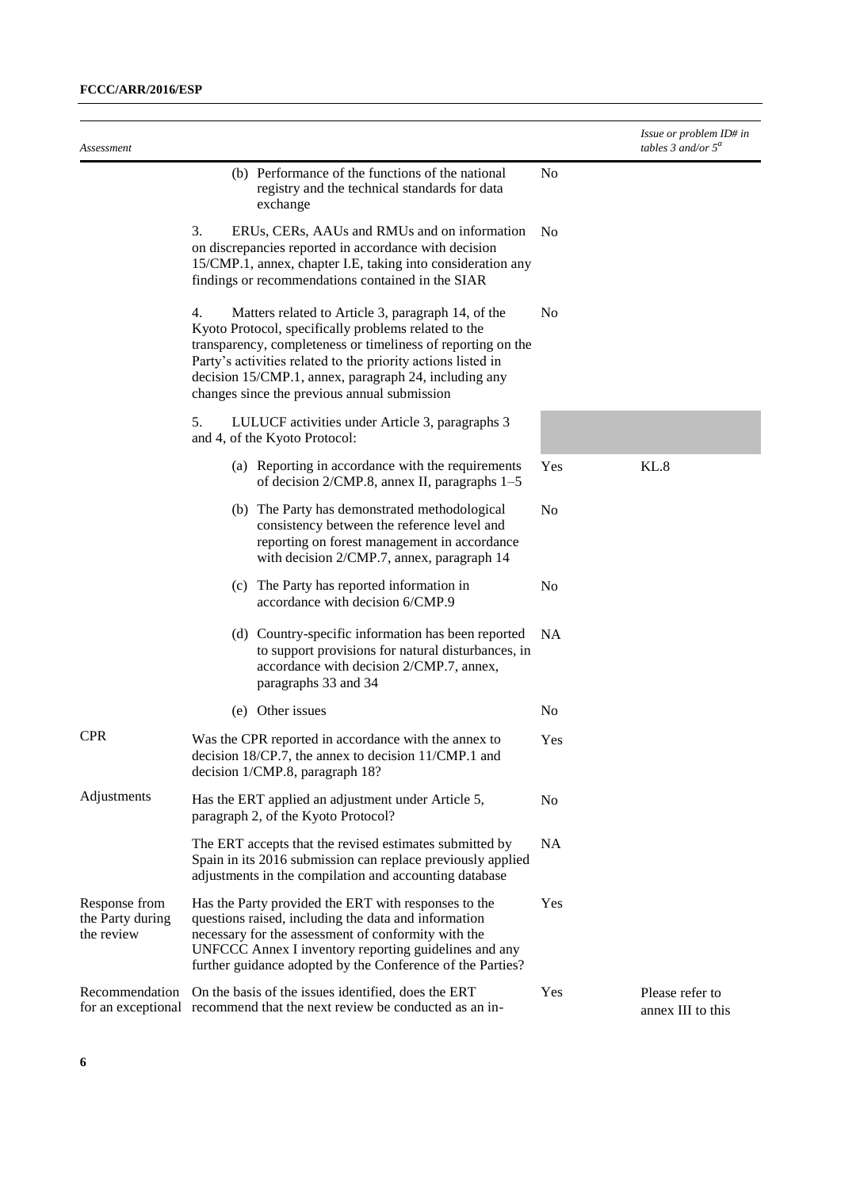| Assessment | | | Issue or problem ID# in tables 3 and/or 5[a] |
|---|---|---|---|
| | (b) Performance of the functions of the national registry and the technical standards for data exchange | No | |
| | 3. ERUs, CERs, AAUs and RMUs and on information on discrepancies reported in accordance with decision 15/CMP.1, annex, chapter I.E, taking into consideration any findings or recommendations contained in the SIAR | No | |
| | 4. Matters related to Article 3, paragraph 14, of the Kyoto Protocol, specifically problems related to the transparency, completeness or timeliness of reporting on the Party's activities related to the priority actions listed in decision 15/CMP.1, annex, paragraph 24, including any changes since the previous annual submission | No | |
| | 5. LULUCF activities under Article 3, paragraphs 3 and 4, of the Kyoto Protocol: | | |
| | (a) Reporting in accordance with the requirements of decision 2/CMP.8, annex II, paragraphs 1–5 | Yes | KL.8 |
| | (b) The Party has demonstrated methodological consistency between the reference level and reporting on forest management in accordance with decision 2/CMP.7, annex, paragraph 14 | No | |
| | (c) The Party has reported information in accordance with decision 6/CMP.9 | No | |
| | (d) Country-specific information has been reported to support provisions for natural disturbances, in accordance with decision 2/CMP.7, annex, paragraphs 33 and 34 | NA | |
| | (e) Other issues | No | |
| CPR | Was the CPR reported in accordance with the annex to decision 18/CP.7, the annex to decision 11/CMP.1 and decision 1/CMP.8, paragraph 18? | Yes | |
| Adjustments | Has the ERT applied an adjustment under Article 5, paragraph 2, of the Kyoto Protocol? | No | |
| | The ERT accepts that the revised estimates submitted by Spain in its 2016 submission can replace previously applied adjustments in the compilation and accounting database | NA | |
| Response from the Party during the review | Has the Party provided the ERT with responses to the questions raised, including the data and information necessary for the assessment of conformity with the UNFCCC Annex I inventory reporting guidelines and any further guidance adopted by the Conference of the Parties? | Yes | |
| Recommendation for an exceptional | On the basis of the issues identified, does the ERT recommend that the next review be conducted as an in- | Yes | Please refer to annex III to this |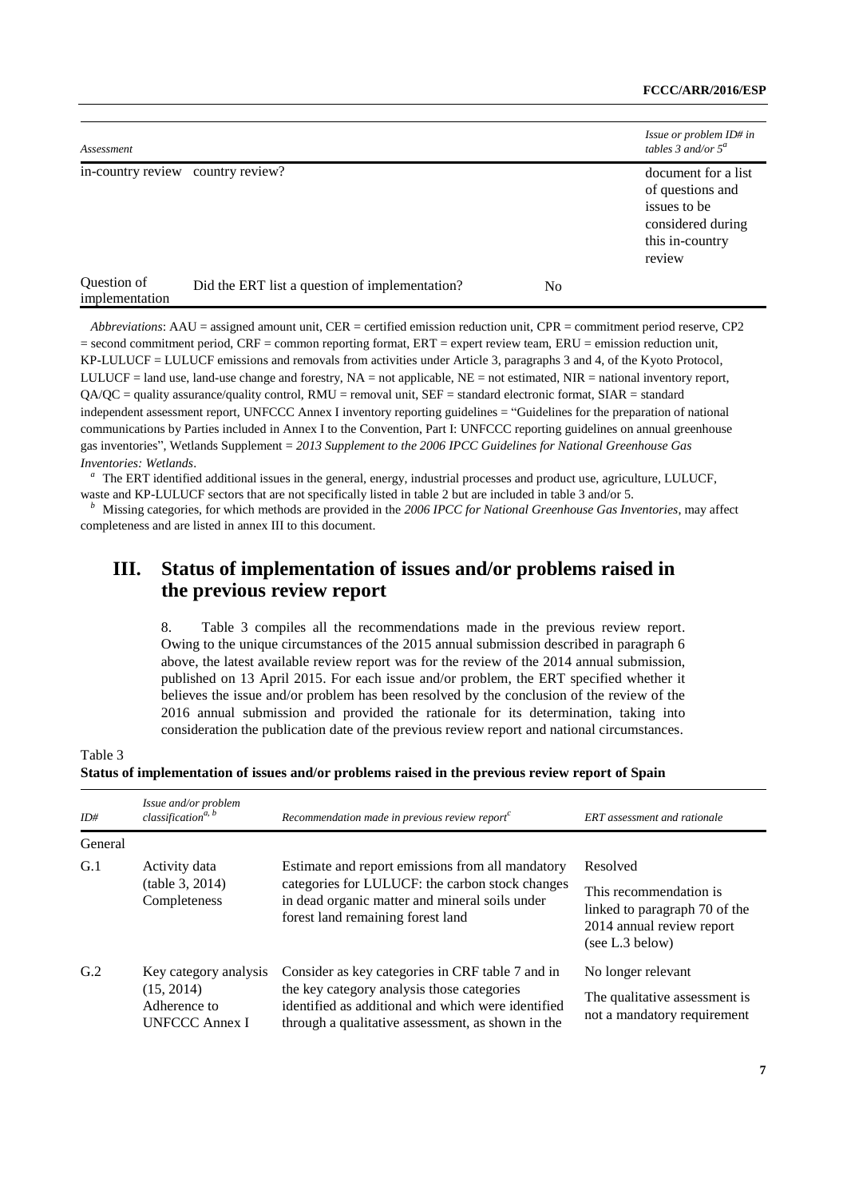| Assessment | | | Issue or problem ID# in tables 3 and/or 5[a] |
|---|---|---|---|
| in-country review | country review? | | document for a list of questions and issues to be considered during this in-country review |
| Question of implementation | Did the ERT list a question of implementation? | No | |

*Abbreviations*: AAU = assigned amount unit, CER = certified emission reduction unit, CPR = commitment period reserve, CP2 = second commitment period, CRF = common reporting format, ERT = expert review team, ERU = emission reduction unit, KP-LULUCF = LULUCF emissions and removals from activities under Article 3, paragraphs 3 and 4, of the Kyoto Protocol, LULUCF = land use, land-use change and forestry, NA = not applicable, NE = not estimated, NIR = national inventory report, QA/QC = quality assurance/quality control, RMU = removal unit, SEF = standard electronic format, SIAR = standard independent assessment report, UNFCCC Annex I inventory reporting guidelines = "Guidelines for the preparation of national communications by Parties included in Annex I to the Convention, Part I: UNFCCC reporting guidelines on annual greenhouse gas inventories", Wetlands Supplement = *2013 Supplement to the 2006 IPCC Guidelines for National Greenhouse Gas Inventories: Wetlands*.

[a] The ERT identified additional issues in the general, energy, industrial processes and product use, agriculture, LULUCF, waste and KP-LULUCF sectors that are not specifically listed in table 2 but are included in table 3 and/or 5.

[b] Missing categories, for which methods are provided in the *2006 IPCC for National Greenhouse Gas Inventories*, may affect completeness and are listed in annex III to this document.

# III. Status of implementation of issues and/or problems raised in the previous review report

8. Table 3 compiles all the recommendations made in the previous review report. Owing to the unique circumstances of the 2015 annual submission described in paragraph 6 above, the latest available review report was for the review of the 2014 annual submission, published on 13 April 2015. For each issue and/or problem, the ERT specified whether it believes the issue and/or problem has been resolved by the conclusion of the review of the 2016 annual submission and provided the rationale for its determination, taking into consideration the publication date of the previous review report and national circumstances.

Table 3
**Status of implementation of issues and/or problems raised in the previous review report of Spain**

| *ID#* | *Issue and/or problem classification*[a, b] | *Recommendation made in previous review report*[c] | *ERT assessment and rationale* |
|---|---|---|---|
| General | | | |
| G.1 | Activity data (table 3, 2014) Completeness | Estimate and report emissions from all mandatory categories for LULUCF: the carbon stock changes in dead organic matter and mineral soils under forest land remaining forest land | Resolved<br>This recommendation is linked to paragraph 70 of the 2014 annual review report (see L.3 below) |
| G.2 | Key category analysis (15, 2014) Adherence to UNFCCC Annex I | Consider as key categories in CRF table 7 and in the key category analysis those categories identified as additional and which were identified through a qualitative assessment, as shown in the | No longer relevant<br>The qualitative assessment is not a mandatory requirement |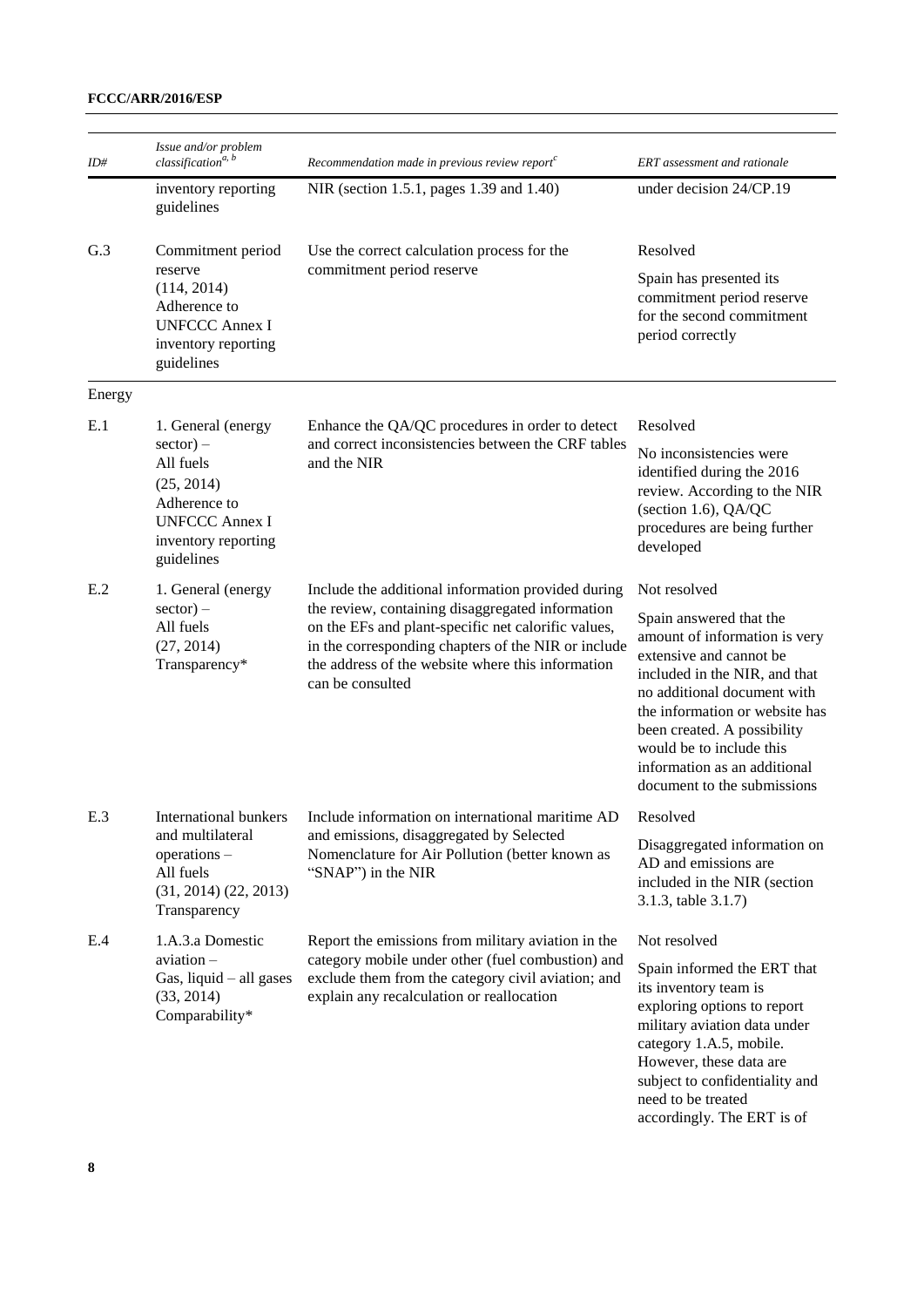| ID# | *Issue and/or problem classification*[a, b] | *Recommendation made in previous review report*[c] | *ERT assessment and rationale* |
|---|---|---|---|
| | inventory reporting guidelines | NIR (section 1.5.1, pages 1.39 and 1.40) | under decision 24/CP.19 |
| G.3 | Commitment period reserve (114, 2014) Adherence to UNFCCC Annex I inventory reporting guidelines | Use the correct calculation process for the commitment period reserve | Resolved<br>Spain has presented its commitment period reserve for the second commitment period correctly |
| Energy | | | |
| E.1 | 1. General (energy sector) – All fuels (25, 2014) Adherence to UNFCCC Annex I inventory reporting guidelines | Enhance the QA/QC procedures in order to detect and correct inconsistencies between the CRF tables and the NIR | Resolved<br>No inconsistencies were identified during the 2016 review. According to the NIR (section 1.6), QA/QC procedures are being further developed |
| E.2 | 1. General (energy sector) – All fuels (27, 2014) Transparency* | Include the additional information provided during the review, containing disaggregated information on the EFs and plant-specific net calorific values, in the corresponding chapters of the NIR or include the address of the website where this information can be consulted | Not resolved<br>Spain answered that the amount of information is very extensive and cannot be included in the NIR, and that no additional document with the information or website has been created. A possibility would be to include this information as an additional document to the submissions |
| E.3 | International bunkers and multilateral operations – All fuels (31, 2014) (22, 2013) Transparency | Include information on international maritime AD and emissions, disaggregated by Selected Nomenclature for Air Pollution (better known as "SNAP") in the NIR | Resolved<br>Disaggregated information on AD and emissions are included in the NIR (section 3.1.3, table 3.1.7) |
| E.4 | 1.A.3.a Domestic aviation – Gas, liquid – all gases (33, 2014) Comparability* | Report the emissions from military aviation in the category mobile under other (fuel combustion) and exclude them from the category civil aviation; and explain any recalculation or reallocation | Not resolved<br>Spain informed the ERT that its inventory team is exploring options to report military aviation data under category 1.A.5, mobile. However, these data are subject to confidentiality and need to be treated accordingly. The ERT is of |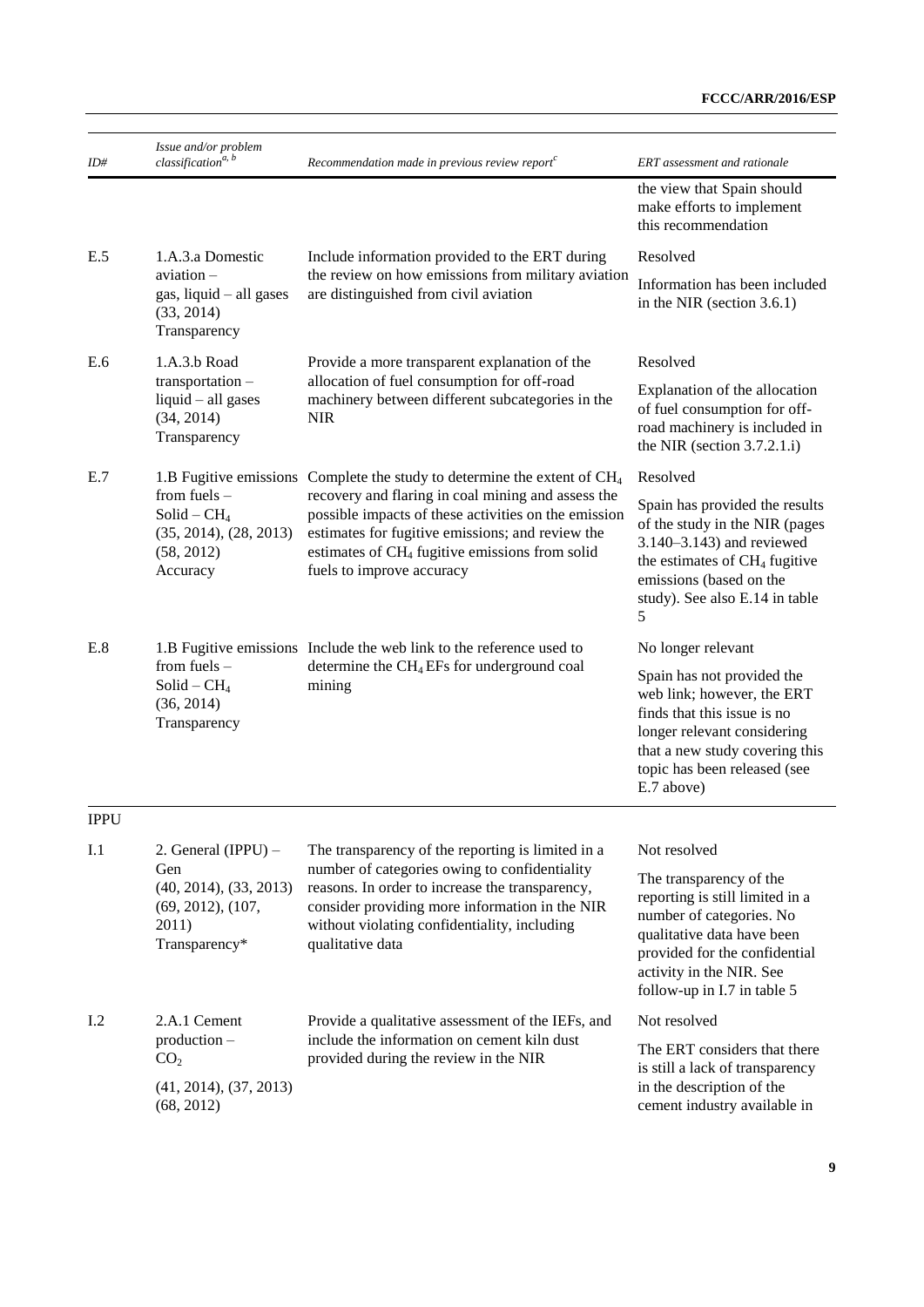| ID# | Issue and/or problem classification[a, b] | Recommendation made in previous review report[c] | ERT assessment and rationale |
|---|---|---|---|
| | | | the view that Spain should make efforts to implement this recommendation |
| E.5 | 1.A.3.a Domestic aviation – gas, liquid – all gases (33, 2014) Transparency | Include information provided to the ERT during the review on how emissions from military aviation are distinguished from civil aviation | Resolved<br>Information has been included in the NIR (section 3.6.1) |
| E.6 | 1.A.3.b Road transportation – liquid – all gases (34, 2014) Transparency | Provide a more transparent explanation of the allocation of fuel consumption for off-road machinery between different subcategories in the NIR | Resolved<br>Explanation of the allocation of fuel consumption for off-road machinery is included in the NIR (section 3.7.2.1.i) |
| E.7 | 1.B Fugitive emissions from fuels – Solid – $CH_4$ (35, 2014), (28, 2013) (58, 2012) Accuracy | Complete the study to determine the extent of $CH_4$ recovery and flaring in coal mining and assess the possible impacts of these activities on the emission estimates for fugitive emissions; and review the estimates of $CH_4$ fugitive emissions from solid fuels to improve accuracy | Resolved<br>Spain has provided the results of the study in the NIR (pages 3.140–3.143) and reviewed the estimates of $CH_4$ fugitive emissions (based on the study). See also E.14 in table 5 |
| E.8 | 1.B Fugitive emissions from fuels – Solid – $CH_4$ (36, 2014) Transparency | Include the web link to the reference used to determine the $CH_4$ EFs for underground coal mining | No longer relevant<br>Spain has not provided the web link; however, the ERT finds that this issue is no longer relevant considering that a new study covering this topic has been released (see E.7 above) |
| **IPPU** | | | |
| I.1 | 2. General (IPPU) – Gen (40, 2014), (33, 2013) (69, 2012), (107, 2011) Transparency* | The transparency of the reporting is limited in a number of categories owing to confidentiality reasons. In order to increase the transparency, consider providing more information in the NIR without violating confidentiality, including qualitative data | Not resolved<br>The transparency of the reporting is still limited in a number of categories. No qualitative data have been provided for the confidential activity in the NIR. See follow-up in I.7 in table 5 |
| I.2 | 2.A.1 Cement production – $CO_2$ (41, 2014), (37, 2013) (68, 2012) | Provide a qualitative assessment of the IEFs, and include the information on cement kiln dust provided during the review in the NIR | Not resolved<br>The ERT considers that there is still a lack of transparency in the description of the cement industry available in |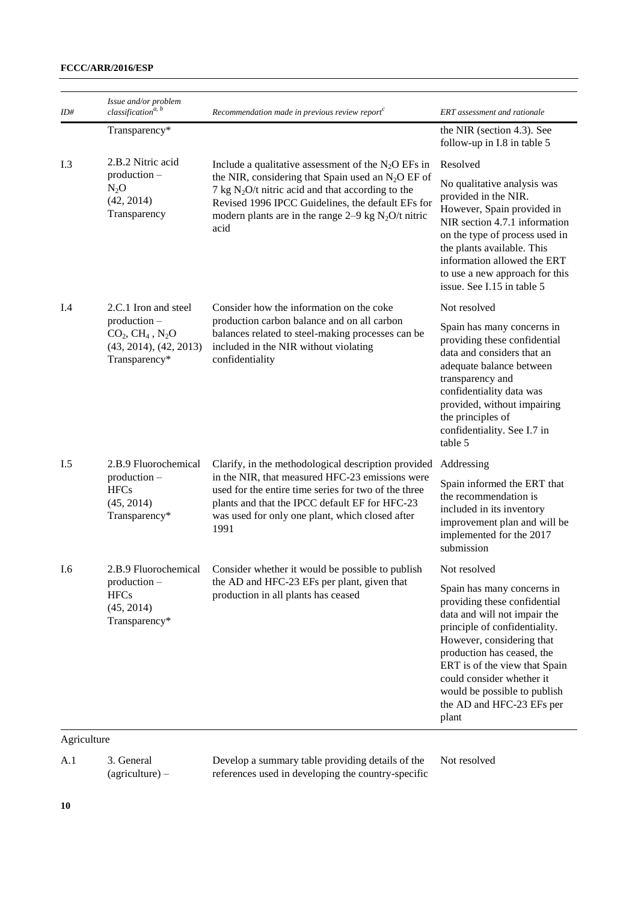| ID# | *Issue and/or problem classification*[a, b] | *Recommendation made in previous review report*[c] | *ERT assessment and rationale* |
|---|---|---|---|
| | Transparency* | | the NIR (section 4.3). See follow-up in I.8 in table 5 |
| I.3 | 2.B.2 Nitric acid production – $N_2O$ (42, 2014) Transparency | Include a qualitative assessment of the $N_2O$ EFs in the NIR, considering that Spain used an $N_2O$ EF of 7 kg $N_2O$/t nitric acid and that according to the Revised 1996 IPCC Guidelines, the default EFs for modern plants are in the range 2–9 kg $N_2O$/t nitric acid | Resolved<br>No qualitative analysis was provided in the NIR. However, Spain provided in NIR section 4.7.1 information on the type of process used in the plants available. This information allowed the ERT to use a new approach for this issue. See I.15 in table 5 |
| I.4 | 2.C.1 Iron and steel production – $CO_2$, $CH_4$ , $N_2O$ (43, 2014), (42, 2013) Transparency* | Consider how the information on the coke production carbon balance and on all carbon balances related to steel-making processes can be included in the NIR without violating confidentiality | Not resolved<br>Spain has many concerns in providing these confidential data and considers that an adequate balance between transparency and confidentiality data was provided, without impairing the principles of confidentiality. See I.7 in table 5 |
| I.5 | 2.B.9 Fluorochemical production – HFCs (45, 2014) Transparency* | Clarify, in the methodological description provided in the NIR, that measured HFC-23 emissions were used for the entire time series for two of the three plants and that the IPCC default EF for HFC-23 was used for only one plant, which closed after 1991 | Addressing<br>Spain informed the ERT that the recommendation is included in its inventory improvement plan and will be implemented for the 2017 submission |
| I.6 | 2.B.9 Fluorochemical production – HFCs (45, 2014) Transparency* | Consider whether it would be possible to publish the AD and HFC-23 EFs per plant, given that production in all plants has ceased | Not resolved<br>Spain has many concerns in providing these confidential data and will not impair the principle of confidentiality. However, considering that production has ceased, the ERT is of the view that Spain could consider whether it would be possible to publish the AD and HFC-23 EFs per plant |
| Agriculture | | | |
| A.1 | 3. General (agriculture) – | Develop a summary table providing details of the references used in developing the country-specific | Not resolved |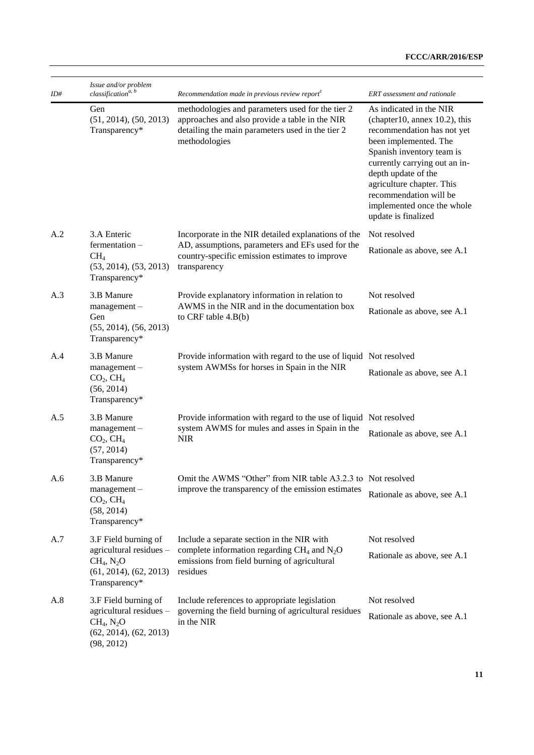| ID# | Issue and/or problem classification[a, b] | Recommendation made in previous review report[c] | ERT assessment and rationale |
|---|---|---|---|
| | Gen (51, 2014), (50, 2013) Transparency* | methodologies and parameters used for the tier 2 approaches and also provide a table in the NIR detailing the main parameters used in the tier 2 methodologies | As indicated in the NIR (chapter10, annex 10.2), this recommendation has not yet been implemented. The Spanish inventory team is currently carrying out an in-depth update of the agriculture chapter. This recommendation will be implemented once the whole update is finalized |
| A.2 | 3.A Enteric fermentation – $CH_4$ (53, 2014), (53, 2013) Transparency* | Incorporate in the NIR detailed explanations of the AD, assumptions, parameters and EFs used for the country-specific emission estimates to improve transparency | Not resolved<br>Rationale as above, see A.1 |
| A.3 | 3.B Manure management – Gen (55, 2014), (56, 2013) Transparency* | Provide explanatory information in relation to AWMS in the NIR and in the documentation box to CRF table 4.B(b) | Not resolved<br>Rationale as above, see A.1 |
| A.4 | 3.B Manure management – $CO_2$, $CH_4$ (56, 2014) Transparency* | Provide information with regard to the use of liquid system AWMSs for horses in Spain in the NIR | Not resolved<br>Rationale as above, see A.1 |
| A.5 | 3.B Manure management – $CO_2$, $CH_4$ (57, 2014) Transparency* | Provide information with regard to the use of liquid system AWMS for mules and asses in Spain in the NIR | Not resolved<br>Rationale as above, see A.1 |
| A.6 | 3.B Manure management – $CO_2$, $CH_4$ (58, 2014) Transparency* | Omit the AWMS "Other" from NIR table A3.2.3 to improve the transparency of the emission estimates | Not resolved<br>Rationale as above, see A.1 |
| A.7 | 3.F Field burning of agricultural residues – $CH_4$, $N_2O$ (61, 2014), (62, 2013) Transparency* | Include a separate section in the NIR with complete information regarding $CH_4$ and $N_2O$ emissions from field burning of agricultural residues | Not resolved<br>Rationale as above, see A.1 |
| A.8 | 3.F Field burning of agricultural residues – $CH_4$, $N_2O$ (62, 2014), (62, 2013) (98, 2012) | Include references to appropriate legislation governing the field burning of agricultural residues in the NIR | Not resolved<br>Rationale as above, see A.1 |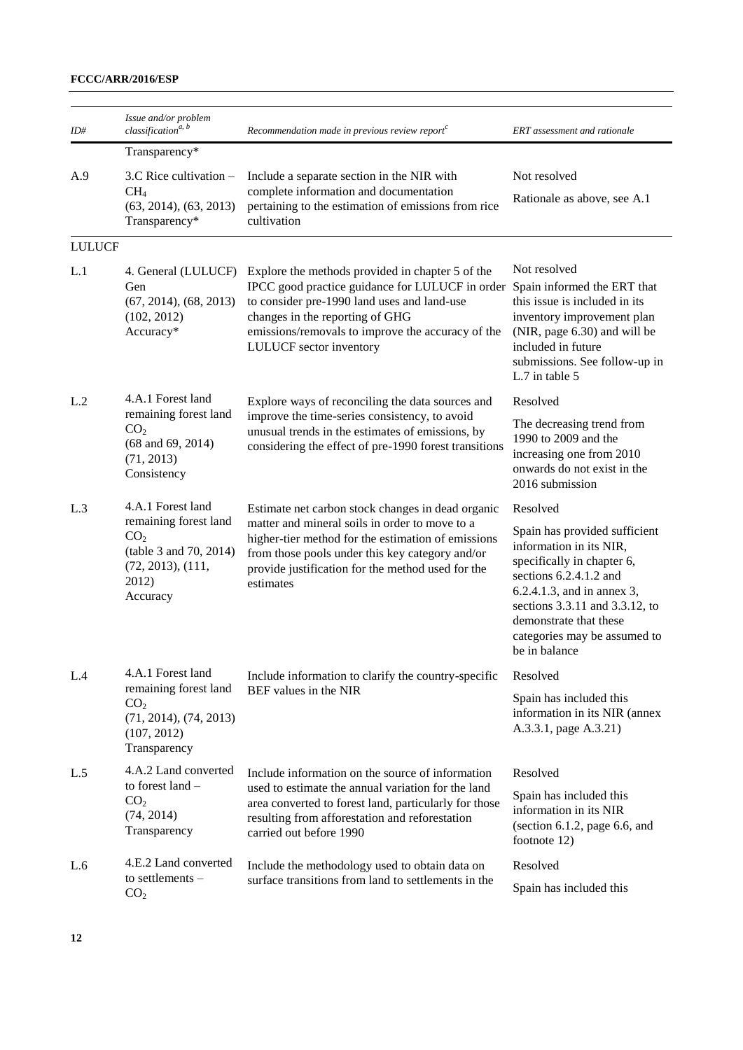| ID# | *Issue and/or problem classification*[a, b] | *Recommendation made in previous review report*[c] | *ERT assessment and rationale* |
|---|---|---|---|
| | Transparency* | | |
| A.9 | 3.C Rice cultivation – $CH_4$ (63, 2014), (63, 2013) Transparency* | Include a separate section in the NIR with complete information and documentation pertaining to the estimation of emissions from rice cultivation | Not resolved<br>Rationale as above, see A.1 |
| LULUCF | | | |
| L.1 | 4. General (LULUCF) Gen (67, 2014), (68, 2013) (102, 2012) Accuracy* | Explore the methods provided in chapter 5 of the IPCC good practice guidance for LULUCF in order to consider pre-1990 land uses and land-use changes in the reporting of GHG emissions/removals to improve the accuracy of the LULUCF sector inventory | Not resolved<br>Spain informed the ERT that this issue is included in its inventory improvement plan (NIR, page 6.30) and will be included in future submissions. See follow-up in L.7 in table 5 |
| L.2 | 4.A.1 Forest land remaining forest land $CO_2$ (68 and 69, 2014) (71, 2013) Consistency | Explore ways of reconciling the data sources and improve the time-series consistency, to avoid unusual trends in the estimates of emissions, by considering the effect of pre-1990 forest transitions | Resolved<br>The decreasing trend from 1990 to 2009 and the increasing one from 2010 onwards do not exist in the 2016 submission |
| L.3 | 4.A.1 Forest land remaining forest land $CO_2$ (table 3 and 70, 2014) (72, 2013), (111, 2012) Accuracy | Estimate net carbon stock changes in dead organic matter and mineral soils in order to move to a higher-tier method for the estimation of emissions from those pools under this key category and/or provide justification for the method used for the estimates | Resolved<br>Spain has provided sufficient information in its NIR, specifically in chapter 6, sections 6.2.4.1.2 and 6.2.4.1.3, and in annex 3, sections 3.3.11 and 3.3.12, to demonstrate that these categories may be assumed to be in balance |
| L.4 | 4.A.1 Forest land remaining forest land $CO_2$ (71, 2014), (74, 2013) (107, 2012) Transparency | Include information to clarify the country-specific BEF values in the NIR | Resolved<br>Spain has included this information in its NIR (annex A.3.3.1, page A.3.21) |
| L.5 | 4.A.2 Land converted to forest land – $CO_2$ (74, 2014) Transparency | Include information on the source of information used to estimate the annual variation for the land area converted to forest land, particularly for those resulting from afforestation and reforestation carried out before 1990 | Resolved<br>Spain has included this information in its NIR (section 6.1.2, page 6.6, and footnote 12) |
| L.6 | 4.E.2 Land converted to settlements – $CO_2$ | Include the methodology used to obtain data on surface transitions from land to settlements in the | Resolved<br>Spain has included this |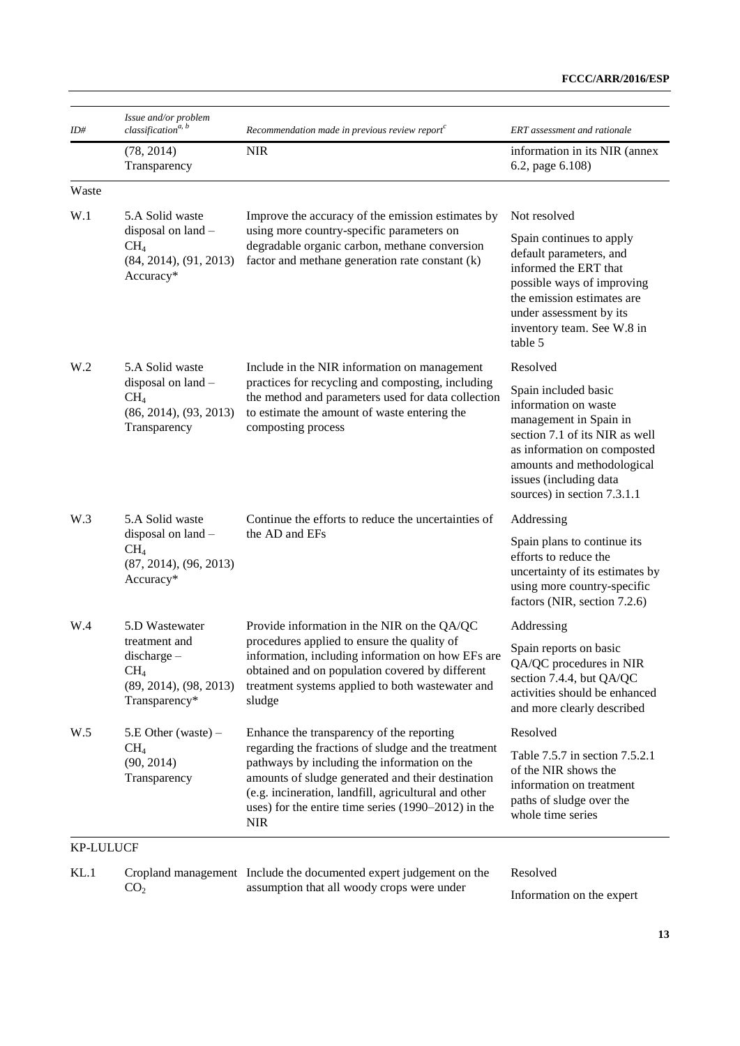| ID# | Issue and/or problem classification[a, b] | Recommendation made in previous review report[c] | ERT assessment and rationale |
|---|---|---|---|
| | (78, 2014) Transparency | NIR | information in its NIR (annex 6.2, page 6.108) |
| Waste | | | |
| W.1 | 5.A Solid waste disposal on land – $CH_4$ (84, 2014), (91, 2013) Accuracy* | Improve the accuracy of the emission estimates by using more country-specific parameters on degradable organic carbon, methane conversion factor and methane generation rate constant (k) | Not resolved<br><br>Spain continues to apply default parameters, and informed the ERT that possible ways of improving the emission estimates are under assessment by its inventory team. See W.8 in table 5 |
| W.2 | 5.A Solid waste disposal on land – $CH_4$ (86, 2014), (93, 2013) Transparency | Include in the NIR information on management practices for recycling and composting, including the method and parameters used for data collection to estimate the amount of waste entering the composting process | Resolved<br><br>Spain included basic information on waste management in Spain in section 7.1 of its NIR as well as information on composted amounts and methodological issues (including data sources) in section 7.3.1.1 |
| W.3 | 5.A Solid waste disposal on land – $CH_4$ (87, 2014), (96, 2013) Accuracy* | Continue the efforts to reduce the uncertainties of the AD and EFs | Addressing<br><br>Spain plans to continue its efforts to reduce the uncertainty of its estimates by using more country-specific factors (NIR, section 7.2.6) |
| W.4 | 5.D Wastewater treatment and discharge – $CH_4$ (89, 2014), (98, 2013) Transparency* | Provide information in the NIR on the QA/QC procedures applied to ensure the quality of information, including information on how EFs are obtained and on population covered by different treatment systems applied to both wastewater and sludge | Addressing<br><br>Spain reports on basic QA/QC procedures in NIR section 7.4.4, but QA/QC activities should be enhanced and more clearly described |
| W.5 | 5.E Other (waste) – $CH_4$ (90, 2014) Transparency | Enhance the transparency of the reporting regarding the fractions of sludge and the treatment pathways by including the information on the amounts of sludge generated and their destination (e.g. incineration, landfill, agricultural and other uses) for the entire time series (1990–2012) in the NIR | Resolved<br><br>Table 7.5.7 in section 7.5.2.1 of the NIR shows the information on treatment paths of sludge over the whole time series |
| KP-LULUCF | | | |
| KL.1 | Cropland management $CO_2$ | Include the documented expert judgement on the assumption that all woody crops were under | Resolved<br><br>Information on the expert |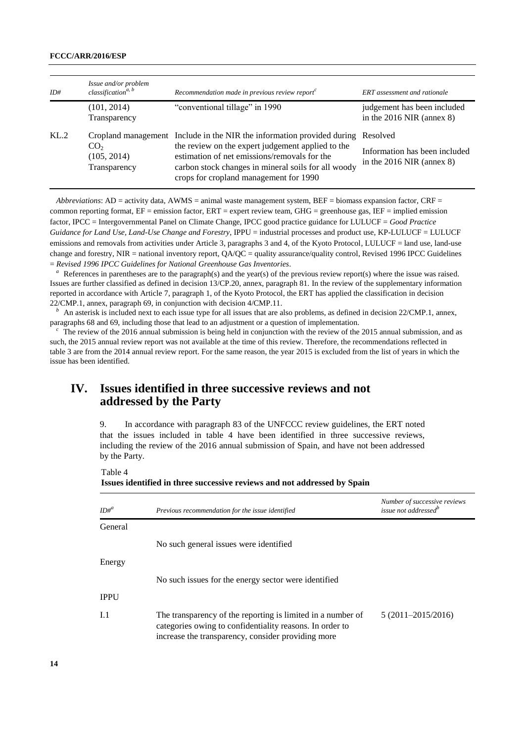| ID# | Issue and/or problem classification[a, b] | Recommendation made in previous review report[c] | ERT assessment and rationale |
|---|---|---|---|
| | (101, 2014) Transparency | "conventional tillage" in 1990 | judgement has been included in the 2016 NIR (annex 8) |
| KL.2 | Cropland management $CO_2$ (105, 2014) Transparency | Include in the NIR the information provided during the review on the expert judgement applied to the estimation of net emissions/removals for the carbon stock changes in mineral soils for all woody crops for cropland management for 1990 | Resolved<br>Information has been included in the 2016 NIR (annex 8) |

*Abbreviations*: AD = activity data, AWMS = animal waste management system, BEF = biomass expansion factor, CRF = common reporting format, EF = emission factor, ERT = expert review team, GHG = greenhouse gas, IEF = implied emission factor, IPCC = Intergovernmental Panel on Climate Change, IPCC good practice guidance for LULUCF = *Good Practice Guidance for Land Use, Land-Use Change and Forestry*, IPPU = industrial processes and product use, KP-LULUCF = LULUCF emissions and removals from activities under Article 3, paragraphs 3 and 4, of the Kyoto Protocol, LULUCF = land use, land-use change and forestry, NIR = national inventory report, QA/QC = quality assurance/quality control, Revised 1996 IPCC Guidelines = *Revised 1996 IPCC Guidelines for National Greenhouse Gas Inventories*.

[a] References in parentheses are to the paragraph(s) and the year(s) of the previous review report(s) where the issue was raised. Issues are further classified as defined in decision 13/CP.20, annex, paragraph 81. In the review of the supplementary information reported in accordance with Article 7, paragraph 1, of the Kyoto Protocol, the ERT has applied the classification in decision 22/CMP.1, annex, paragraph 69, in conjunction with decision 4/CMP.11.

[b] An asterisk is included next to each issue type for all issues that are also problems, as defined in decision 22/CMP.1, annex, paragraphs 68 and 69, including those that lead to an adjustment or a question of implementation.

[c] The review of the 2016 annual submission is being held in conjunction with the review of the 2015 annual submission, and as such, the 2015 annual review report was not available at the time of this review. Therefore, the recommendations reflected in table 3 are from the 2014 annual review report. For the same reason, the year 2015 is excluded from the list of years in which the issue has been identified.

# IV. Issues identified in three successive reviews and not addressed by the Party

9. In accordance with paragraph 83 of the UNFCCC review guidelines, the ERT noted that the issues included in table 4 have been identified in three successive reviews, including the review of the 2016 annual submission of Spain, and have not been addressed by the Party.

Table 4

**Issues identified in three successive reviews and not addressed by Spain**

| ID#[a] | Previous recommendation for the issue identified | Number of successive reviews issue not addressed[b] |
|---|---|---|
| General | | |
| | No such general issues were identified | |
| Energy | | |
| | No such issues for the energy sector were identified | |
| IPPU | | |
| I.1 | The transparency of the reporting is limited in a number of categories owing to confidentiality reasons. In order to increase the transparency, consider providing more | 5 (2011–2015/2016) |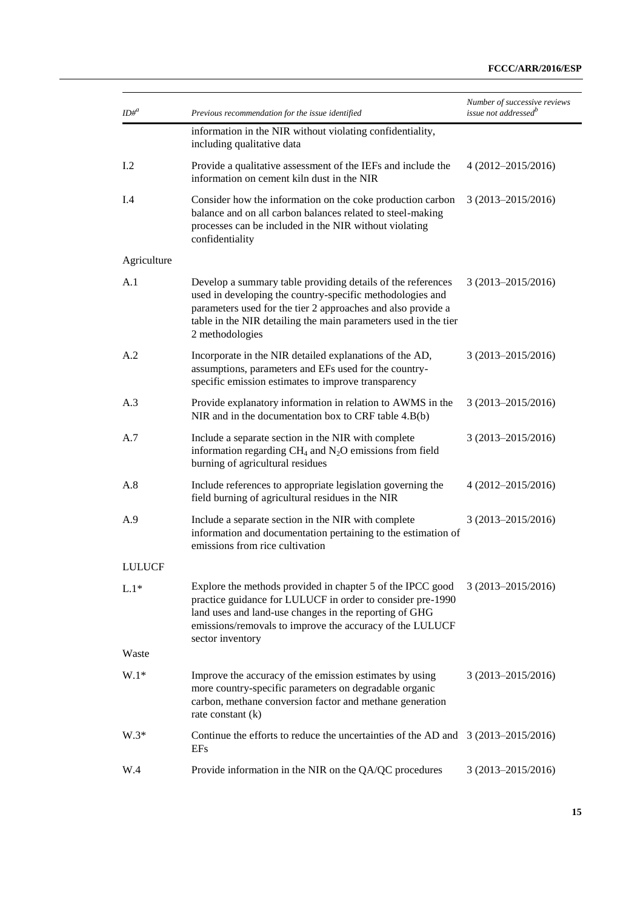| ID#[a] | Previous recommendation for the issue identified | Number of successive reviews issue not addressed[b] |
|---|---|---|
| | information in the NIR without violating confidentiality, including qualitative data | |
| I.2 | Provide a qualitative assessment of the IEFs and include the information on cement kiln dust in the NIR | 4 (2012–2015/2016) |
| I.4 | Consider how the information on the coke production carbon balance and on all carbon balances related to steel-making processes can be included in the NIR without violating confidentiality | 3 (2013–2015/2016) |
| Agriculture | | |
| A.1 | Develop a summary table providing details of the references used in developing the country-specific methodologies and parameters used for the tier 2 approaches and also provide a table in the NIR detailing the main parameters used in the tier 2 methodologies | 3 (2013–2015/2016) |
| A.2 | Incorporate in the NIR detailed explanations of the AD, assumptions, parameters and EFs used for the country-specific emission estimates to improve transparency | 3 (2013–2015/2016) |
| A.3 | Provide explanatory information in relation to AWMS in the NIR and in the documentation box to CRF table 4.B(b) | 3 (2013–2015/2016) |
| A.7 | Include a separate section in the NIR with complete information regarding $CH_4$ and $N_2O$ emissions from field burning of agricultural residues | 3 (2013–2015/2016) |
| A.8 | Include references to appropriate legislation governing the field burning of agricultural residues in the NIR | 4 (2012–2015/2016) |
| A.9 | Include a separate section in the NIR with complete information and documentation pertaining to the estimation of emissions from rice cultivation | 3 (2013–2015/2016) |
| LULUCF | | |
| L.1* | Explore the methods provided in chapter 5 of the IPCC good practice guidance for LULUCF in order to consider pre-1990 land uses and land-use changes in the reporting of GHG emissions/removals to improve the accuracy of the LULUCF sector inventory | 3 (2013–2015/2016) |
| Waste | | |
| W.1* | Improve the accuracy of the emission estimates by using more country-specific parameters on degradable organic carbon, methane conversion factor and methane generation rate constant (k) | 3 (2013–2015/2016) |
| W.3* | Continue the efforts to reduce the uncertainties of the AD and EFs | 3 (2013–2015/2016) |
| W.4 | Provide information in the NIR on the QA/QC procedures | 3 (2013–2015/2016) |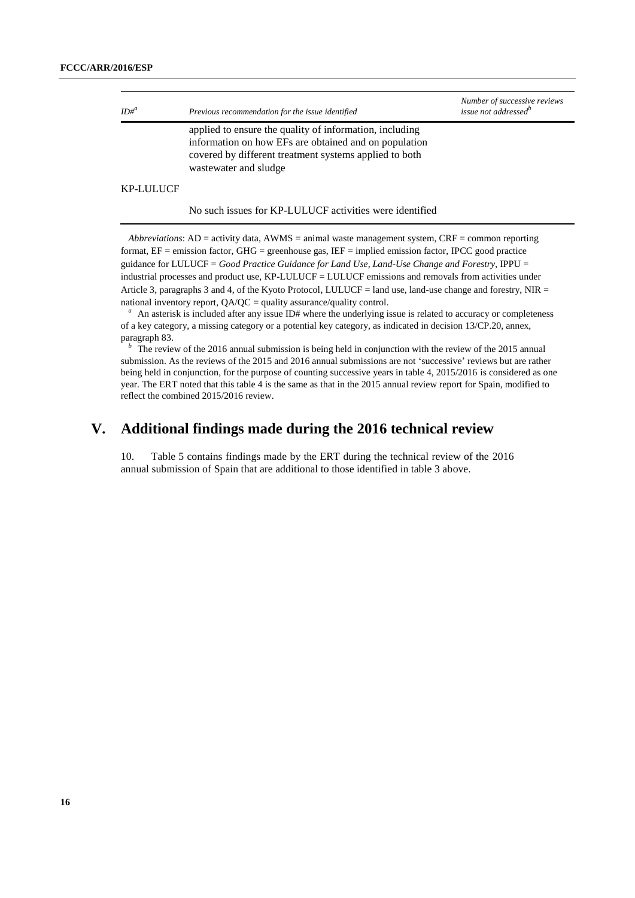| ID#[a] | Previous recommendation for the issue identified | Number of successive reviews issue not addressed[b] |
|---|---|---|
| | applied to ensure the quality of information, including information on how EFs are obtained and on population covered by different treatment systems applied to both wastewater and sludge | |
| KP-LULUCF | | |
| | No such issues for KP-LULUCF activities were identified | |

*Abbreviations*: AD = activity data, AWMS = animal waste management system, CRF = common reporting format, EF = emission factor, GHG = greenhouse gas, IEF = implied emission factor, IPCC good practice guidance for LULUCF = *Good Practice Guidance for Land Use, Land-Use Change and Forestry*, IPPU = industrial processes and product use, KP-LULUCF = LULUCF emissions and removals from activities under Article 3, paragraphs 3 and 4, of the Kyoto Protocol, LULUCF = land use, land-use change and forestry, NIR = national inventory report, QA/QC = quality assurance/quality control.

[a] An asterisk is included after any issue ID# where the underlying issue is related to accuracy or completeness of a key category, a missing category or a potential key category, as indicated in decision 13/CP.20, annex, paragraph 83.

[b] The review of the 2016 annual submission is being held in conjunction with the review of the 2015 annual submission. As the reviews of the 2015 and 2016 annual submissions are not 'successive' reviews but are rather being held in conjunction, for the purpose of counting successive years in table 4, 2015/2016 is considered as one year. The ERT noted that this table 4 is the same as that in the 2015 annual review report for Spain, modified to reflect the combined 2015/2016 review.

# V. Additional findings made during the 2016 technical review

10. Table 5 contains findings made by the ERT during the technical review of the 2016 annual submission of Spain that are additional to those identified in table 3 above.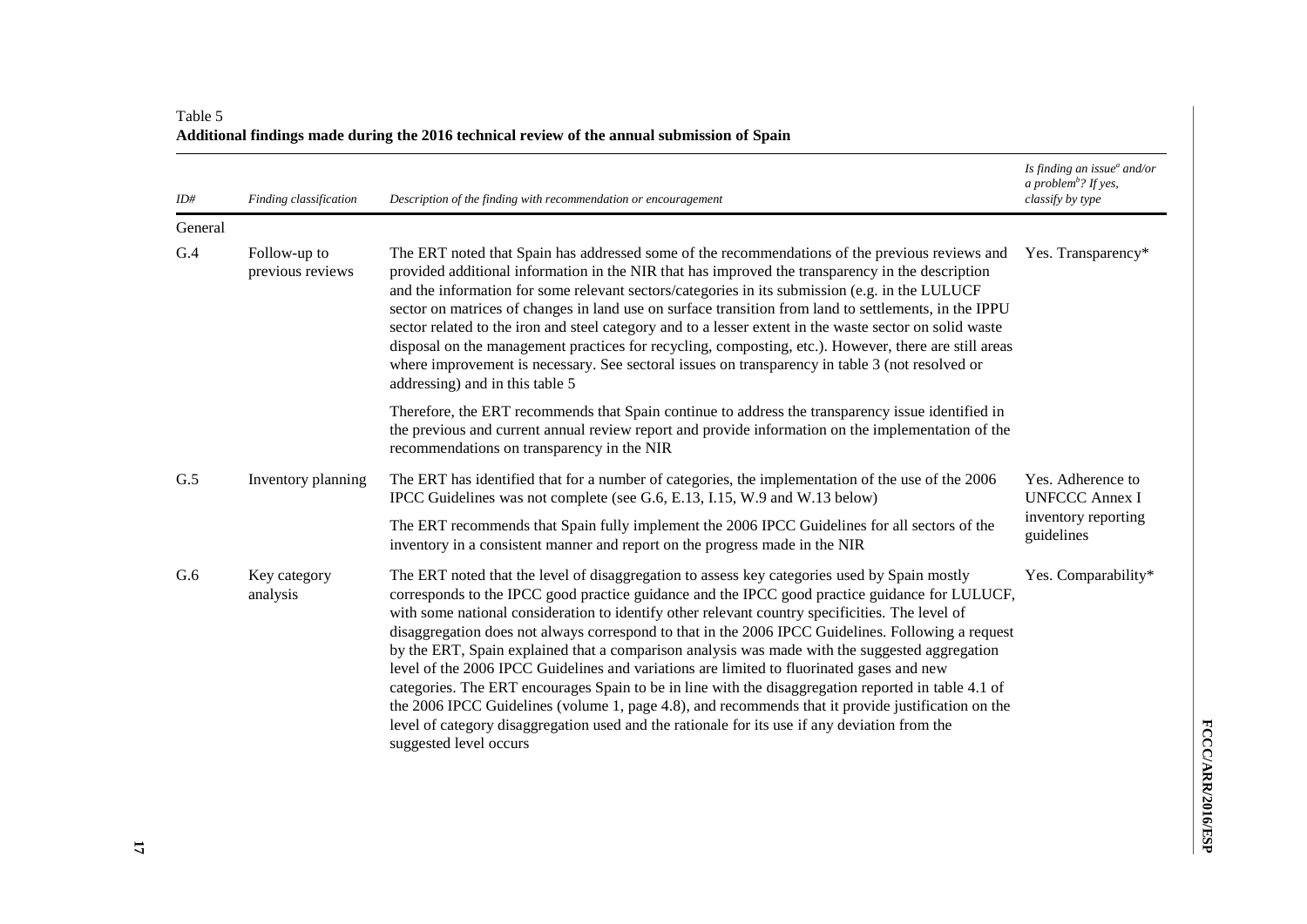Table 5
**Additional findings made during the 2016 technical review of the annual submission of Spain**

| *ID#* | *Finding classification* | *Description of the finding with recommendation or encouragement* | *Is finding an issue[a] and/or a problem[b]? If yes, classify by type* |
|---|---|---|---|
| General | | | |
| G.4 | Follow-up to previous reviews | The ERT noted that Spain has addressed some of the recommendations of the previous reviews and provided additional information in the NIR that has improved the transparency in the description and the information for some relevant sectors/categories in its submission (e.g. in the LULUCF sector on matrices of changes in land use on surface transition from land to settlements, in the IPPU sector related to the iron and steel category and to a lesser extent in the waste sector on solid waste disposal on the management practices for recycling, composting, etc.). However, there are still areas where improvement is necessary. See sectoral issues on transparency in table 3 (not resolved or addressing) and in this table 5<br><br>Therefore, the ERT recommends that Spain continue to address the transparency issue identified in the previous and current annual review report and provide information on the implementation of the recommendations on transparency in the NIR | Yes. Transparency* |
| G.5 | Inventory planning | The ERT has identified that for a number of categories, the implementation of the use of the 2006 IPCC Guidelines was not complete (see G.6, E.13, I.15, W.9 and W.13 below)<br><br>The ERT recommends that Spain fully implement the 2006 IPCC Guidelines for all sectors of the inventory in a consistent manner and report on the progress made in the NIR | Yes. Adherence to UNFCCC Annex I inventory reporting guidelines |
| G.6 | Key category analysis | The ERT noted that the level of disaggregation to assess key categories used by Spain mostly corresponds to the IPCC good practice guidance and the IPCC good practice guidance for LULUCF, with some national consideration to identify other relevant country specificities. The level of disaggregation does not always correspond to that in the 2006 IPCC Guidelines. Following a request by the ERT, Spain explained that a comparison analysis was made with the suggested aggregation level of the 2006 IPCC Guidelines and variations are limited to fluorinated gases and new categories. The ERT encourages Spain to be in line with the disaggregation reported in table 4.1 of the 2006 IPCC Guidelines (volume 1, page 4.8), and recommends that it provide justification on the level of category disaggregation used and the rationale for its use if any deviation from the suggested level occurs | Yes. Comparability* |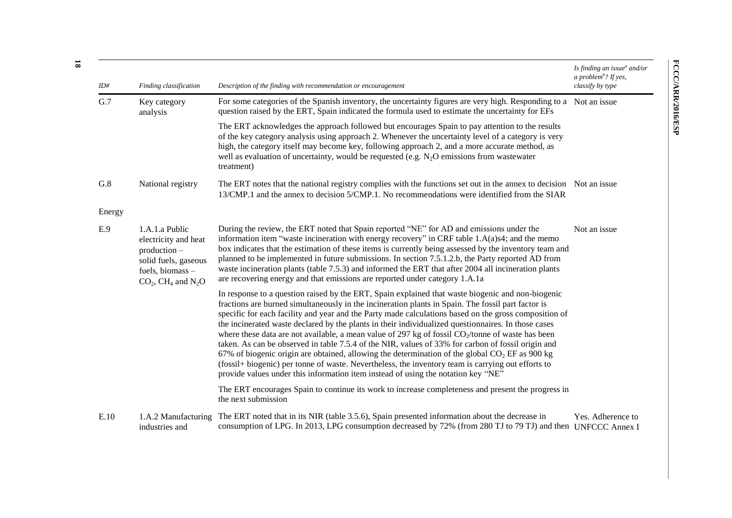| ID# | Finding classification | Description of the finding with recommendation or encouragement | Is finding an issue[a] and/or a problem[b]? If yes, classify by type |
|---|---|---|---|
| G.7 | Key category analysis | For some categories of the Spanish inventory, the uncertainty figures are very high. Responding to a question raised by the ERT, Spain indicated the formula used to estimate the uncertainty for EFs<br><br>The ERT acknowledges the approach followed but encourages Spain to pay attention to the results of the key category analysis using approach 2. Whenever the uncertainty level of a category is very high, the category itself may become key, following approach 2, and a more accurate method, as well as evaluation of uncertainty, would be requested (e.g. $N_2O$ emissions from wastewater treatment) | Not an issue |
| G.8 | National registry | The ERT notes that the national registry complies with the functions set out in the annex to decision 13/CMP.1 and the annex to decision 5/CMP.1. No recommendations were identified from the SIAR | Not an issue |
| Energy | | | |
| E.9 | 1.A.1.a Public electricity and heat production – solid fuels, gaseous fuels, biomass – $CO_2$, $CH_4$ and $N_2O$ | During the review, the ERT noted that Spain reported "NE" for AD and emissions under the information item "waste incineration with energy recovery" in CRF table 1.A(a)s4; and the memo box indicates that the estimation of these items is currently being assessed by the inventory team and planned to be implemented in future submissions. In section 7.5.1.2.b, the Party reported AD from waste incineration plants (table 7.5.3) and informed the ERT that after 2004 all incineration plants are recovering energy and that emissions are reported under category 1.A.1a<br><br>In response to a question raised by the ERT, Spain explained that waste biogenic and non-biogenic fractions are burned simultaneously in the incineration plants in Spain. The fossil part factor is specific for each facility and year and the Party made calculations based on the gross composition of the incinerated waste declared by the plants in their individualized questionnaires. In those cases where these data are not available, a mean value of 297 kg of fossil $CO_2$/tonne of waste has been taken. As can be observed in table 7.5.4 of the NIR, values of 33% for carbon of fossil origin and 67% of biogenic origin are obtained, allowing the determination of the global $CO_2$ EF as 900 kg (fossil+ biogenic) per tonne of waste. Nevertheless, the inventory team is carrying out efforts to provide values under this information item instead of using the notation key "NE"<br><br>The ERT encourages Spain to continue its work to increase completeness and present the progress in the next submission | Not an issue |
| E.10 | 1.A.2 Manufacturing industries and | The ERT noted that in its NIR (table 3.5.6), Spain presented information about the decrease in consumption of LPG. In 2013, LPG consumption decreased by 72% (from 280 TJ to 79 TJ) and then | Yes. Adherence to UNFCCC Annex I |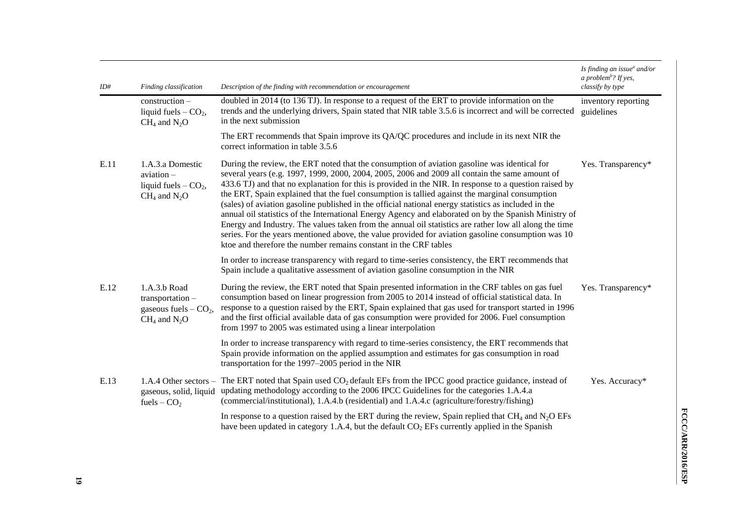| ID# | Finding classification | Description of the finding with recommendation or encouragement | Is finding an issue[a] and/or a problem[b]? If yes, classify by type |
|---|---|---|---|
| | construction – liquid fuels – $CO_2$, $CH_4$ and $N_2O$ | doubled in 2014 (to 136 TJ). In response to a request of the ERT to provide information on the trends and the underlying drivers, Spain stated that NIR table 3.5.6 is incorrect and will be corrected in the next submission | inventory reporting guidelines |
| | | The ERT recommends that Spain improve its QA/QC procedures and include in its next NIR the correct information in table 3.5.6 | |
| E.11 | 1.A.3.a Domestic aviation – liquid fuels – $CO_2$, $CH_4$ and $N_2O$ | During the review, the ERT noted that the consumption of aviation gasoline was identical for several years (e.g. 1997, 1999, 2000, 2004, 2005, 2006 and 2009 all contain the same amount of 433.6 TJ) and that no explanation for this is provided in the NIR. In response to a question raised by the ERT, Spain explained that the fuel consumption is tallied against the marginal consumption (sales) of aviation gasoline published in the official national energy statistics as included in the annual oil statistics of the International Energy Agency and elaborated on by the Spanish Ministry of Energy and Industry. The values taken from the annual oil statistics are rather low all along the time series. For the years mentioned above, the value provided for aviation gasoline consumption was 10 ktoe and therefore the number remains constant in the CRF tables | Yes. Transparency* |
| | | In order to increase transparency with regard to time-series consistency, the ERT recommends that Spain include a qualitative assessment of aviation gasoline consumption in the NIR | |
| E.12 | 1.A.3.b Road transportation – gaseous fuels – $CO_2$, $CH_4$ and $N_2O$ | During the review, the ERT noted that Spain presented information in the CRF tables on gas fuel consumption based on linear progression from 2005 to 2014 instead of official statistical data. In response to a question raised by the ERT, Spain explained that gas used for transport started in 1996 and the first official available data of gas consumption were provided for 2006. Fuel consumption from 1997 to 2005 was estimated using a linear interpolation | Yes. Transparency* |
| | | In order to increase transparency with regard to time-series consistency, the ERT recommends that Spain provide information on the applied assumption and estimates for gas consumption in road transportation for the 1997–2005 period in the NIR | |
| E.13 | 1.A.4 Other sectors – gaseous, solid, liquid fuels – $CO_2$ | The ERT noted that Spain used $CO_2$ default EFs from the IPCC good practice guidance, instead of updating methodology according to the 2006 IPCC Guidelines for the categories 1.A.4.a (commercial/institutional), 1.A.4.b (residential) and 1.A.4.c (agriculture/forestry/fishing) | Yes. Accuracy* |
| | | In response to a question raised by the ERT during the review, Spain replied that $CH_4$ and $N_2O$ EFs have been updated in category 1.A.4, but the default $CO_2$ EFs currently applied in the Spanish | |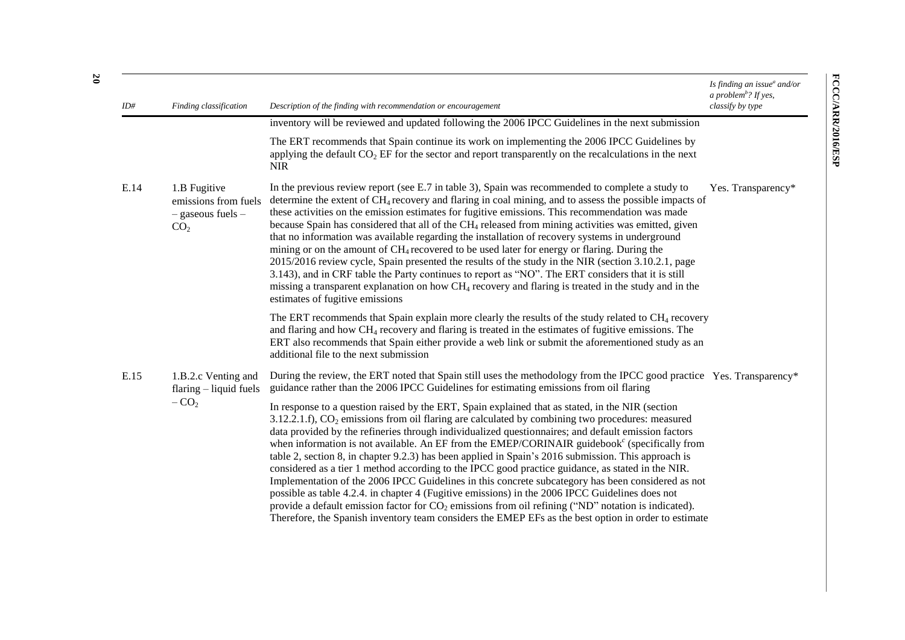| ID# | Finding classification | Description of the finding with recommendation or encouragement | Is finding an issue[a] and/or a problem[b]? If yes, classify by type |
|---|---|---|---|
| | | inventory will be reviewed and updated following the 2006 IPCC Guidelines in the next submission | |
| | | The ERT recommends that Spain continue its work on implementing the 2006 IPCC Guidelines by applying the default $CO_2$ EF for the sector and report transparently on the recalculations in the next NIR | |
| E.14 | 1.B Fugitive emissions from fuels – gaseous fuels – $CO_2$ | In the previous review report (see E.7 in table 3), Spain was recommended to complete a study to determine the extent of $CH_4$ recovery and flaring in coal mining, and to assess the possible impacts of these activities on the emission estimates for fugitive emissions. This recommendation was made because Spain has considered that all of the $CH_4$ released from mining activities was emitted, given that no information was available regarding the installation of recovery systems in underground mining or on the amount of $CH_4$ recovered to be used later for energy or flaring. During the 2015/2016 review cycle, Spain presented the results of the study in the NIR (section 3.10.2.1, page 3.143), and in CRF table the Party continues to report as "NO". The ERT considers that it is still missing a transparent explanation on how $CH_4$ recovery and flaring is treated in the study and in the estimates of fugitive emissions | Yes. Transparency* |
| | | The ERT recommends that Spain explain more clearly the results of the study related to $CH_4$ recovery and flaring and how $CH_4$ recovery and flaring is treated in the estimates of fugitive emissions. The ERT also recommends that Spain either provide a web link or submit the aforementioned study as an additional file to the next submission | |
| E.15 | 1.B.2.c Venting and flaring – liquid fuels – $CO_2$ | During the review, the ERT noted that Spain still uses the methodology from the IPCC good practice guidance rather than the 2006 IPCC Guidelines for estimating emissions from oil flaring | Yes. Transparency* |
| | | In response to a question raised by the ERT, Spain explained that as stated, in the NIR (section 3.12.2.1.f), $CO_2$ emissions from oil flaring are calculated by combining two procedures: measured data provided by the refineries through individualized questionnaires; and default emission factors when information is not available. An EF from the EMEP/CORINAIR guidebook[c] (specifically from table 2, section 8, in chapter 9.2.3) has been applied in Spain's 2016 submission. This approach is considered as a tier 1 method according to the IPCC good practice guidance, as stated in the NIR. Implementation of the 2006 IPCC Guidelines in this concrete subcategory has been considered as not possible as table 4.2.4. in chapter 4 (Fugitive emissions) in the 2006 IPCC Guidelines does not provide a default emission factor for $CO_2$ emissions from oil refining ("ND" notation is indicated). Therefore, the Spanish inventory team considers the EMEP EFs as the best option in order to estimate | |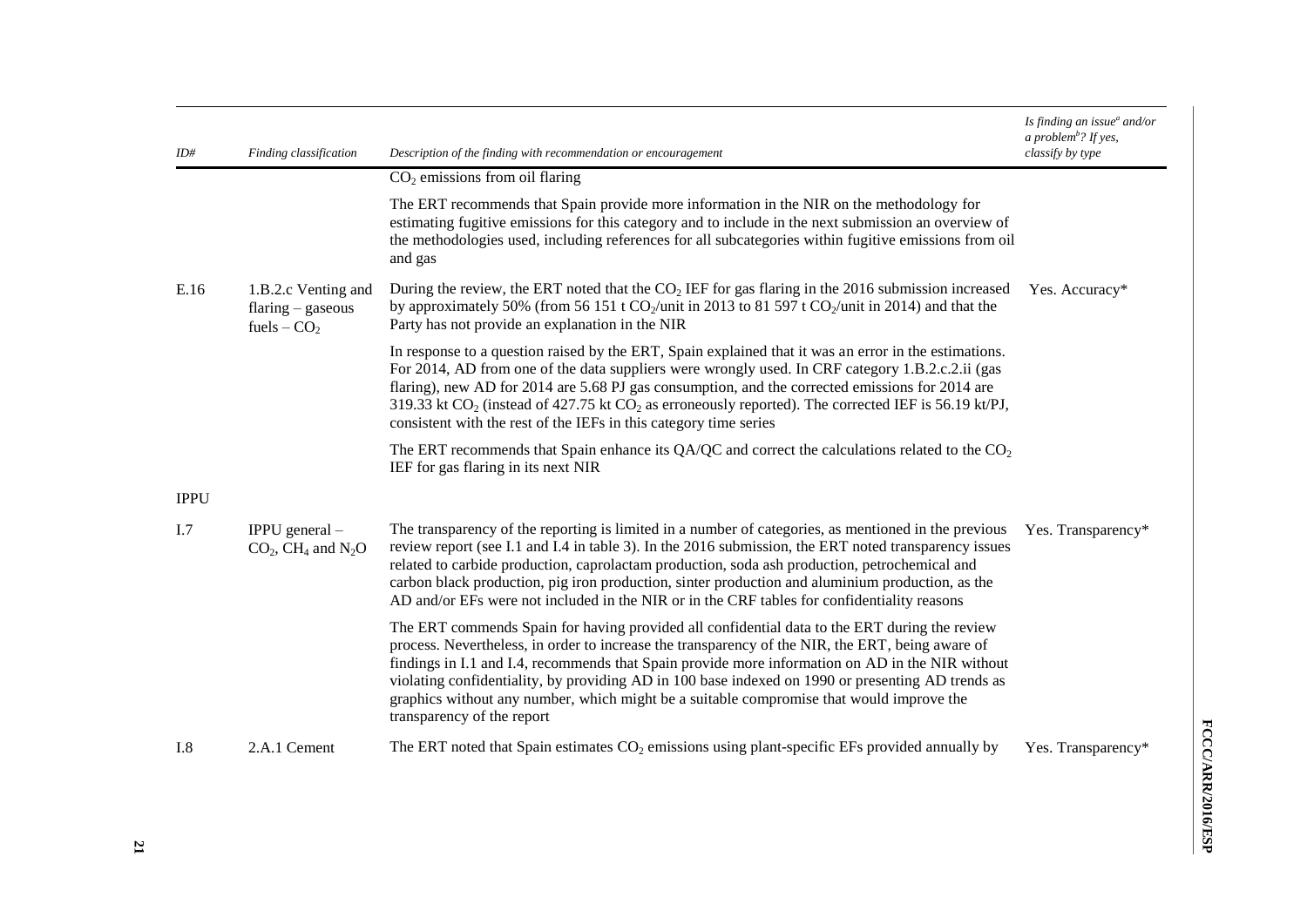| ID# | Finding classification | Description of the finding with recommendation or encouragement | Is finding an issue[a] and/or a problem[b]? If yes, classify by type |
|---|---|---|---|
| | | $CO_2$ emissions from oil flaring | |
| | | The ERT recommends that Spain provide more information in the NIR on the methodology for estimating fugitive emissions for this category and to include in the next submission an overview of the methodologies used, including references for all subcategories within fugitive emissions from oil and gas | |
| E.16 | 1.B.2.c Venting and flaring – gaseous fuels – $CO_2$ | During the review, the ERT noted that the $CO_2$ IEF for gas flaring in the 2016 submission increased by approximately 50% (from 56 151 t $CO_2$/unit in 2013 to 81 597 t $CO_2$/unit in 2014) and that the Party has not provide an explanation in the NIR | Yes. Accuracy* |
| | | In response to a question raised by the ERT, Spain explained that it was an error in the estimations. For 2014, AD from one of the data suppliers were wrongly used. In CRF category 1.B.2.c.2.ii (gas flaring), new AD for 2014 are 5.68 PJ gas consumption, and the corrected emissions for 2014 are 319.33 kt $CO_2$ (instead of 427.75 kt $CO_2$ as erroneously reported). The corrected IEF is 56.19 kt/PJ, consistent with the rest of the IEFs in this category time series | |
| | | The ERT recommends that Spain enhance its QA/QC and correct the calculations related to the $CO_2$ IEF for gas flaring in its next NIR | |
| IPPU | | | |
| I.7 | IPPU general – $CO_2$, $CH_4$ and $N_2O$ | The transparency of the reporting is limited in a number of categories, as mentioned in the previous review report (see I.1 and I.4 in table 3). In the 2016 submission, the ERT noted transparency issues related to carbide production, caprolactam production, soda ash production, petrochemical and carbon black production, pig iron production, sinter production and aluminium production, as the AD and/or EFs were not included in the NIR or in the CRF tables for confidentiality reasons | Yes. Transparency* |
| | | The ERT commends Spain for having provided all confidential data to the ERT during the review process. Nevertheless, in order to increase the transparency of the NIR, the ERT, being aware of findings in I.1 and I.4, recommends that Spain provide more information on AD in the NIR without violating confidentiality, by providing AD in 100 base indexed on 1990 or presenting AD trends as graphics without any number, which might be a suitable compromise that would improve the transparency of the report | |
| I.8 | 2.A.1 Cement | The ERT noted that Spain estimates $CO_2$ emissions using plant-specific EFs provided annually by | Yes. Transparency* |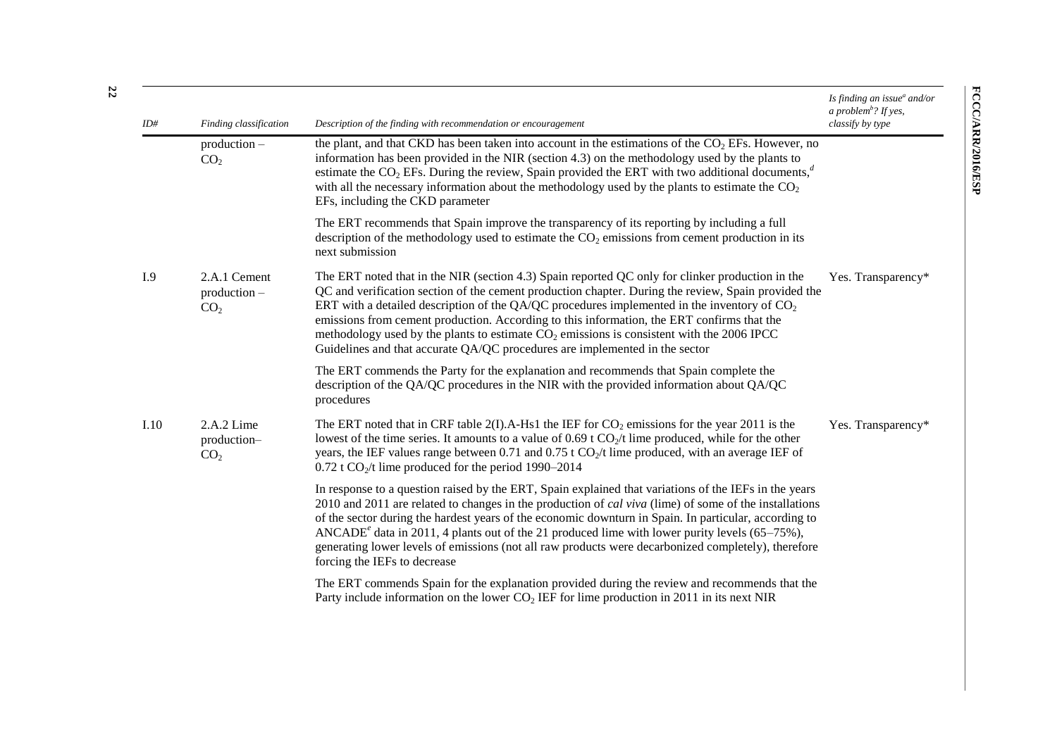| ID# | Finding classification | Description of the finding with recommendation or encouragement | Is finding an issue[a] and/or a problem[b]? If yes, classify by type |
|---|---|---|---|
| | production – $CO_2$ | the plant, and that CKD has been taken into account in the estimations of the $CO_2$ EFs. However, no information has been provided in the NIR (section 4.3) on the methodology used by the plants to estimate the $CO_2$ EFs. During the review, Spain provided the ERT with two additional documents,[d] with all the necessary information about the methodology used by the plants to estimate the $CO_2$ EFs, including the CKD parameter | |
| | | The ERT recommends that Spain improve the transparency of its reporting by including a full description of the methodology used to estimate the $CO_2$ emissions from cement production in its next submission | |
| I.9 | 2.A.1 Cement production – $CO_2$ | The ERT noted that in the NIR (section 4.3) Spain reported QC only for clinker production in the QC and verification section of the cement production chapter. During the review, Spain provided the ERT with a detailed description of the QA/QC procedures implemented in the inventory of $CO_2$ emissions from cement production. According to this information, the ERT confirms that the methodology used by the plants to estimate $CO_2$ emissions is consistent with the 2006 IPCC Guidelines and that accurate QA/QC procedures are implemented in the sector | Yes. Transparency* |
| | | The ERT commends the Party for the explanation and recommends that Spain complete the description of the QA/QC procedures in the NIR with the provided information about QA/QC procedures | |
| I.10 | 2.A.2 Lime production– $CO_2$ | The ERT noted that in CRF table 2(I).A-Hs1 the IEF for $CO_2$ emissions for the year 2011 is the lowest of the time series. It amounts to a value of 0.69 t $CO_2$/t lime produced, while for the other years, the IEF values range between 0.71 and 0.75 t $CO_2$/t lime produced, with an average IEF of 0.72 t $CO_2$/t lime produced for the period 1990–2014 | Yes. Transparency* |
| | | In response to a question raised by the ERT, Spain explained that variations of the IEFs in the years 2010 and 2011 are related to changes in the production of *cal viva* (lime) of some of the installations of the sector during the hardest years of the economic downturn in Spain. In particular, according to ANCADE[e] data in 2011, 4 plants out of the 21 produced lime with lower purity levels (65–75%), generating lower levels of emissions (not all raw products were decarbonized completely), therefore forcing the IEFs to decrease | |
| | | The ERT commends Spain for the explanation provided during the review and recommends that the Party include information on the lower $CO_2$ IEF for lime production in 2011 in its next NIR | |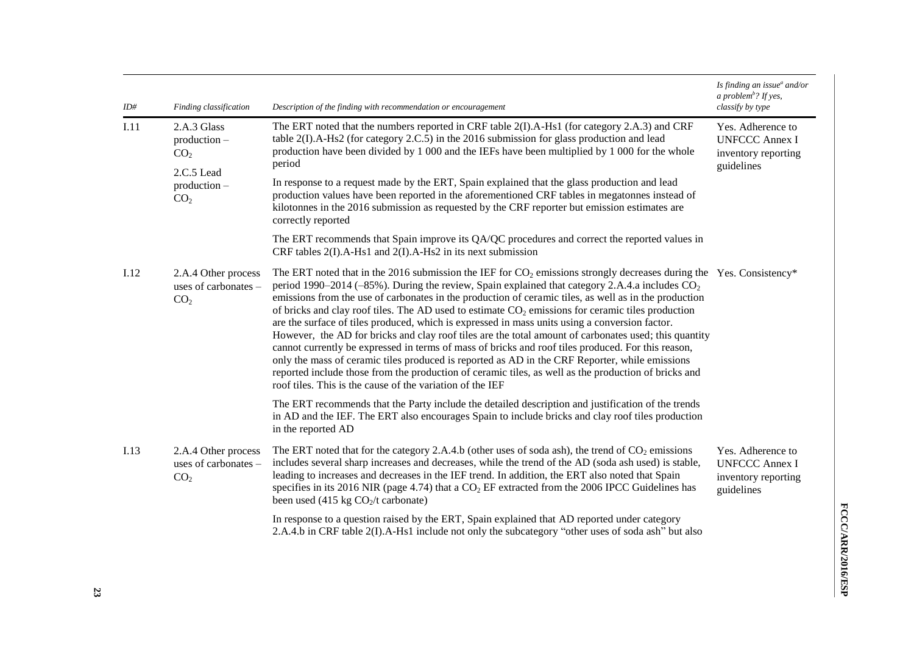| ID# | Finding classification | Description of the finding with recommendation or encouragement | Is finding an issue[a] and/or a problem[b]? If yes, classify by type |
|---|---|---|---|
| I.11 | 2.A.3 Glass production – $CO_2$<br><br>2.C.5 Lead production – $CO_2$ | The ERT noted that the numbers reported in CRF table 2(I).A-Hs1 (for category 2.A.3) and CRF table 2(I).A-Hs2 (for category 2.C.5) in the 2016 submission for glass production and lead production have been divided by 1 000 and the IEFs have been multiplied by 1 000 for the whole period<br><br>In response to a request made by the ERT, Spain explained that the glass production and lead production values have been reported in the aforementioned CRF tables in megatonnes instead of kilotonnes in the 2016 submission as requested by the CRF reporter but emission estimates are correctly reported<br><br>The ERT recommends that Spain improve its QA/QC procedures and correct the reported values in CRF tables 2(I).A-Hs1 and 2(I).A-Hs2 in its next submission | Yes. Adherence to UNFCCC Annex I inventory reporting guidelines |
| I.12 | 2.A.4 Other process uses of carbonates – $CO_2$ | The ERT noted that in the 2016 submission the IEF for $CO_2$ emissions strongly decreases during the period 1990–2014 (–85%). During the review, Spain explained that category 2.A.4.a includes $CO_2$ emissions from the use of carbonates in the production of ceramic tiles, as well as in the production of bricks and clay roof tiles. The AD used to estimate $CO_2$ emissions for ceramic tiles production are the surface of tiles produced, which is expressed in mass units using a conversion factor. However, the AD for bricks and clay roof tiles are the total amount of carbonates used; this quantity cannot currently be expressed in terms of mass of bricks and roof tiles produced. For this reason, only the mass of ceramic tiles produced is reported as AD in the CRF Reporter, while emissions reported include those from the production of ceramic tiles, as well as the production of bricks and roof tiles. This is the cause of the variation of the IEF<br><br>The ERT recommends that the Party include the detailed description and justification of the trends in AD and the IEF. The ERT also encourages Spain to include bricks and clay roof tiles production in the reported AD | Yes. Consistency* |
| I.13 | 2.A.4 Other process uses of carbonates – $CO_2$ | The ERT noted that for the category 2.A.4.b (other uses of soda ash), the trend of $CO_2$ emissions includes several sharp increases and decreases, while the trend of the AD (soda ash used) is stable, leading to increases and decreases in the IEF trend. In addition, the ERT also noted that Spain specifies in its 2016 NIR (page 4.74) that a $CO_2$ EF extracted from the 2006 IPCC Guidelines has been used (415 kg $CO_2$/t carbonate)<br><br>In response to a question raised by the ERT, Spain explained that AD reported under category 2.A.4.b in CRF table 2(I).A-Hs1 include not only the subcategory "other uses of soda ash" but also | Yes. Adherence to UNFCCC Annex I inventory reporting guidelines |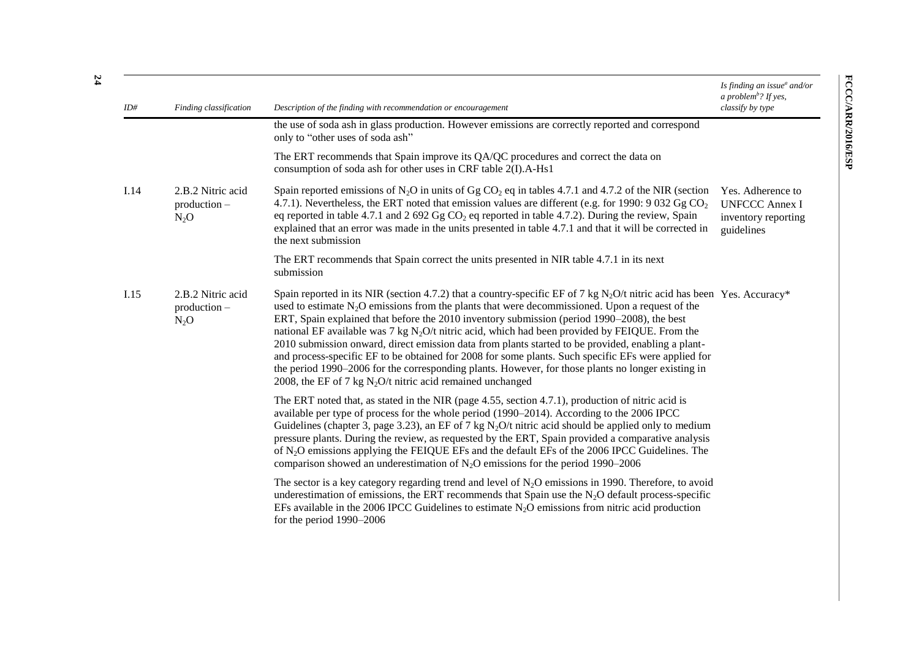| ID# | Finding classification | Description of the finding with recommendation or encouragement | Is finding an issue[a] and/or a problem[b]? If yes, classify by type |
|---|---|---|---|
| | | the use of soda ash in glass production. However emissions are correctly reported and correspond only to "other uses of soda ash" | |
| | | The ERT recommends that Spain improve its QA/QC procedures and correct the data on consumption of soda ash for other uses in CRF table 2(I).A-Hs1 | |
| I.14 | 2.B.2 Nitric acid production – $N_2O$ | Spain reported emissions of $N_2O$ in units of Gg $CO_2$ eq in tables 4.7.1 and 4.7.2 of the NIR (section 4.7.1). Nevertheless, the ERT noted that emission values are different (e.g. for 1990: 9 032 Gg $CO_2$ eq reported in table 4.7.1 and 2 692 Gg $CO_2$ eq reported in table 4.7.2). During the review, Spain explained that an error was made in the units presented in table 4.7.1 and that it will be corrected in the next submission | Yes. Adherence to UNFCCC Annex I inventory reporting guidelines |
| | | The ERT recommends that Spain correct the units presented in NIR table 4.7.1 in its next submission | |
| I.15 | 2.B.2 Nitric acid production – $N_2O$ | Spain reported in its NIR (section 4.7.2) that a country-specific EF of 7 kg $N_2O$/t nitric acid has been used to estimate $N_2O$ emissions from the plants that were decommissioned. Upon a request of the ERT, Spain explained that before the 2010 inventory submission (period 1990–2008), the best national EF available was 7 kg $N_2O$/t nitric acid, which had been provided by FEIQUE. From the 2010 submission onward, direct emission data from plants started to be provided, enabling a plant- and process-specific EF to be obtained for 2008 for some plants. Such specific EFs were applied for the period 1990–2006 for the corresponding plants. However, for those plants no longer existing in 2008, the EF of 7 kg $N_2O$/t nitric acid remained unchanged | Yes. Accuracy* |
| | | The ERT noted that, as stated in the NIR (page 4.55, section 4.7.1), production of nitric acid is available per type of process for the whole period (1990–2014). According to the 2006 IPCC Guidelines (chapter 3, page 3.23), an EF of 7 kg $N_2O$/t nitric acid should be applied only to medium pressure plants. During the review, as requested by the ERT, Spain provided a comparative analysis of $N_2O$ emissions applying the FEIQUE EFs and the default EFs of the 2006 IPCC Guidelines. The comparison showed an underestimation of $N_2O$ emissions for the period 1990–2006 | |
| | | The sector is a key category regarding trend and level of $N_2O$ emissions in 1990. Therefore, to avoid underestimation of emissions, the ERT recommends that Spain use the $N_2O$ default process-specific EFs available in the 2006 IPCC Guidelines to estimate $N_2O$ emissions from nitric acid production for the period 1990–2006 | |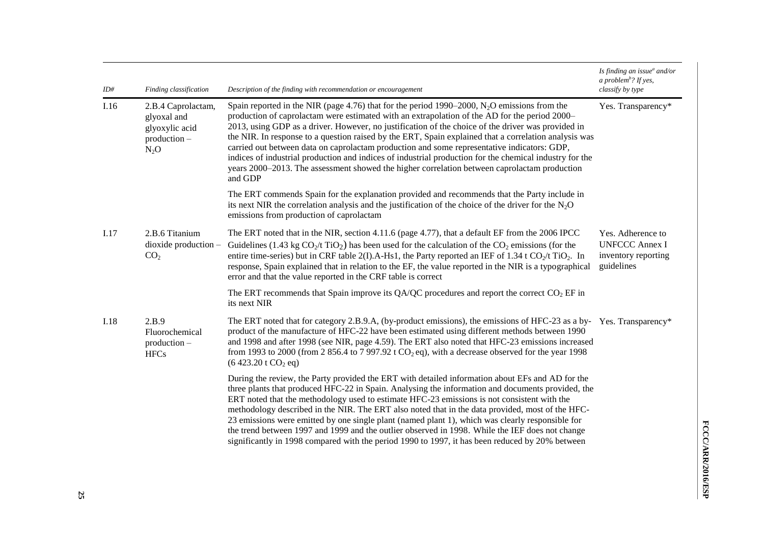| ID# | Finding classification | Description of the finding with recommendation or encouragement | Is finding an issue[a] and/or a problem[b]? If yes, classify by type |
|---|---|---|---|
| I.16 | 2.B.4 Caprolactam, glyoxal and glyoxylic acid production – $N_2O$ | Spain reported in the NIR (page 4.76) that for the period 1990–2000, $N_2O$ emissions from the production of caprolactam were estimated with an extrapolation of the AD for the period 2000–2013, using GDP as a driver. However, no justification of the choice of the driver was provided in the NIR. In response to a question raised by the ERT, Spain explained that a correlation analysis was carried out between data on caprolactam production and some representative indicators: GDP, indices of industrial production and indices of industrial production for the chemical industry for the years 2000–2013. The assessment showed the higher correlation between caprolactam production and GDP | Yes. Transparency* |
| | | The ERT commends Spain for the explanation provided and recommends that the Party include in its next NIR the correlation analysis and the justification of the choice of the driver for the $N_2O$ emissions from production of caprolactam | |
| I.17 | 2.B.6 Titanium dioxide production – $CO_2$ | The ERT noted that in the NIR, section 4.11.6 (page 4.77), that a default EF from the 2006 IPCC Guidelines (1.43 kg $CO_2$/t $TiO_2$) has been used for the calculation of the $CO_2$ emissions (for the entire time-series) but in CRF table 2(I).A-Hs1, the Party reported an IEF of 1.34 t $CO_2$/t $TiO_2$. In response, Spain explained that in relation to the EF, the value reported in the NIR is a typographical error and that the value reported in the CRF table is correct | Yes. Adherence to UNFCCC Annex I inventory reporting guidelines |
| | | The ERT recommends that Spain improve its QA/QC procedures and report the correct $CO_2$ EF in its next NIR | |
| I.18 | 2.B.9 Fluorochemical production – HFCs | The ERT noted that for category 2.B.9.A, (by-product emissions), the emissions of HFC-23 as a by-product of the manufacture of HFC-22 have been estimated using different methods between 1990 and 1998 and after 1998 (see NIR, page 4.59). The ERT also noted that HFC-23 emissions increased from 1993 to 2000 (from 2 856.4 to 7 997.92 t $CO_2$ eq), with a decrease observed for the year 1998 (6 423.20 t $CO_2$ eq) | Yes. Transparency* |
| | | During the review, the Party provided the ERT with detailed information about EFs and AD for the three plants that produced HFC-22 in Spain. Analysing the information and documents provided, the ERT noted that the methodology used to estimate HFC-23 emissions is not consistent with the methodology described in the NIR. The ERT also noted that in the data provided, most of the HFC-23 emissions were emitted by one single plant (named plant 1), which was clearly responsible for the trend between 1997 and 1999 and the outlier observed in 1998. While the IEF does not change significantly in 1998 compared with the period 1990 to 1997, it has been reduced by 20% between | |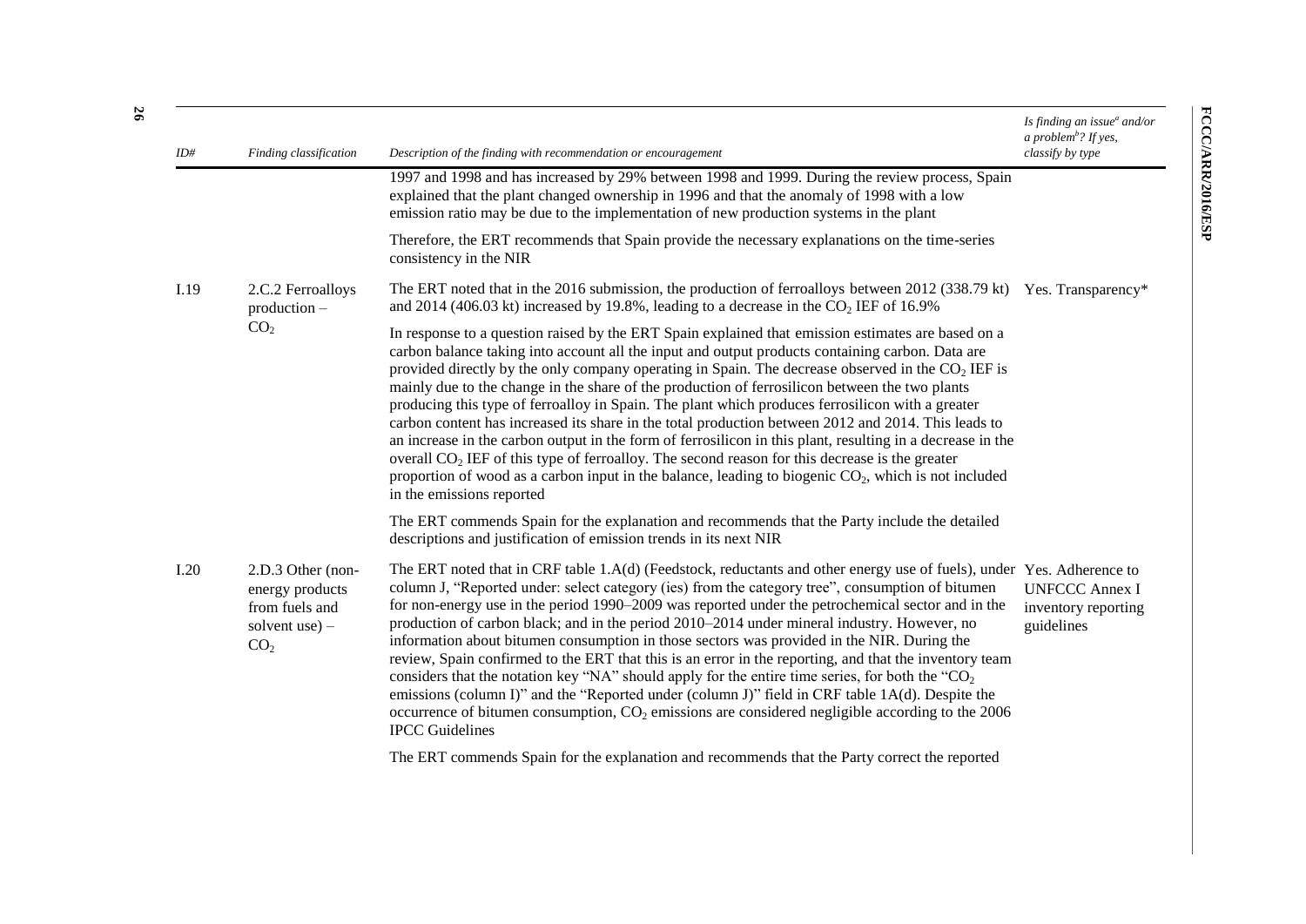| ID# | Finding classification | Description of the finding with recommendation or encouragement | Is finding an issue[a] and/or a problem[b]? If yes, classify by type |
|---|---|---|---|
| | | 1997 and 1998 and has increased by 29% between 1998 and 1999. During the review process, Spain explained that the plant changed ownership in 1996 and that the anomaly of 1998 with a low emission ratio may be due to the implementation of new production systems in the plant<br><br>Therefore, the ERT recommends that Spain provide the necessary explanations on the time-series consistency in the NIR | |
| I.19 | 2.C.2 Ferroalloys production – $CO_2$ | The ERT noted that in the 2016 submission, the production of ferroalloys between 2012 (338.79 kt) and 2014 (406.03 kt) increased by 19.8%, leading to a decrease in the $CO_2$ IEF of 16.9%<br><br>In response to a question raised by the ERT Spain explained that emission estimates are based on a carbon balance taking into account all the input and output products containing carbon. Data are provided directly by the only company operating in Spain. The decrease observed in the $CO_2$ IEF is mainly due to the change in the share of the production of ferrosilicon between the two plants producing this type of ferroalloy in Spain. The plant which produces ferrosilicon with a greater carbon content has increased its share in the total production between 2012 and 2014. This leads to an increase in the carbon output in the form of ferrosilicon in this plant, resulting in a decrease in the overall $CO_2$ IEF of this type of ferroalloy. The second reason for this decrease is the greater proportion of wood as a carbon input in the balance, leading to biogenic $CO_2$, which is not included in the emissions reported<br><br>The ERT commends Spain for the explanation and recommends that the Party include the detailed descriptions and justification of emission trends in its next NIR | Yes. Transparency* |
| I.20 | 2.D.3 Other (non-energy products from fuels and solvent use) – $CO_2$ | The ERT noted that in CRF table 1.A(d) (Feedstock, reductants and other energy use of fuels), under column J, "Reported under: select category (ies) from the category tree", consumption of bitumen for non-energy use in the period 1990–2009 was reported under the petrochemical sector and in the production of carbon black; and in the period 2010–2014 under mineral industry. However, no information about bitumen consumption in those sectors was provided in the NIR. During the review, Spain confirmed to the ERT that this is an error in the reporting, and that the inventory team considers that the notation key "NA" should apply for the entire time series, for both the "$CO_2$ emissions (column I)" and the "Reported under (column J)" field in CRF table 1A(d). Despite the occurrence of bitumen consumption, $CO_2$ emissions are considered negligible according to the 2006 IPCC Guidelines<br><br>The ERT commends Spain for the explanation and recommends that the Party correct the reported | Yes. Adherence to UNFCCC Annex I inventory reporting guidelines |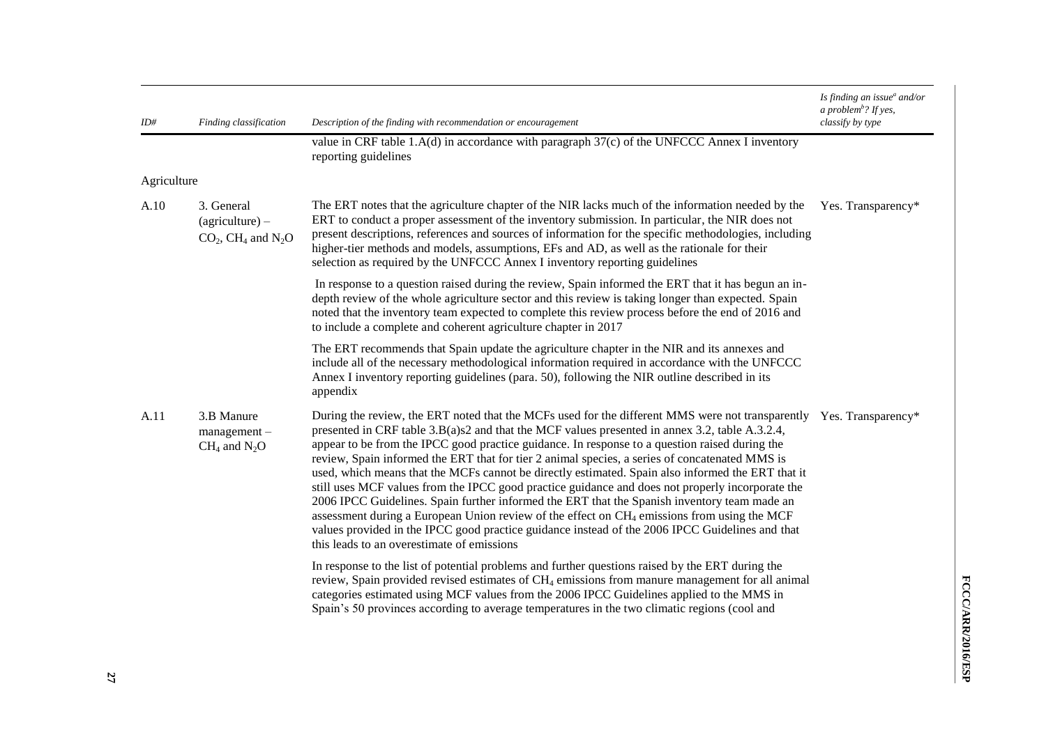| ID# | Finding classification | Description of the finding with recommendation or encouragement | Is finding an issue[a] and/or a problem[b]? If yes, classify by type |
|---|---|---|---|
| | | value in CRF table 1.A(d) in accordance with paragraph 37(c) of the UNFCCC Annex I inventory reporting guidelines | |
| Agriculture | | | |
| A.10 | 3. General (agriculture) – $CO_2$, $CH_4$ and $N_2O$ | The ERT notes that the agriculture chapter of the NIR lacks much of the information needed by the ERT to conduct a proper assessment of the inventory submission. In particular, the NIR does not present descriptions, references and sources of information for the specific methodologies, including higher-tier methods and models, assumptions, EFs and AD, as well as the rationale for their selection as required by the UNFCCC Annex I inventory reporting guidelines<br><br>In response to a question raised during the review, Spain informed the ERT that it has begun an in-depth review of the whole agriculture sector and this review is taking longer than expected. Spain noted that the inventory team expected to complete this review process before the end of 2016 and to include a complete and coherent agriculture chapter in 2017<br><br>The ERT recommends that Spain update the agriculture chapter in the NIR and its annexes and include all of the necessary methodological information required in accordance with the UNFCCC Annex I inventory reporting guidelines (para. 50), following the NIR outline described in its appendix | Yes. Transparency* |
| A.11 | 3.B Manure management – $CH_4$ and $N_2O$ | During the review, the ERT noted that the MCFs used for the different MMS were not transparently presented in CRF table 3.B(a)s2 and that the MCF values presented in annex 3.2, table A.3.2.4, appear to be from the IPCC good practice guidance. In response to a question raised during the review, Spain informed the ERT that for tier 2 animal species, a series of concatenated MMS is used, which means that the MCFs cannot be directly estimated. Spain also informed the ERT that it still uses MCF values from the IPCC good practice guidance and does not properly incorporate the 2006 IPCC Guidelines. Spain further informed the ERT that the Spanish inventory team made an assessment during a European Union review of the effect on $CH_4$ emissions from using the MCF values provided in the IPCC good practice guidance instead of the 2006 IPCC Guidelines and that this leads to an overestimate of emissions<br><br>In response to the list of potential problems and further questions raised by the ERT during the review, Spain provided revised estimates of $CH_4$ emissions from manure management for all animal categories estimated using MCF values from the 2006 IPCC Guidelines applied to the MMS in Spain's 50 provinces according to average temperatures in the two climatic regions (cool and | Yes. Transparency* |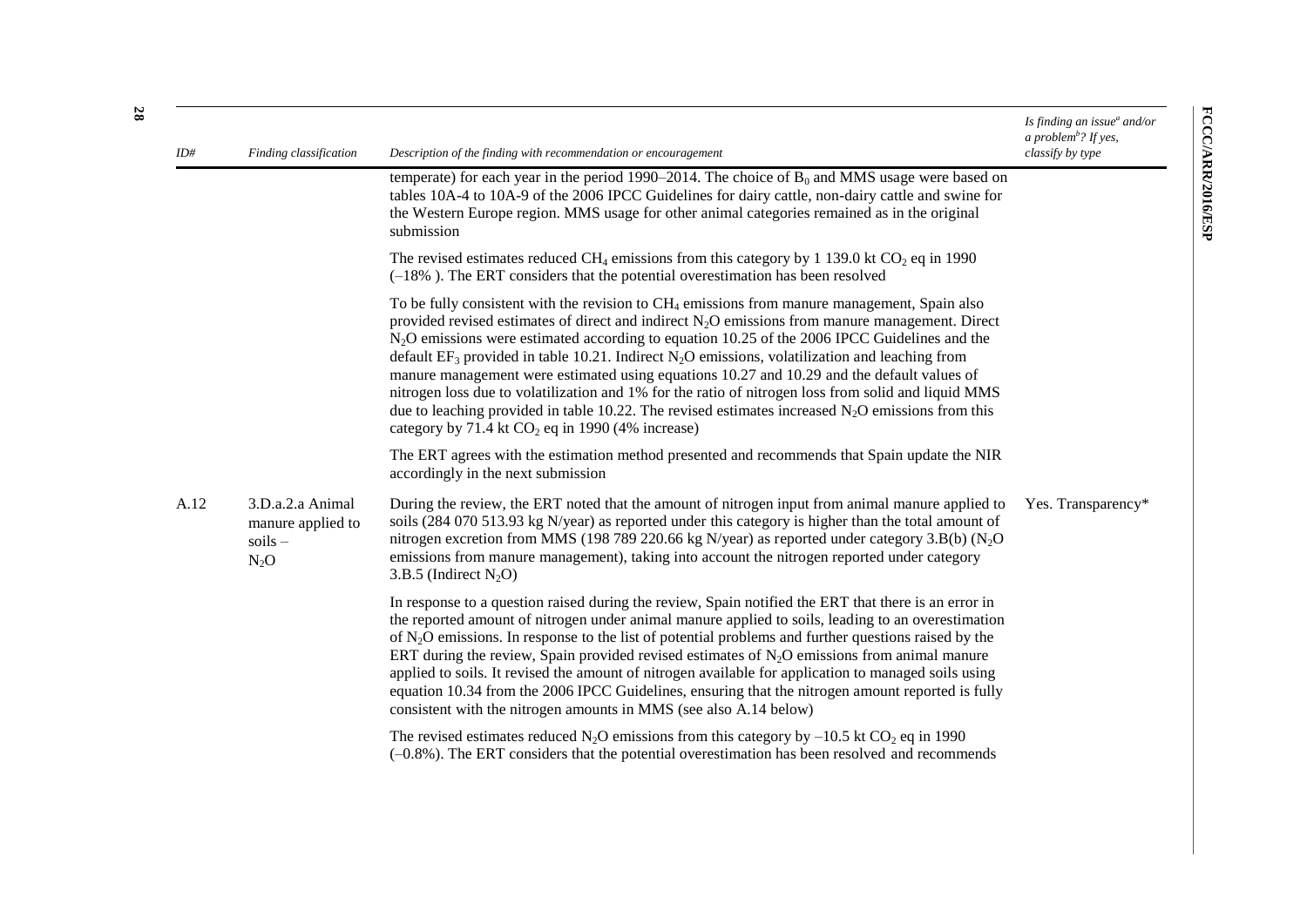| ID# | Finding classification | Description of the finding with recommendation or encouragement | Is finding an issue[a] and/or a problem[b]? If yes, classify by type |
|---|---|---|---|
| | | temperate) for each year in the period 1990–2014. The choice of $B_0$ and MMS usage were based on tables 10A-4 to 10A-9 of the 2006 IPCC Guidelines for dairy cattle, non-dairy cattle and swine for the Western Europe region. MMS usage for other animal categories remained as in the original submission | |
| | | The revised estimates reduced $CH_4$ emissions from this category by 1 139.0 kt $CO_2$ eq in 1990 (–18% ). The ERT considers that the potential overestimation has been resolved | |
| | | To be fully consistent with the revision to $CH_4$ emissions from manure management, Spain also provided revised estimates of direct and indirect $N_2O$ emissions from manure management. Direct $N_2O$ emissions were estimated according to equation 10.25 of the 2006 IPCC Guidelines and the default $EF_3$ provided in table 10.21. Indirect $N_2O$ emissions, volatilization and leaching from manure management were estimated using equations 10.27 and 10.29 and the default values of nitrogen loss due to volatilization and 1% for the ratio of nitrogen loss from solid and liquid MMS due to leaching provided in table 10.22. The revised estimates increased $N_2O$ emissions from this category by 71.4 kt $CO_2$ eq in 1990 (4% increase) | |
| | | The ERT agrees with the estimation method presented and recommends that Spain update the NIR accordingly in the next submission | |
| A.12 | 3.D.a.2.a Animal manure applied to soils – $N_2O$ | During the review, the ERT noted that the amount of nitrogen input from animal manure applied to soils (284 070 513.93 kg N/year) as reported under this category is higher than the total amount of nitrogen excretion from MMS (198 789 220.66 kg N/year) as reported under category 3.B(b) ($N_2O$ emissions from manure management), taking into account the nitrogen reported under category 3.B.5 (Indirect $N_2O$) | Yes. Transparency* |
| | | In response to a question raised during the review, Spain notified the ERT that there is an error in the reported amount of nitrogen under animal manure applied to soils, leading to an overestimation of $N_2O$ emissions. In response to the list of potential problems and further questions raised by the ERT during the review, Spain provided revised estimates of $N_2O$ emissions from animal manure applied to soils. It revised the amount of nitrogen available for application to managed soils using equation 10.34 from the 2006 IPCC Guidelines, ensuring that the nitrogen amount reported is fully consistent with the nitrogen amounts in MMS (see also A.14 below) | |
| | | The revised estimates reduced $N_2O$ emissions from this category by –10.5 kt $CO_2$ eq in 1990 (–0.8%). The ERT considers that the potential overestimation has been resolved and recommends | |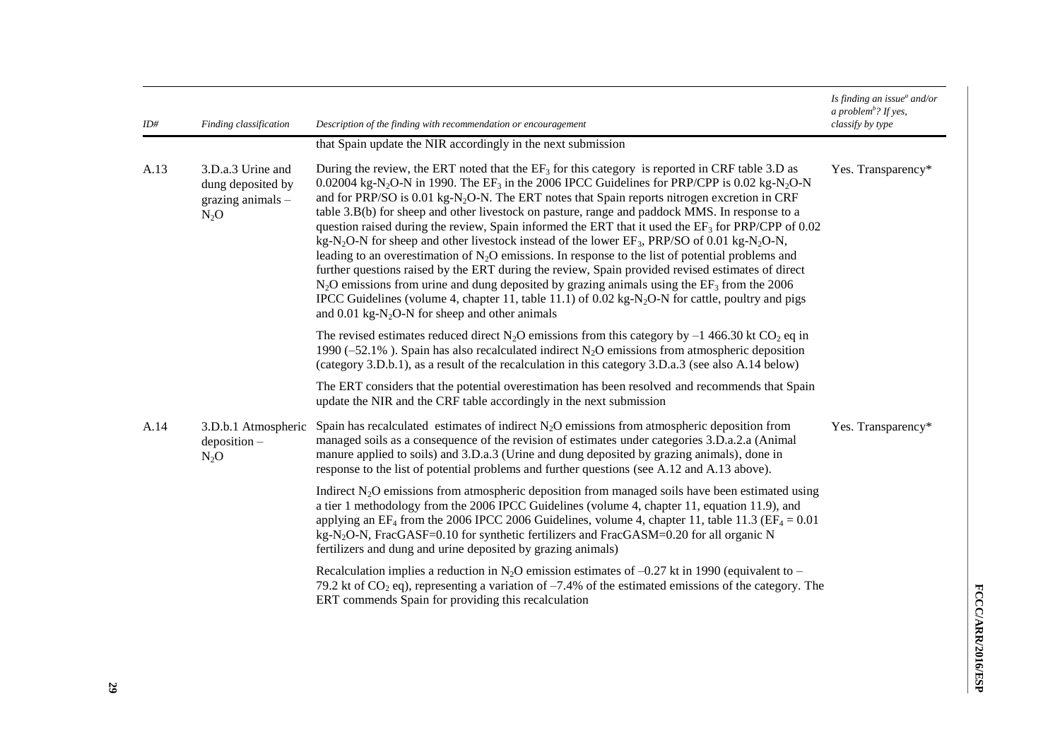| ID# | Finding classification | Description of the finding with recommendation or encouragement | Is finding an issue[a] and/or a problem[b]? If yes, classify by type |
|---|---|---|---|
| | | that Spain update the NIR accordingly in the next submission | |
| A.13 | 3.D.a.3 Urine and dung deposited by grazing animals – $N_2O$ | During the review, the ERT noted that the $EF_3$ for this category is reported in CRF table 3.D as 0.02004 kg-$N_2O$-N in 1990. The $EF_3$ in the 2006 IPCC Guidelines for PRP/CPP is 0.02 kg-$N_2O$-N and for PRP/SO is 0.01 kg-$N_2O$-N. The ERT notes that Spain reports nitrogen excretion in CRF table 3.B(b) for sheep and other livestock on pasture, range and paddock MMS. In response to a question raised during the review, Spain informed the ERT that it used the $EF_3$ for PRP/CPP of 0.02 kg-$N_2O$-N for sheep and other livestock instead of the lower $EF_3$, PRP/SO of 0.01 kg-$N_2O$-N, leading to an overestimation of $N_2O$ emissions. In response to the list of potential problems and further questions raised by the ERT during the review, Spain provided revised estimates of direct $N_2O$ emissions from urine and dung deposited by grazing animals using the $EF_3$ from the 2006 IPCC Guidelines (volume 4, chapter 11, table 11.1) of 0.02 kg-$N_2O$-N for cattle, poultry and pigs and 0.01 kg-$N_2O$-N for sheep and other animals<br><br>The revised estimates reduced direct $N_2O$ emissions from this category by –1 466.30 kt $CO_2$ eq in 1990 (–52.1% ). Spain has also recalculated indirect $N_2O$ emissions from atmospheric deposition (category 3.D.b.1), as a result of the recalculation in this category 3.D.a.3 (see also A.14 below)<br><br>The ERT considers that the potential overestimation has been resolved and recommends that Spain update the NIR and the CRF table accordingly in the next submission | Yes. Transparency* |
| A.14 | 3.D.b.1 Atmospheric deposition – $N_2O$ | Spain has recalculated estimates of indirect $N_2O$ emissions from atmospheric deposition from managed soils as a consequence of the revision of estimates under categories 3.D.a.2.a (Animal manure applied to soils) and 3.D.a.3 (Urine and dung deposited by grazing animals), done in response to the list of potential problems and further questions (see A.12 and A.13 above).<br><br>Indirect $N_2O$ emissions from atmospheric deposition from managed soils have been estimated using a tier 1 methodology from the 2006 IPCC Guidelines (volume 4, chapter 11, equation 11.9), and applying an $EF_4$ from the 2006 IPCC 2006 Guidelines, volume 4, chapter 11, table 11.3 ($EF_4$ = 0.01 kg-$N_2O$-N, FracGASF=0.10 for synthetic fertilizers and FracGASM=0.20 for all organic N fertilizers and dung and urine deposited by grazing animals)<br><br>Recalculation implies a reduction in $N_2O$ emission estimates of –0.27 kt in 1990 (equivalent to –79.2 kt of $CO_2$ eq), representing a variation of –7.4% of the estimated emissions of the category. The ERT commends Spain for providing this recalculation | Yes. Transparency* |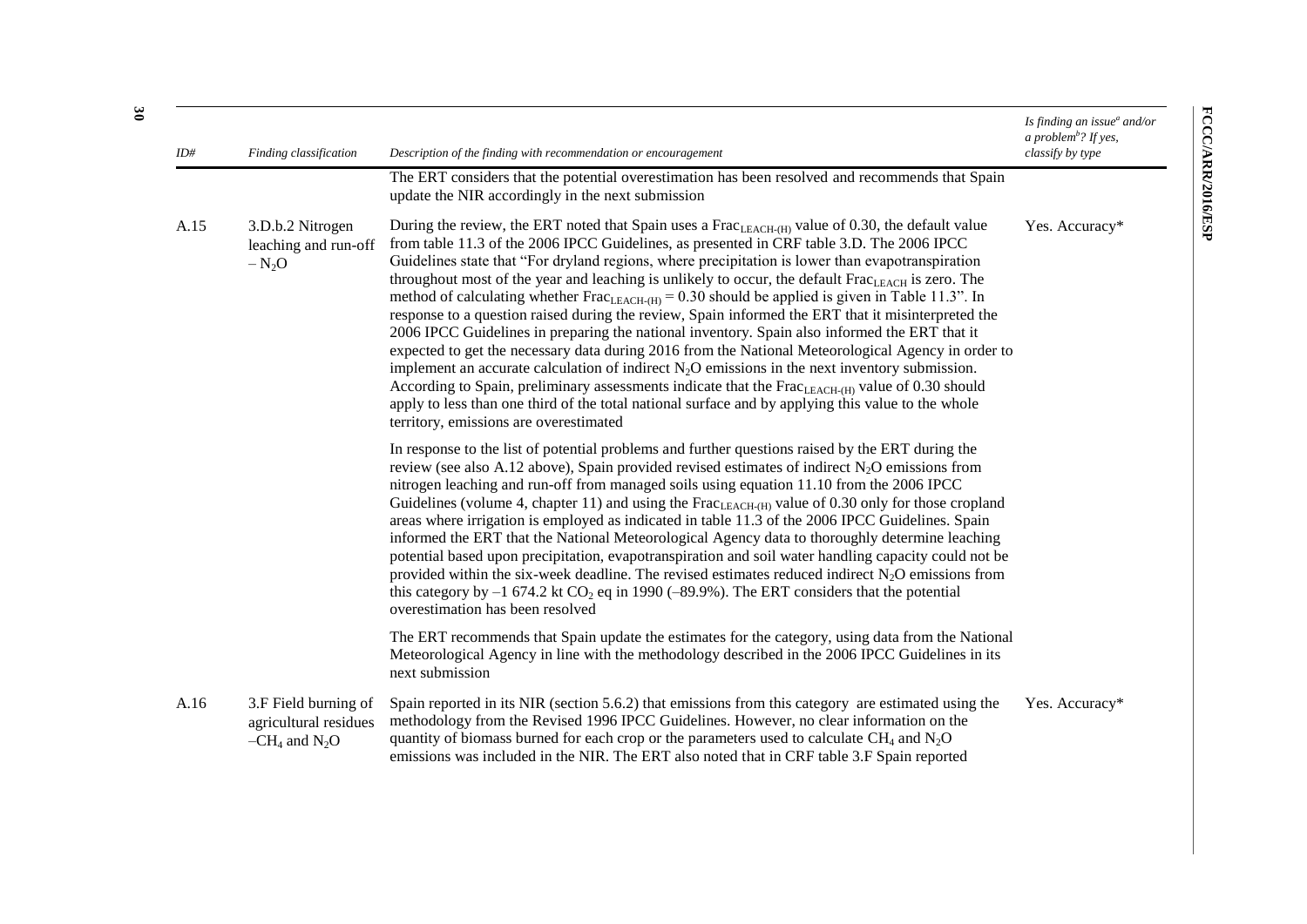| ID# | Finding classification | Description of the finding with recommendation or encouragement | Is finding an issue[a] and/or a problem[b]? If yes, classify by type |
|---|---|---|---|
| | | The ERT considers that the potential overestimation has been resolved and recommends that Spain update the NIR accordingly in the next submission | |
| A.15 | 3.D.b.2 Nitrogen leaching and run-off – $N_2O$ | During the review, the ERT noted that Spain uses a $Frac_{LEACH-(H)}$ value of 0.30, the default value from table 11.3 of the 2006 IPCC Guidelines, as presented in CRF table 3.D. The 2006 IPCC Guidelines state that "For dryland regions, where precipitation is lower than evapotranspiration throughout most of the year and leaching is unlikely to occur, the default $Frac_{LEACH}$ is zero. The method of calculating whether $Frac_{LEACH-(H)} = 0.30$ should be applied is given in Table 11.3". In response to a question raised during the review, Spain informed the ERT that it misinterpreted the 2006 IPCC Guidelines in preparing the national inventory. Spain also informed the ERT that it expected to get the necessary data during 2016 from the National Meteorological Agency in order to implement an accurate calculation of indirect $N_2O$ emissions in the next inventory submission. According to Spain, preliminary assessments indicate that the $Frac_{LEACH-(H)}$ value of 0.30 should apply to less than one third of the total national surface and by applying this value to the whole territory, emissions are overestimated<br><br>In response to the list of potential problems and further questions raised by the ERT during the review (see also A.12 above), Spain provided revised estimates of indirect $N_2O$ emissions from nitrogen leaching and run-off from managed soils using equation 11.10 from the 2006 IPCC Guidelines (volume 4, chapter 11) and using the $Frac_{LEACH-(H)}$ value of 0.30 only for those cropland areas where irrigation is employed as indicated in table 11.3 of the 2006 IPCC Guidelines. Spain informed the ERT that the National Meteorological Agency data to thoroughly determine leaching potential based upon precipitation, evapotranspiration and soil water handling capacity could not be provided within the six-week deadline. The revised estimates reduced indirect $N_2O$ emissions from this category by –1 674.2 kt $CO_2$ eq in 1990 (–89.9%). The ERT considers that the potential overestimation has been resolved<br><br>The ERT recommends that Spain update the estimates for the category, using data from the National Meteorological Agency in line with the methodology described in the 2006 IPCC Guidelines in its next submission | Yes. Accuracy* |
| A.16 | 3.F Field burning of agricultural residues –$CH_4$ and $N_2O$ | Spain reported in its NIR (section 5.6.2) that emissions from this category are estimated using the methodology from the Revised 1996 IPCC Guidelines. However, no clear information on the quantity of biomass burned for each crop or the parameters used to calculate $CH_4$ and $N_2O$ emissions was included in the NIR. The ERT also noted that in CRF table 3.F Spain reported | Yes. Accuracy* |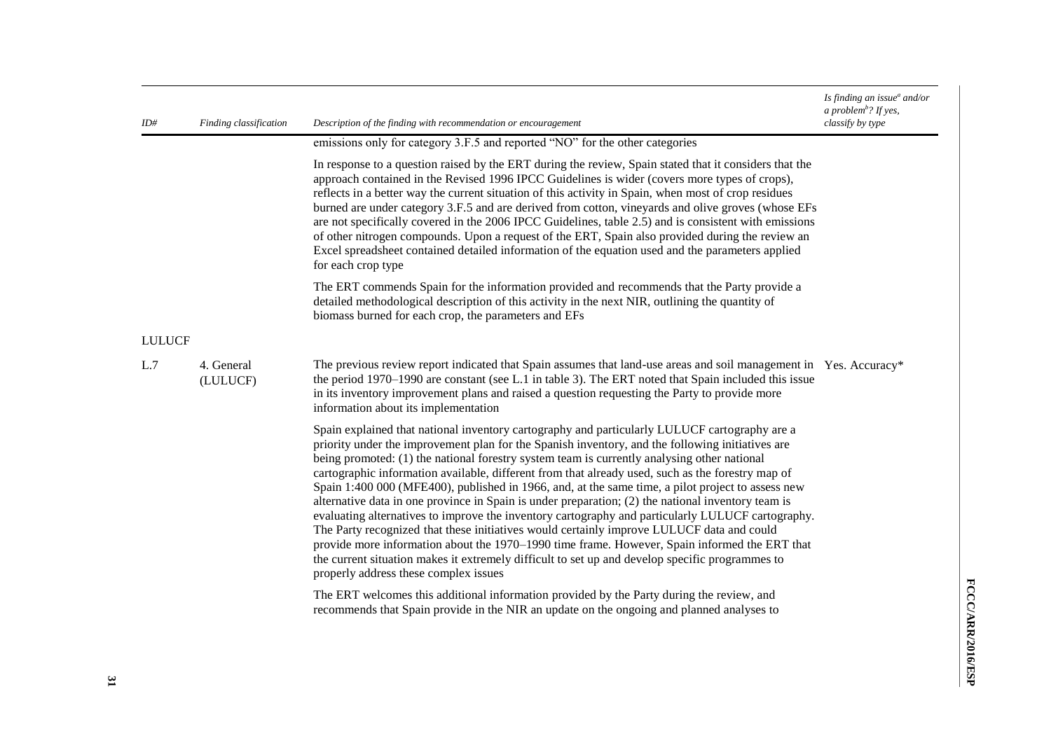| ID# | Finding classification | Description of the finding with recommendation or encouragement | Is finding an issue[a] and/or a problem[b]? If yes, classify by type |
|---|---|---|---|
| | | emissions only for category 3.F.5 and reported "NO" for the other categories | |
| | | In response to a question raised by the ERT during the review, Spain stated that it considers that the approach contained in the Revised 1996 IPCC Guidelines is wider (covers more types of crops), reflects in a better way the current situation of this activity in Spain, when most of crop residues burned are under category 3.F.5 and are derived from cotton, vineyards and olive groves (whose EFs are not specifically covered in the 2006 IPCC Guidelines, table 2.5) and is consistent with emissions of other nitrogen compounds. Upon a request of the ERT, Spain also provided during the review an Excel spreadsheet contained detailed information of the equation used and the parameters applied for each crop type | |
| | | The ERT commends Spain for the information provided and recommends that the Party provide a detailed methodological description of this activity in the next NIR, outlining the quantity of biomass burned for each crop, the parameters and EFs | |
| LULUCF | | | |
| L.7 | 4. General (LULUCF) | The previous review report indicated that Spain assumes that land-use areas and soil management in the period 1970–1990 are constant (see L.1 in table 3). The ERT noted that Spain included this issue in its inventory improvement plans and raised a question requesting the Party to provide more information about its implementation | Yes. Accuracy* |
| | | Spain explained that national inventory cartography and particularly LULUCF cartography are a priority under the improvement plan for the Spanish inventory, and the following initiatives are being promoted: (1) the national forestry system team is currently analysing other national cartographic information available, different from that already used, such as the forestry map of Spain 1:400 000 (MFE400), published in 1966, and, at the same time, a pilot project to assess new alternative data in one province in Spain is under preparation; (2) the national inventory team is evaluating alternatives to improve the inventory cartography and particularly LULUCF cartography. The Party recognized that these initiatives would certainly improve LULUCF data and could provide more information about the 1970–1990 time frame. However, Spain informed the ERT that the current situation makes it extremely difficult to set up and develop specific programmes to properly address these complex issues | |
| | | The ERT welcomes this additional information provided by the Party during the review, and recommends that Spain provide in the NIR an update on the ongoing and planned analyses to | |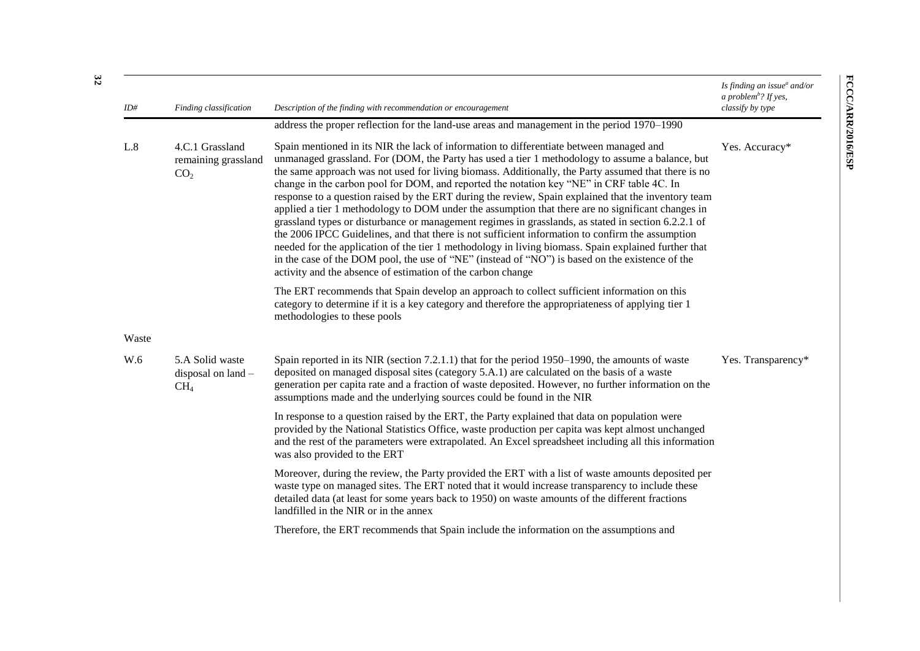| ID# | Finding classification | Description of the finding with recommendation or encouragement | Is finding an issue[a] and/or a problem[b]? If yes, classify by type |
|---|---|---|---|
| | | address the proper reflection for the land-use areas and management in the period 1970–1990 | |
| L.8 | 4.C.1 Grassland remaining grassland $CO_2$ | Spain mentioned in its NIR the lack of information to differentiate between managed and unmanaged grassland. For (DOM, the Party has used a tier 1 methodology to assume a balance, but the same approach was not used for living biomass. Additionally, the Party assumed that there is no change in the carbon pool for DOM, and reported the notation key "NE" in CRF table 4C. In response to a question raised by the ERT during the review, Spain explained that the inventory team applied a tier 1 methodology to DOM under the assumption that there are no significant changes in grassland types or disturbance or management regimes in grasslands, as stated in section 6.2.2.1 of the 2006 IPCC Guidelines, and that there is not sufficient information to confirm the assumption needed for the application of the tier 1 methodology in living biomass. Spain explained further that in the case of the DOM pool, the use of "NE" (instead of "NO") is based on the existence of the activity and the absence of estimation of the carbon change | Yes. Accuracy* |
| | | The ERT recommends that Spain develop an approach to collect sufficient information on this category to determine if it is a key category and therefore the appropriateness of applying tier 1 methodologies to these pools | |
| Waste | | | |
| W.6 | 5.A Solid waste disposal on land – $CH_4$ | Spain reported in its NIR (section 7.2.1.1) that for the period 1950–1990, the amounts of waste deposited on managed disposal sites (category 5.A.1) are calculated on the basis of a waste generation per capita rate and a fraction of waste deposited. However, no further information on the assumptions made and the underlying sources could be found in the NIR | Yes. Transparency* |
| | | In response to a question raised by the ERT, the Party explained that data on population were provided by the National Statistics Office, waste production per capita was kept almost unchanged and the rest of the parameters were extrapolated. An Excel spreadsheet including all this information was also provided to the ERT | |
| | | Moreover, during the review, the Party provided the ERT with a list of waste amounts deposited per waste type on managed sites. The ERT noted that it would increase transparency to include these detailed data (at least for some years back to 1950) on waste amounts of the different fractions landfilled in the NIR or in the annex | |
| | | Therefore, the ERT recommends that Spain include the information on the assumptions and | |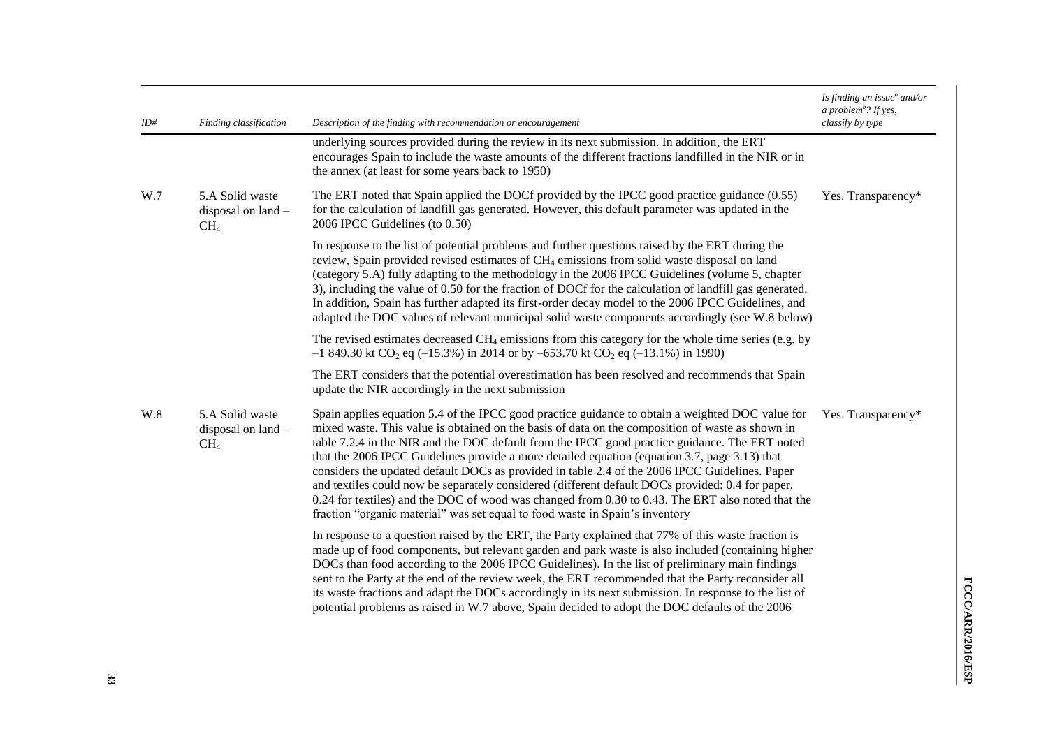| ID# | Finding classification | Description of the finding with recommendation or encouragement | Is finding an issue[a] and/or a problem[b]? If yes, classify by type |
|---|---|---|---|
| | | underlying sources provided during the review in its next submission. In addition, the ERT encourages Spain to include the waste amounts of the different fractions landfilled in the NIR or in the annex (at least for some years back to 1950) | |
| W.7 | 5.A Solid waste disposal on land – $CH_4$ | The ERT noted that Spain applied the DOCf provided by the IPCC good practice guidance (0.55) for the calculation of landfill gas generated. However, this default parameter was updated in the 2006 IPCC Guidelines (to 0.50) | Yes. Transparency* |
| | | In response to the list of potential problems and further questions raised by the ERT during the review, Spain provided revised estimates of $CH_4$ emissions from solid waste disposal on land (category 5.A) fully adapting to the methodology in the 2006 IPCC Guidelines (volume 5, chapter 3), including the value of 0.50 for the fraction of DOCf for the calculation of landfill gas generated. In addition, Spain has further adapted its first-order decay model to the 2006 IPCC Guidelines, and adapted the DOC values of relevant municipal solid waste components accordingly (see W.8 below) | |
| | | The revised estimates decreased $CH_4$ emissions from this category for the whole time series (e.g. by –1 849.30 kt $CO_2$ eq (–15.3%) in 2014 or by –653.70 kt $CO_2$ eq (–13.1%) in 1990) | |
| | | The ERT considers that the potential overestimation has been resolved and recommends that Spain update the NIR accordingly in the next submission | |
| W.8 | 5.A Solid waste disposal on land – $CH_4$ | Spain applies equation 5.4 of the IPCC good practice guidance to obtain a weighted DOC value for mixed waste. This value is obtained on the basis of data on the composition of waste as shown in table 7.2.4 in the NIR and the DOC default from the IPCC good practice guidance. The ERT noted that the 2006 IPCC Guidelines provide a more detailed equation (equation 3.7, page 3.13) that considers the updated default DOCs as provided in table 2.4 of the 2006 IPCC Guidelines. Paper and textiles could now be separately considered (different default DOCs provided: 0.4 for paper, 0.24 for textiles) and the DOC of wood was changed from 0.30 to 0.43. The ERT also noted that the fraction "organic material" was set equal to food waste in Spain's inventory | Yes. Transparency* |
| | | In response to a question raised by the ERT, the Party explained that 77% of this waste fraction is made up of food components, but relevant garden and park waste is also included (containing higher DOCs than food according to the 2006 IPCC Guidelines). In the list of preliminary main findings sent to the Party at the end of the review week, the ERT recommended that the Party reconsider all its waste fractions and adapt the DOCs accordingly in its next submission. In response to the list of potential problems as raised in W.7 above, Spain decided to adopt the DOC defaults of the 2006 | |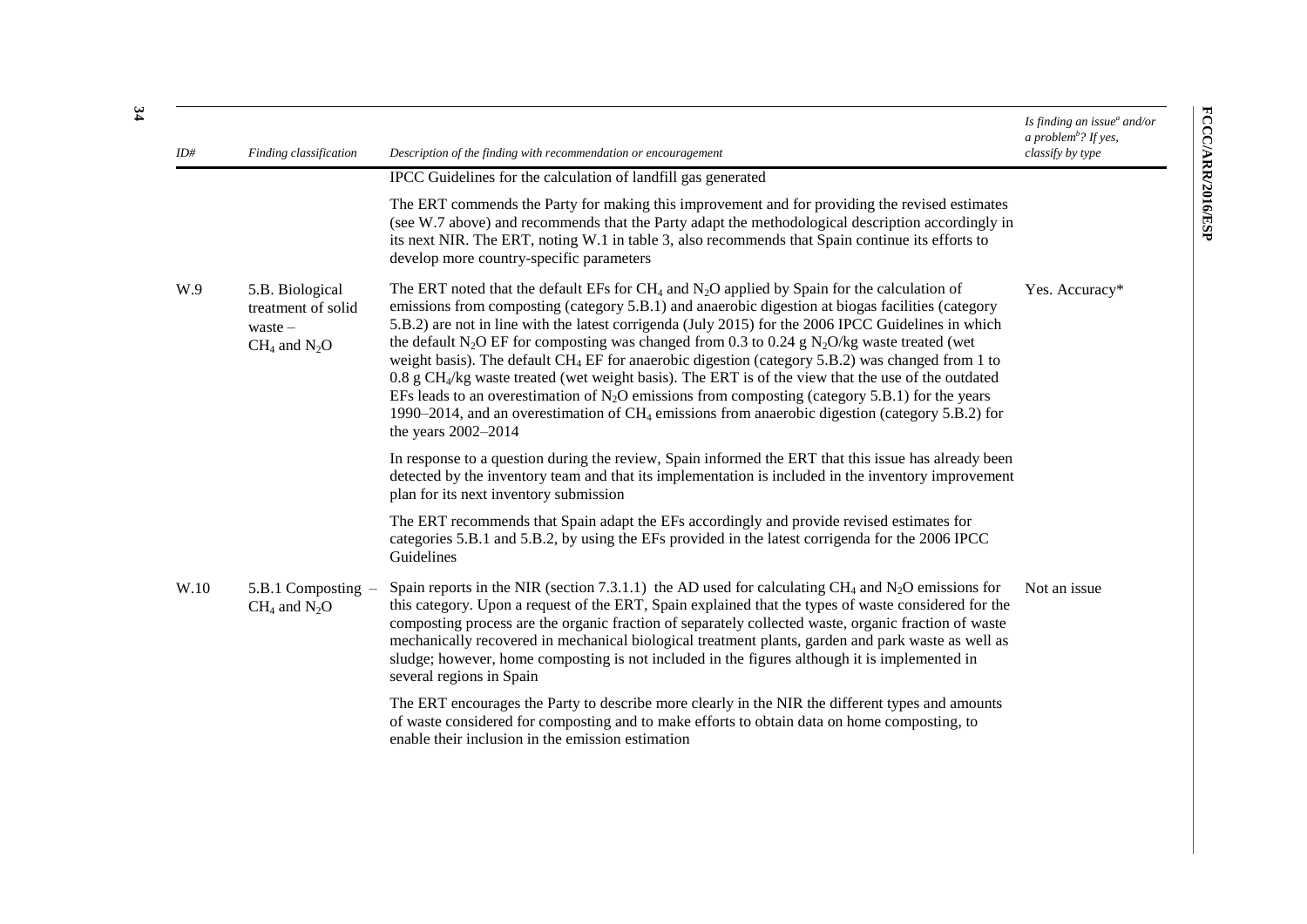| ID# | Finding classification | Description of the finding with recommendation or encouragement | Is finding an issue[a] and/or a problem[b]? If yes, classify by type |
|---|---|---|---|
| | | IPCC Guidelines for the calculation of landfill gas generated | |
| | | The ERT commends the Party for making this improvement and for providing the revised estimates (see W.7 above) and recommends that the Party adapt the methodological description accordingly in its next NIR. The ERT, noting W.1 in table 3, also recommends that Spain continue its efforts to develop more country-specific parameters | |
| W.9 | 5.B. Biological treatment of solid waste – $CH_4$ and $N_2O$ | The ERT noted that the default EFs for $CH_4$ and $N_2O$ applied by Spain for the calculation of emissions from composting (category 5.B.1) and anaerobic digestion at biogas facilities (category 5.B.2) are not in line with the latest corrigenda (July 2015) for the 2006 IPCC Guidelines in which the default $N_2O$ EF for composting was changed from 0.3 to 0.24 g $N_2O$/kg waste treated (wet weight basis). The default $CH_4$ EF for anaerobic digestion (category 5.B.2) was changed from 1 to 0.8 g $CH_4$/kg waste treated (wet weight basis). The ERT is of the view that the use of the outdated EFs leads to an overestimation of $N_2O$ emissions from composting (category 5.B.1) for the years 1990–2014, and an overestimation of $CH_4$ emissions from anaerobic digestion (category 5.B.2) for the years 2002–2014 | Yes. Accuracy* |
| | | In response to a question during the review, Spain informed the ERT that this issue has already been detected by the inventory team and that its implementation is included in the inventory improvement plan for its next inventory submission | |
| | | The ERT recommends that Spain adapt the EFs accordingly and provide revised estimates for categories 5.B.1 and 5.B.2, by using the EFs provided in the latest corrigenda for the 2006 IPCC Guidelines | |
| W.10 | 5.B.1 Composting – $CH_4$ and $N_2O$ | Spain reports in the NIR (section 7.3.1.1) the AD used for calculating $CH_4$ and $N_2O$ emissions for this category. Upon a request of the ERT, Spain explained that the types of waste considered for the composting process are the organic fraction of separately collected waste, organic fraction of waste mechanically recovered in mechanical biological treatment plants, garden and park waste as well as sludge; however, home composting is not included in the figures although it is implemented in several regions in Spain | Not an issue |
| | | The ERT encourages the Party to describe more clearly in the NIR the different types and amounts of waste considered for composting and to make efforts to obtain data on home composting, to enable their inclusion in the emission estimation | |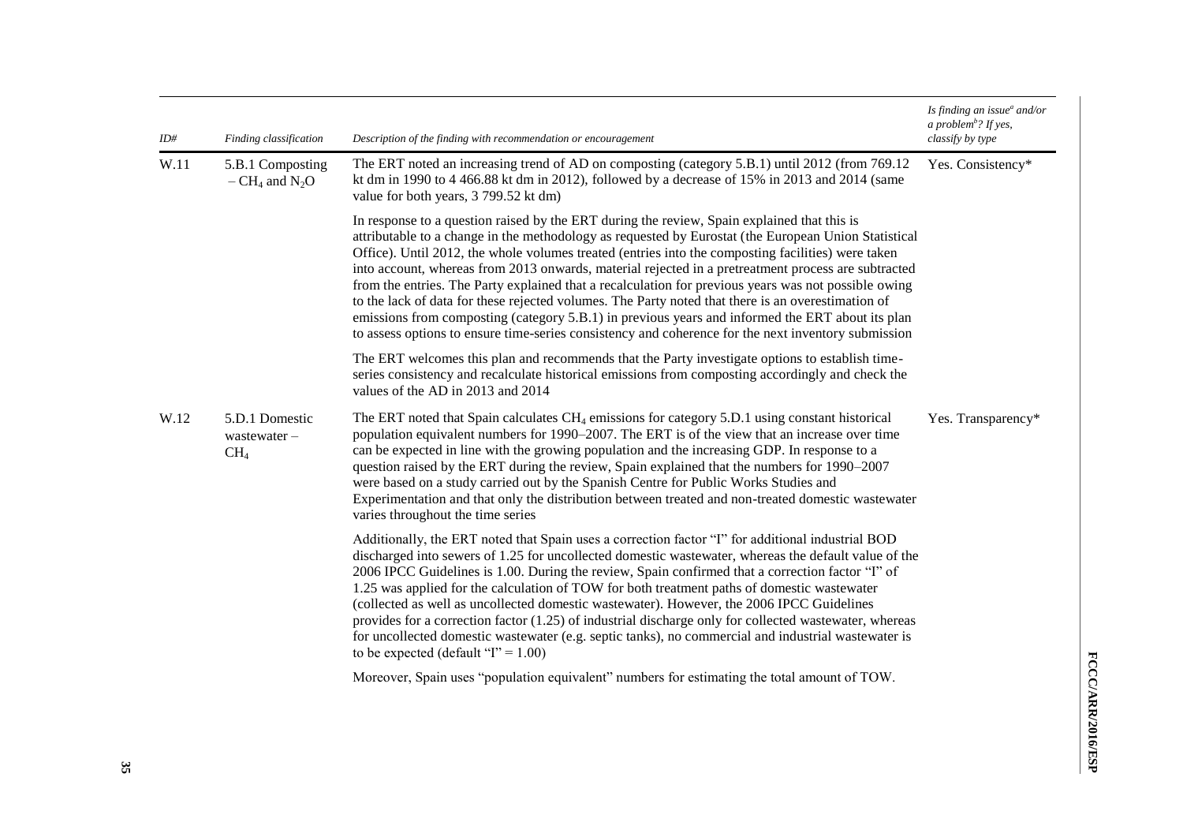| ID# | Finding classification | Description of the finding with recommendation or encouragement | Is finding an issue[a] and/or a problem[b]? If yes, classify by type |
|---|---|---|---|
| W.11 | 5.B.1 Composting – $CH_4$ and $N_2O$ | The ERT noted an increasing trend of AD on composting (category 5.B.1) until 2012 (from 769.12 kt dm in 1990 to 4 466.88 kt dm in 2012), followed by a decrease of 15% in 2013 and 2014 (same value for both years, 3 799.52 kt dm)<br><br>In response to a question raised by the ERT during the review, Spain explained that this is attributable to a change in the methodology as requested by Eurostat (the European Union Statistical Office). Until 2012, the whole volumes treated (entries into the composting facilities) were taken into account, whereas from 2013 onwards, material rejected in a pretreatment process are subtracted from the entries. The Party explained that a recalculation for previous years was not possible owing to the lack of data for these rejected volumes. The Party noted that there is an overestimation of emissions from composting (category 5.B.1) in previous years and informed the ERT about its plan to assess options to ensure time-series consistency and coherence for the next inventory submission<br><br>The ERT welcomes this plan and recommends that the Party investigate options to establish time-series consistency and recalculate historical emissions from composting accordingly and check the values of the AD in 2013 and 2014 | Yes. Consistency* |
| W.12 | 5.D.1 Domestic wastewater – $CH_4$ | The ERT noted that Spain calculates $CH_4$ emissions for category 5.D.1 using constant historical population equivalent numbers for 1990–2007. The ERT is of the view that an increase over time can be expected in line with the growing population and the increasing GDP. In response to a question raised by the ERT during the review, Spain explained that the numbers for 1990–2007 were based on a study carried out by the Spanish Centre for Public Works Studies and Experimentation and that only the distribution between treated and non-treated domestic wastewater varies throughout the time series<br><br>Additionally, the ERT noted that Spain uses a correction factor "I" for additional industrial BOD discharged into sewers of 1.25 for uncollected domestic wastewater, whereas the default value of the 2006 IPCC Guidelines is 1.00. During the review, Spain confirmed that a correction factor "I" of 1.25 was applied for the calculation of TOW for both treatment paths of domestic wastewater (collected as well as uncollected domestic wastewater). However, the 2006 IPCC Guidelines provides for a correction factor (1.25) of industrial discharge only for collected wastewater, whereas for uncollected domestic wastewater (e.g. septic tanks), no commercial and industrial wastewater is to be expected (default "I" = 1.00)<br><br>Moreover, Spain uses "population equivalent" numbers for estimating the total amount of TOW. | Yes. Transparency* |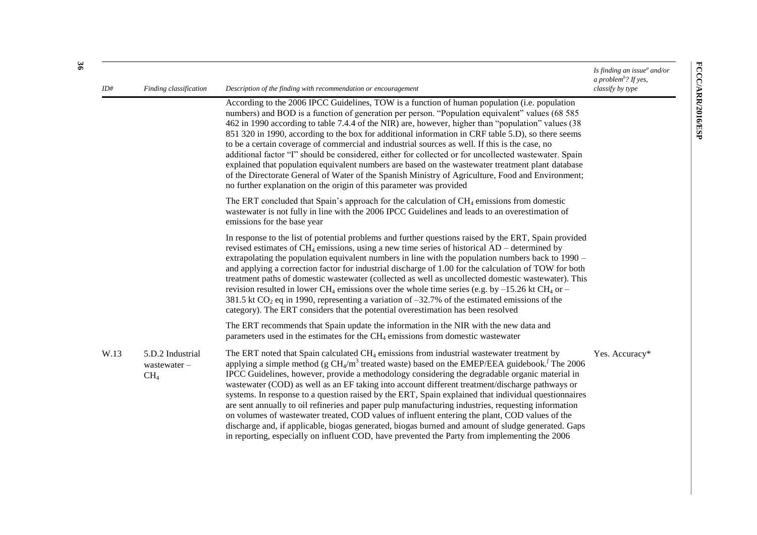| ID# | Finding classification | Description of the finding with recommendation or encouragement | Is finding an issue[a] and/or a problem[b]? If yes, classify by type |
|---|---|---|---|
| | | According to the 2006 IPCC Guidelines, TOW is a function of human population (i.e. population numbers) and BOD is a function of generation per person. "Population equivalent" values (68 585 462 in 1990 according to table 7.4.4 of the NIR) are, however, higher than "population" values (38 851 320 in 1990, according to the box for additional information in CRF table 5.D), so there seems to be a certain coverage of commercial and industrial sources as well. If this is the case, no additional factor "I" should be considered, either for collected or for uncollected wastewater. Spain explained that population equivalent numbers are based on the wastewater treatment plant database of the Directorate General of Water of the Spanish Ministry of Agriculture, Food and Environment; no further explanation on the origin of this parameter was provided | |
| | | The ERT concluded that Spain's approach for the calculation of $CH_4$ emissions from domestic wastewater is not fully in line with the 2006 IPCC Guidelines and leads to an overestimation of emissions for the base year | |
| | | In response to the list of potential problems and further questions raised by the ERT, Spain provided revised estimates of $CH_4$ emissions, using a new time series of historical AD – determined by extrapolating the population equivalent numbers in line with the population numbers back to 1990 – and applying a correction factor for industrial discharge of 1.00 for the calculation of TOW for both treatment paths of domestic wastewater (collected as well as uncollected domestic wastewater). This revision resulted in lower $CH_4$ emissions over the whole time series (e.g. by –15.26 kt $CH_4$ or –381.5 kt $CO_2$ eq in 1990, representing a variation of –32.7% of the estimated emissions of the category). The ERT considers that the potential overestimation has been resolved | |
| | | The ERT recommends that Spain update the information in the NIR with the new data and parameters used in the estimates for the $CH_4$ emissions from domestic wastewater | |
| W.13 | 5.D.2 Industrial wastewater – $CH_4$ | The ERT noted that Spain calculated $CH_4$ emissions from industrial wastewater treatment by applying a simple method (g $CH_4$/$m^3$ treated waste) based on the EMEP/EEA guidebook.[f] The 2006 IPCC Guidelines, however, provide a methodology considering the degradable organic material in wastewater (COD) as well as an EF taking into account different treatment/discharge pathways or systems. In response to a question raised by the ERT, Spain explained that individual questionnaires are sent annually to oil refineries and paper pulp manufacturing industries, requesting information on volumes of wastewater treated, COD values of influent entering the plant, COD values of the discharge and, if applicable, biogas generated, biogas burned and amount of sludge generated. Gaps in reporting, especially on influent COD, have prevented the Party from implementing the 2006 | Yes. Accuracy* |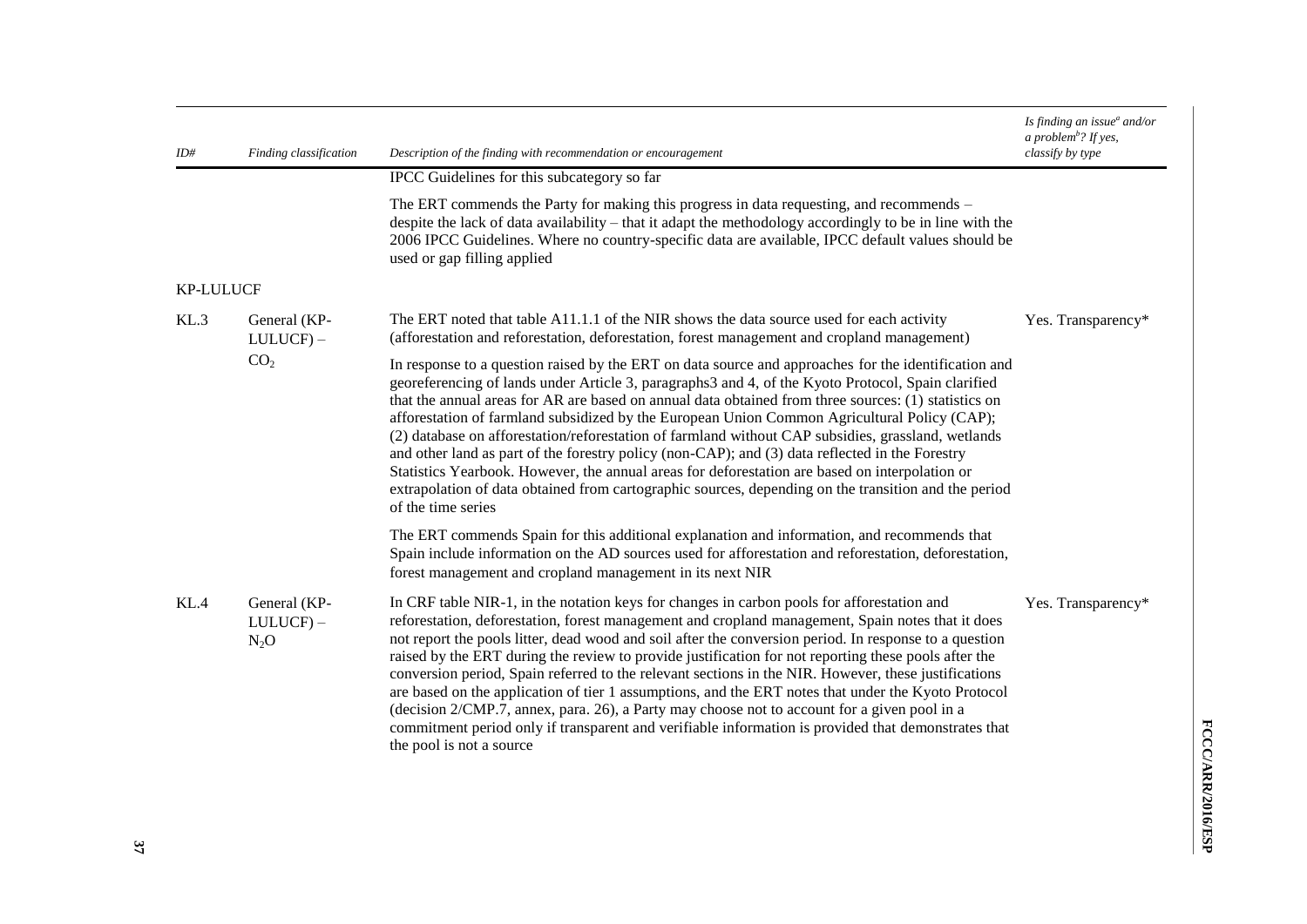| ID# | Finding classification | Description of the finding with recommendation or encouragement | Is finding an issue[a] and/or a problem[b]? If yes, classify by type |
| --- | --- | --- | --- |
| | | IPCC Guidelines for this subcategory so far | |
| | | The ERT commends the Party for making this progress in data requesting, and recommends – despite the lack of data availability – that it adapt the methodology accordingly to be in line with the 2006 IPCC Guidelines. Where no country-specific data are available, IPCC default values should be used or gap filling applied | |
| KP-LULUCF | | | |
| KL.3 | General (KP-LULUCF) – $CO_2$ | The ERT noted that table A11.1.1 of the NIR shows the data source used for each activity (afforestation and reforestation, deforestation, forest management and cropland management) | Yes. Transparency* |
| | | In response to a question raised by the ERT on data source and approaches for the identification and georeferencing of lands under Article 3, paragraphs3 and 4, of the Kyoto Protocol, Spain clarified that the annual areas for AR are based on annual data obtained from three sources: (1) statistics on afforestation of farmland subsidized by the European Union Common Agricultural Policy (CAP); (2) database on afforestation/reforestation of farmland without CAP subsidies, grassland, wetlands and other land as part of the forestry policy (non-CAP); and (3) data reflected in the Forestry Statistics Yearbook. However, the annual areas for deforestation are based on interpolation or extrapolation of data obtained from cartographic sources, depending on the transition and the period of the time series | |
| | | The ERT commends Spain for this additional explanation and information, and recommends that Spain include information on the AD sources used for afforestation and reforestation, deforestation, forest management and cropland management in its next NIR | |
| KL.4 | General (KP-LULUCF) – $N_2O$ | In CRF table NIR-1, in the notation keys for changes in carbon pools for afforestation and reforestation, deforestation, forest management and cropland management, Spain notes that it does not report the pools litter, dead wood and soil after the conversion period. In response to a question raised by the ERT during the review to provide justification for not reporting these pools after the conversion period, Spain referred to the relevant sections in the NIR. However, these justifications are based on the application of tier 1 assumptions, and the ERT notes that under the Kyoto Protocol (decision 2/CMP.7, annex, para. 26), a Party may choose not to account for a given pool in a commitment period only if transparent and verifiable information is provided that demonstrates that the pool is not a source | Yes. Transparency* |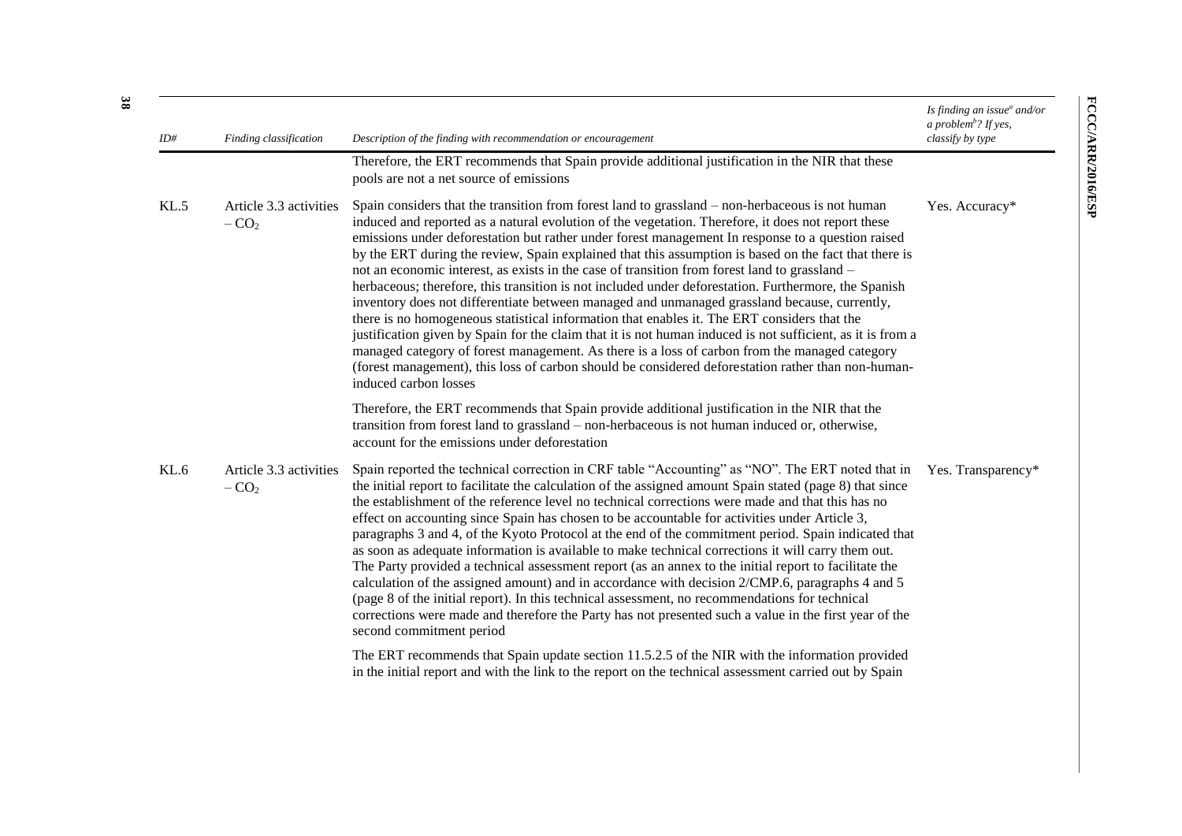| ID# | Finding classification | Description of the finding with recommendation or encouragement | Is finding an issue[a] and/or a problem[b]? If yes, classify by type |
|---|---|---|---|
| | | Therefore, the ERT recommends that Spain provide additional justification in the NIR that these pools are not a net source of emissions | |
| KL.5 | Article 3.3 activities – $CO_2$ | Spain considers that the transition from forest land to grassland – non-herbaceous is not human induced and reported as a natural evolution of the vegetation. Therefore, it does not report these emissions under deforestation but rather under forest management In response to a question raised by the ERT during the review, Spain explained that this assumption is based on the fact that there is not an economic interest, as exists in the case of transition from forest land to grassland – herbaceous; therefore, this transition is not included under deforestation. Furthermore, the Spanish inventory does not differentiate between managed and unmanaged grassland because, currently, there is no homogeneous statistical information that enables it. The ERT considers that the justification given by Spain for the claim that it is not human induced is not sufficient, as it is from a managed category of forest management. As there is a loss of carbon from the managed category (forest management), this loss of carbon should be considered deforestation rather than non-human-induced carbon losses<br><br>Therefore, the ERT recommends that Spain provide additional justification in the NIR that the transition from forest land to grassland – non-herbaceous is not human induced or, otherwise, account for the emissions under deforestation | Yes. Accuracy* |
| KL.6 | Article 3.3 activities – $CO_2$ | Spain reported the technical correction in CRF table "Accounting" as "NO". The ERT noted that in the initial report to facilitate the calculation of the assigned Spain stated (page 8) that since the establishment of the reference level no technical corrections were made and that this has no effect on accounting since Spain has chosen to be accountable for activities under Article 3, paragraphs 3 and 4, of the Kyoto Protocol at the end of the commitment period. Spain indicated that as soon as adequate information is available to make technical corrections it will carry them out. The Party provided a technical assessment report (as an annex to the initial report to facilitate the calculation of the assigned amount) and in accordance with decision 2/CMP.6, paragraphs 4 and 5 (page 8 of the initial report). In this technical assessment, no recommendations for technical corrections were made and therefore the Party has not presented such a value in the first year of the second commitment period<br><br>The ERT recommends that Spain update section 11.5.2.5 of the NIR with the information provided in the initial report and with the link to the report on the technical assessment carried out by Spain | Yes. Transparency* |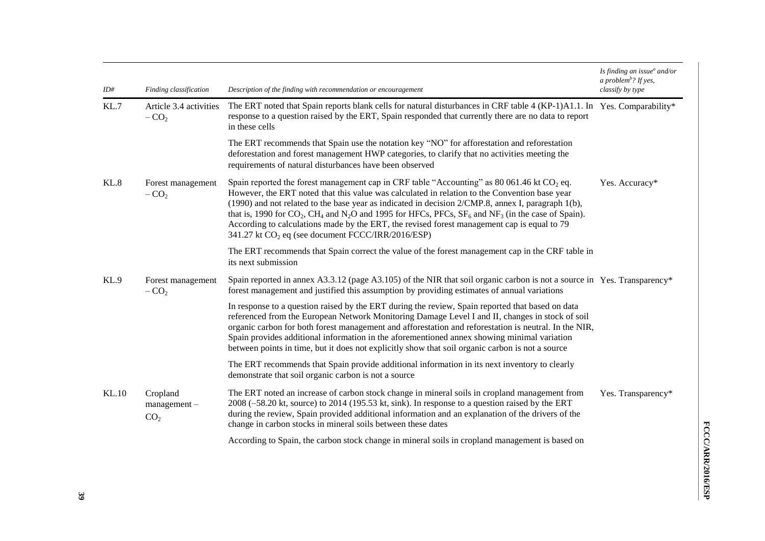| ID# | Finding classification | Description of the finding with recommendation or encouragement | Is finding an issue[a] and/or a problem[b]? If yes, classify by type |
|---|---|---|---|
| KL.7 | Article 3.4 activities – $CO_2$ | The ERT noted that Spain reports blank cells for natural disturbances in CRF table 4 (KP-1)A1.1. In response to a question raised by the ERT, Spain responded that currently there are no data to report in these cells | Yes. Comparability* |
| | | The ERT recommends that Spain use the notation key "NO" for afforestation and reforestation deforestation and forest management HWP categories, to clarify that no activities meeting the requirements of natural disturbances have been observed | |
| KL.8 | Forest management – $CO_2$ | Spain reported the forest management cap in CRF table "Accounting" as 80 061.46 kt $CO_2$ eq. However, the ERT noted that this value was calculated in relation to the Convention base year (1990) and not related to the base year as indicated in decision 2/CMP.8, annex I, paragraph 1(b), that is, 1990 for $CO_2$, $CH_4$ and $N_2O$ and 1995 for HFCs, PFCs, $SF_6$ and $NF_3$ (in the case of Spain). According to calculations made by the ERT, the revised forest management cap is equal to 79 341.27 kt $CO_2$ eq (see document FCCC/IRR/2016/ESP) | Yes. Accuracy* |
| | | The ERT recommends that Spain correct the value of the forest management cap in the CRF table in its next submission | |
| KL.9 | Forest management – $CO_2$ | Spain reported in annex A3.3.12 (page A3.105) of the NIR that soil organic carbon is not a source in forest management and justified this assumption by providing estimates of annual variations | Yes. Transparency* |
| | | In response to a question raised by the ERT during the review, Spain reported that based on data referenced from the European Network Monitoring Damage Level I and II, changes in stock of soil organic carbon for both forest management and afforestation and reforestation is neutral. In the NIR, Spain provides additional information in the aforementioned annex showing minimal variation between points in time, but it does not explicitly show that soil organic carbon is not a source | |
| | | The ERT recommends that Spain provide additional information in its next inventory to clearly demonstrate that soil organic carbon is not a source | |
| KL.10 | Cropland management – $CO_2$ | The ERT noted an increase of carbon stock change in mineral soils in cropland management from 2008 (–58.20 kt, source) to 2014 (195.53 kt, sink). In response to a question raised by the ERT during the review, Spain provided additional information and an explanation of the drivers of the change in carbon stocks in mineral soils between these dates | Yes. Transparency* |
| | | According to Spain, the carbon stock change in mineral soils in cropland management is based on | |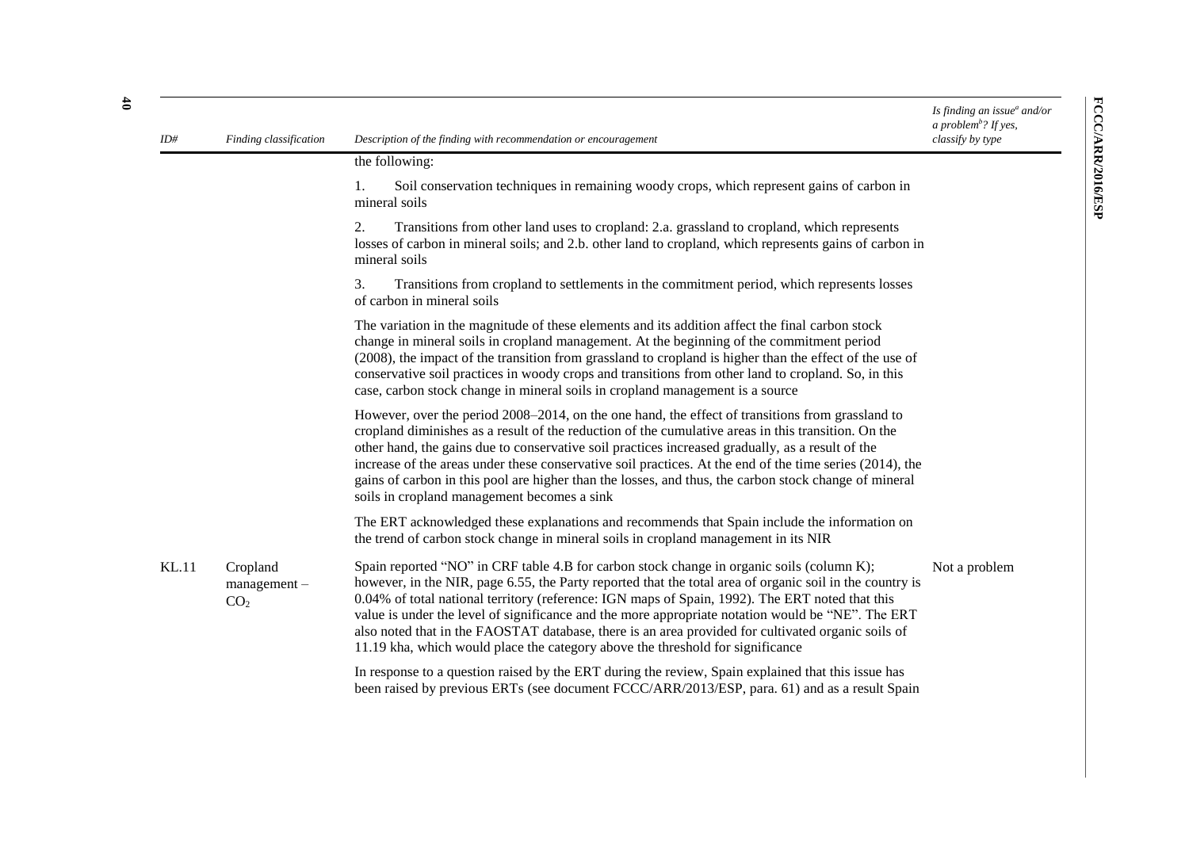| ID# | Finding classification | Description of the finding with recommendation or encouragement | Is finding an issue[a] and/or a problem[b]? If yes, classify by type |
|---|---|---|---|
| | | the following:<br><br>1. Soil conservation techniques in remaining woody crops, which represent gains of carbon in mineral soils<br><br>2. Transitions from other land uses to cropland: 2.a. grassland to cropland, which represents losses of carbon in mineral soils; and 2.b. other land to cropland, which represents gains of carbon in mineral soils<br><br>3. Transitions from cropland to settlements in the commitment period, which represents losses of carbon in mineral soils<br><br>The variation in the magnitude of these elements and its addition affect the final carbon stock change in mineral soils in cropland management. At the beginning of the commitment period (2008), the impact of the transition from grassland to cropland is higher than the effect of the use of conservative soil practices in woody crops and transitions from other land to cropland. So, in this case, carbon stock change in mineral soils in cropland management is a source<br><br>However, over the period 2008–2014, on the one hand, the effect of transitions from grassland to cropland diminishes as a result of the reduction of the cumulative areas in this transition. On the other hand, the gains due to conservative soil practices increased gradually, as a result of the increase of the areas under these conservative soil practices. At the end of the time series (2014), the gains of carbon in this pool are higher than the losses, and thus, the carbon stock change of mineral soils in cropland management becomes a sink<br><br>The ERT acknowledged these explanations and recommends that Spain include the information on the trend of carbon stock change in mineral soils in cropland management in its NIR | |
| KL.11 | Cropland management – $CO_2$ | Spain reported "NO" in CRF table 4.B for carbon stock change in organic soils (column K); however, in the NIR, page 6.55, the Party reported that the total area of organic soil in the country is 0.04% of total national territory (reference: IGN maps of Spain, 1992). The ERT noted that this value is under the level of significance and the more appropriate notation would be "NE". The ERT also noted that in the FAOSTAT database, there is an area provided for cultivated organic soils of 11.19 kha, which would place the category above the threshold for significance<br><br>In response to a question raised by the ERT during the review, Spain explained that this issue has been raised by previous ERTs (see document FCCC/ARR/2013/ESP, para. 61) and as a result Spain | Not a problem |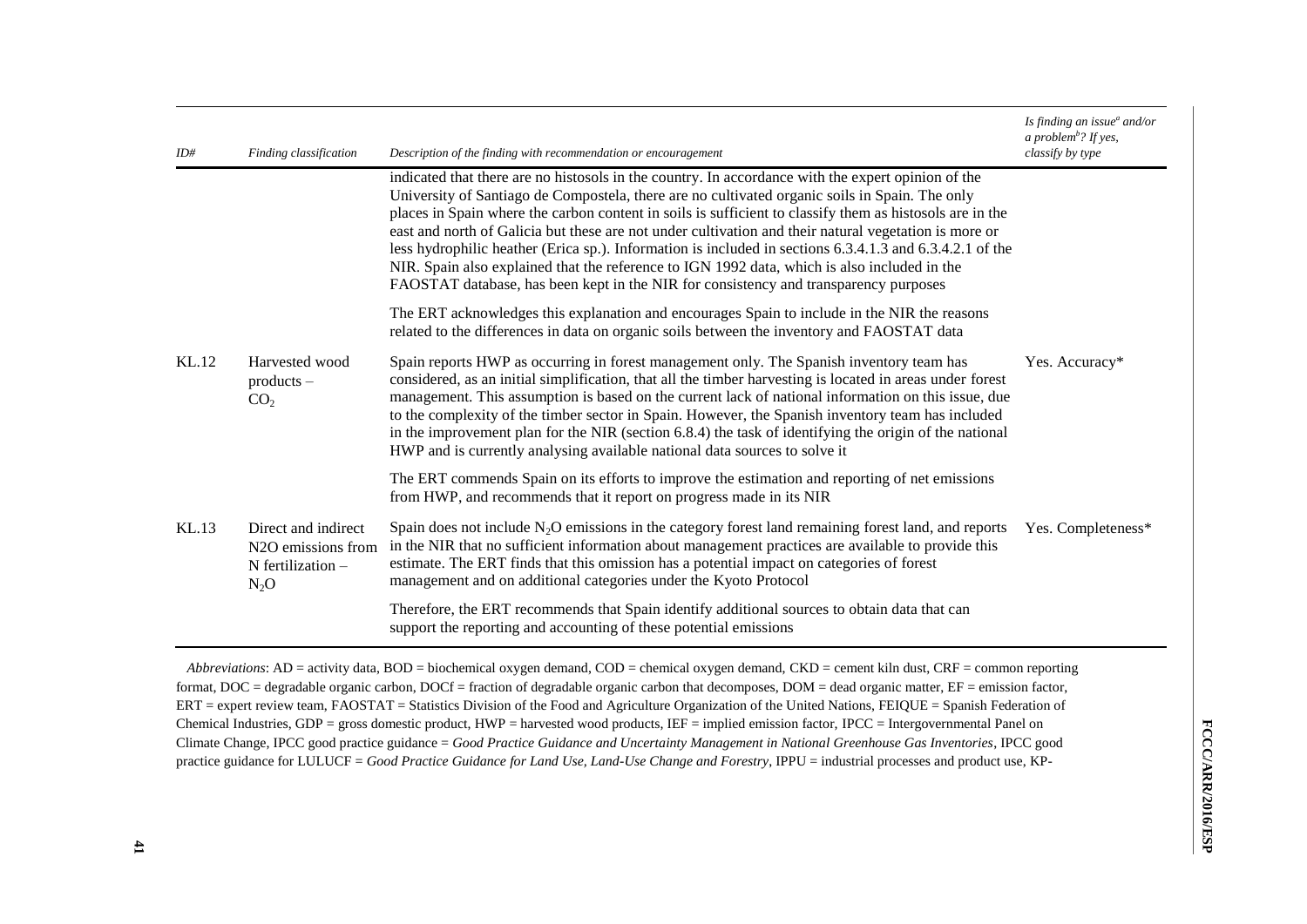| ID# | Finding classification | Description of the finding with recommendation or encouragement | Is finding an issue[a] and/or a problem[b]? If yes, classify by type |
|---|---|---|---|
| | | indicated that there are no histosols in the country. In accordance with the expert opinion of the University of Santiago de Compostela, there are no cultivated organic soils in Spain. The only places in Spain where the carbon content in soils is sufficient to classify them as histosols are in the east and north of Galicia but these are not under cultivation and their natural vegetation is more or less hydrophilic heather (Erica sp.). Information is included in sections 6.3.4.1.3 and 6.3.4.2.1 of the NIR. Spain also explained that the reference to IGN 1992 data, which is also included in the FAOSTAT database, has been kept in the NIR for consistency and transparency purposes | |
| | | The ERT acknowledges this explanation and encourages Spain to include in the NIR the reasons related to the differences in data on organic soils between the inventory and FAOSTAT data | |
| KL.12 | Harvested wood products – $CO_2$ | Spain reports HWP as occurring in forest management only. The Spanish inventory team has considered, as an initial simplification, that all the timber harvesting is located in areas under forest management. This assumption is based on the current lack of national information on this issue, due to the complexity of the timber sector in Spain. However, the Spanish inventory team has included in the improvement plan for the NIR (section 6.8.4) the task of identifying the origin of the national HWP and is currently analysing available national data sources to solve it | Yes. Accuracy* |
| | | The ERT commends Spain on its efforts to improve the estimation and reporting of net emissions from HWP, and recommends that it report on progress made in its NIR | |
| KL.13 | Direct and indirect N2O emissions from N fertilization – $N_2O$ | Spain does not include $N_2O$ emissions in the category forest land remaining forest land, and reports in the NIR that no sufficient information about management practices are available to provide this estimate. The ERT finds that this omission has a potential impact on categories of forest management and on additional categories under the Kyoto Protocol | Yes. Completeness* |
| | | Therefore, the ERT recommends that Spain identify additional sources to obtain data that can support the reporting and accounting of these potential emissions | |

*Abbreviations*: AD = activity data, BOD = biochemical oxygen demand, COD = chemical oxygen demand, CKD = cement kiln dust, CRF = common reporting format, DOC = degradable organic carbon, DOCf = fraction of degradable organic carbon that decomposes, DOM = dead organic matter, EF = emission factor, ERT = expert review team, FAOSTAT = Statistics Division of the Food and Agriculture Organization of the United Nations, FEIQUE = Spanish Federation of Chemical Industries, GDP = gross domestic product, HWP = harvested wood products, IEF = implied emission factor, IPCC = Intergovernmental Panel on Climate Change, IPCC good practice guidance = *Good Practice Guidance and Uncertainty Management in National Greenhouse Gas Inventories*, IPCC good practice guidance for LULUCF = *Good Practice Guidance for Land Use, Land-Use Change and Forestry*, IPPU = industrial processes and product use, KP-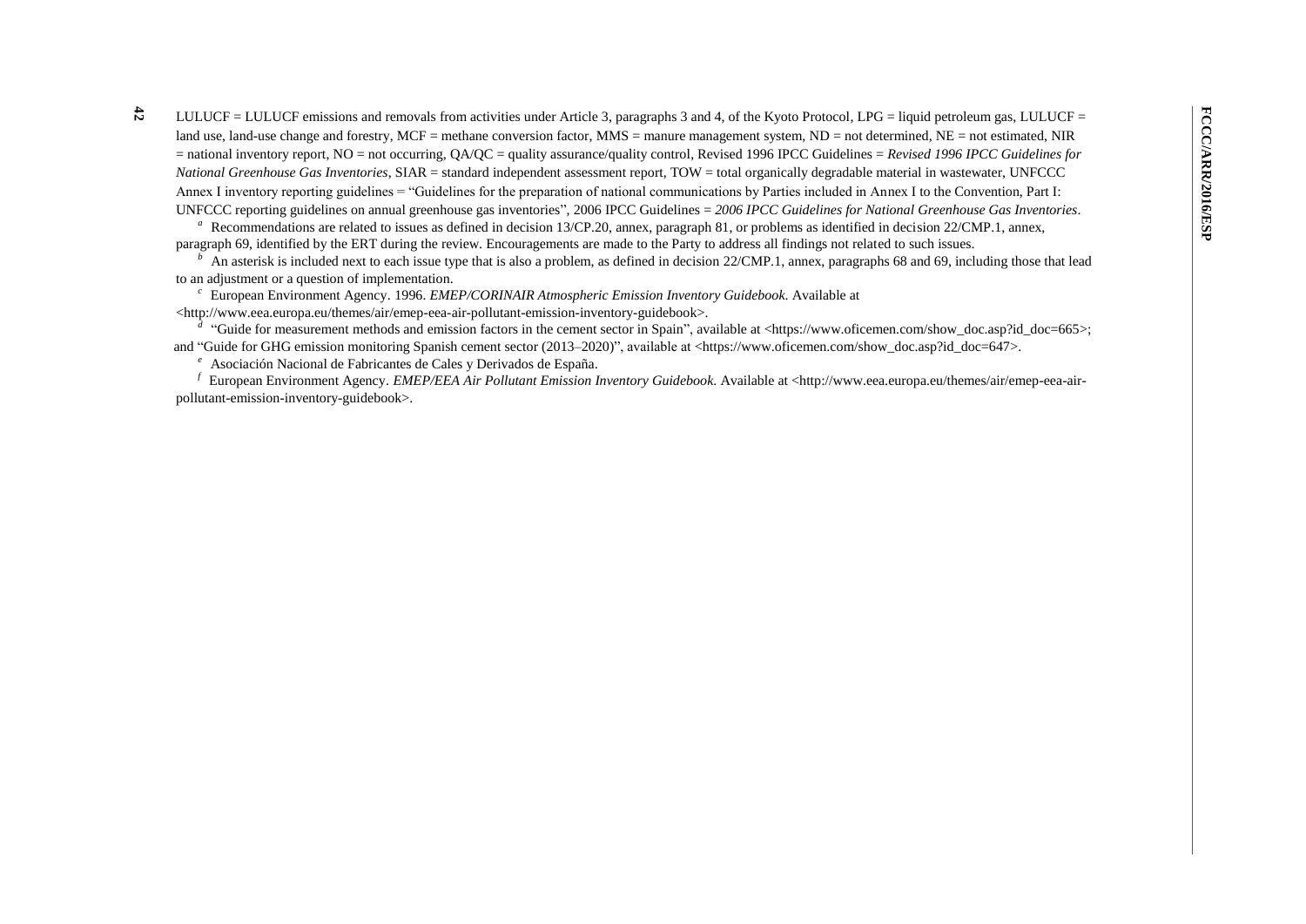LULUCF = LULUCF emissions and removals from activities under Article 3, paragraphs 3 and 4, of the Kyoto Protocol, LPG = liquid petroleum gas, LULUCF = land use, land-use change and forestry, MCF = methane conversion factor, MMS = manure management system, ND = not determined, NE = not estimated, NIR = national inventory report, NO = not occurring, QA/QC = quality assurance/quality control, Revised 1996 IPCC Guidelines = *Revised 1996 IPCC Guidelines for National Greenhouse Gas Inventories*, SIAR = standard independent assessment report, TOW = total organically degradable material in wastewater, UNFCCC Annex I inventory reporting guidelines = "Guidelines for the preparation of national communications by Parties included in Annex I to the Convention, Part I: UNFCCC reporting guidelines on annual greenhouse gas inventories", 2006 IPCC Guidelines = *2006 IPCC Guidelines for National Greenhouse Gas Inventories*.

[a] Recommendations are related to issues as defined in decision 13/CP.20, annex, paragraph 81, or problems as identified in decision 22/CMP.1, annex, paragraph 69, identified by the ERT during the review. Encouragements are made to the Party to address all findings not related to such issues.

[b] An asterisk is included next to each issue type that is also a problem, as defined in decision 22/CMP.1, annex, paragraphs 68 and 69, including those that lead to an adjustment or a question of implementation.

[c] European Environment Agency. 1996. *EMEP/CORINAIR Atmospheric Emission Inventory Guidebook.* Available at <http://www.eea.europa.eu/themes/air/emep-eea-air-pollutant-emission-inventory-guidebook>.

[d] "Guide for measurement methods and emission factors in the cement sector in Spain", available at <https://www.oficemen.com/show_doc.asp?id_doc=665>; and "Guide for GHG emission monitoring Spanish cement sector (2013–2020)", available at <https://www.oficemen.com/show_doc.asp?id_doc=647>.

[e] Asociación Nacional de Fabricantes de Cales y Derivados de España.

[f] European Environment Agency. *EMEP/EEA Air Pollutant Emission Inventory Guidebook.* Available at <http://www.eea.europa.eu/themes/air/emep-eea-air-pollutant-emission-inventory-guidebook>.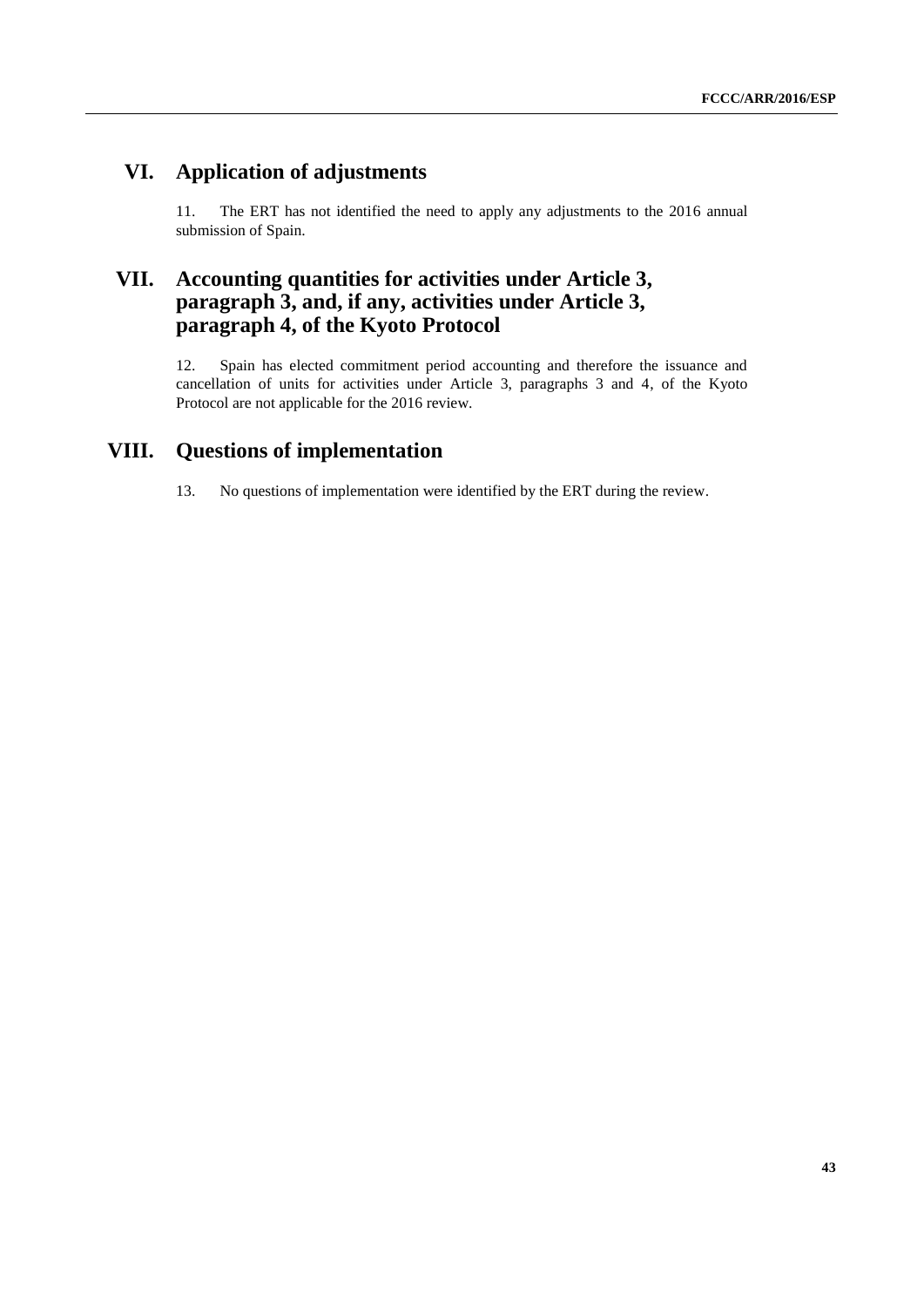# VI. Application of adjustments

11. The ERT has not identified the need to apply any adjustments to the 2016 annual submission of Spain.

# VII. Accounting quantities for activities under Article 3, paragraph 3, and, if any, activities under Article 3, paragraph 4, of the Kyoto Protocol

12. Spain has elected commitment period accounting and therefore the issuance and cancellation of units for activities under Article 3, paragraphs 3 and 4, of the Kyoto Protocol are not applicable for the 2016 review.

# VIII. Questions of implementation

13. No questions of implementation were identified by the ERT during the review.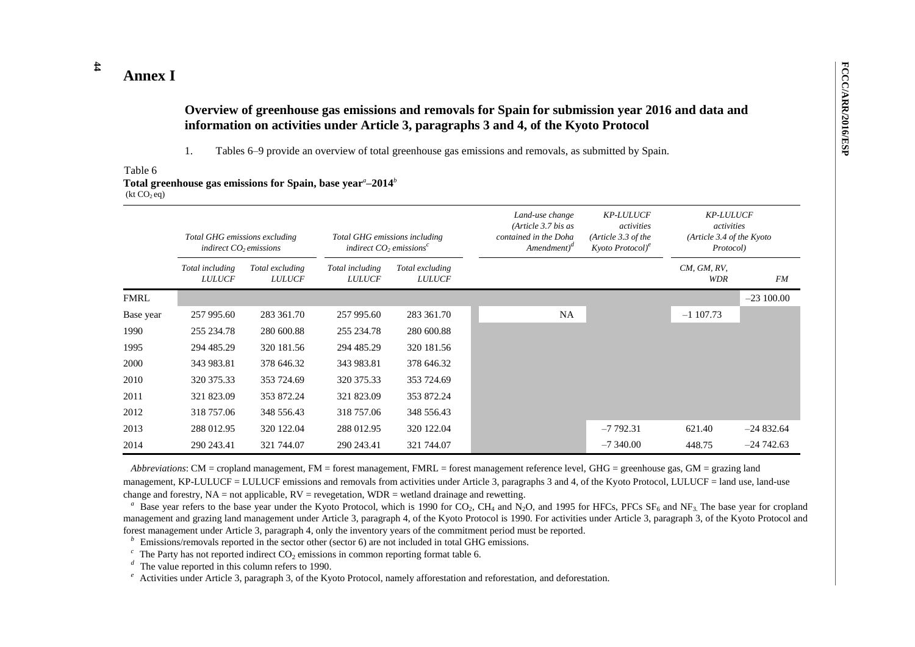# Annex I

## Overview of greenhouse gas emissions and removals for Spain for submission year 2016 and data and information on activities under Article 3, paragraphs 3 and 4, of the Kyoto Protocol

1. Tables 6–9 provide an overview of total greenhouse gas emissions and removals, as submitted by Spain.

Table 6
**Total greenhouse gas emissions for Spain, base year[a]–2014[b]**
($kt\ CO_2\ eq$)

| | *Total GHG emissions excluding indirect $CO_2$ emissions* | | *Total GHG emissions including indirect $CO_2$ emissions[c]* | | *Land-use change (Article 3.7 bis as contained in the Doha Amendment)[d]* | *KP-LULUCF activities (Article 3.3 of the Kyoto Protocol)[e]* | *KP-LULUCF activities (Article 3.4 of the Kyoto Protocol)* | |
|---|---|---|---|---|---|---|---|---|
| | *Total including LULUCF* | *Total excluding LULUCF* | *Total including LULUCF* | *Total excluding LULUCF* | | | *CM, GM, RV, WDR* | *FM* |
| FMRL | | | | | | | | –23 100.00 |
| Base year | 257 995.60 | 283 361.70 | 257 995.60 | 283 361.70 | NA | | –1 107.73 | |
| 1990 | 255 234.78 | 280 600.88 | 255 234.78 | 280 600.88 | | | | |
| 1995 | 294 485.29 | 320 181.56 | 294 485.29 | 320 181.56 | | | | |
| 2000 | 343 983.81 | 378 646.32 | 343 983.81 | 378 646.32 | | | | |
| 2010 | 320 375.33 | 353 724.69 | 320 375.33 | 353 724.69 | | | | |
| 2011 | 321 823.09 | 353 872.24 | 321 823.09 | 353 872.24 | | | | |
| 2012 | 318 757.06 | 348 556.43 | 318 757.06 | 348 556.43 | | | | |
| 2013 | 288 012.95 | 320 122.04 | 288 012.95 | 320 122.04 | | –7 792.31 | 621.40 | –24 832.64 |
| 2014 | 290 243.41 | 321 744.07 | 290 243.41 | 321 744.07 | | –7 340.00 | 448.75 | –24 742.63 |

*Abbreviations*: CM = cropland management, FM = forest management, FMRL = forest management reference level, GHG = greenhouse gas, GM = grazing land management, KP-LULUCF = LULUCF emissions and removals from activities under Article 3, paragraphs 3 and 4, of the Kyoto Protocol, LULUCF = land use, land-use change and forestry, NA = not applicable, RV = revegetation, WDR = wetland drainage and rewetting.

[a] Base year refers to the base year under the Kyoto Protocol, which is 1990 for $CO_2$, $CH_4$ and $N_2O$, and 1995 for HFCs, PFCs $SF_6$ and $NF_3$. The base year for cropland management and grazing land management under Article 3, paragraph 4, of the Kyoto Protocol is 1990. For activities under Article 3, paragraph 3, of the Kyoto Protocol and forest management under Article 3, paragraph 4, only the inventory years of the commitment period must be reported.

[b] Emissions/removals reported in the sector other (sector 6) are not included in total GHG emissions.

[c] The Party has not reported indirect $CO_2$ emissions in common reporting format table 6.

[d] The value reported in this column refers to 1990.

[e] Activities under Article 3, paragraph 3, of the Kyoto Protocol, namely afforestation and reforestation, and deforestation.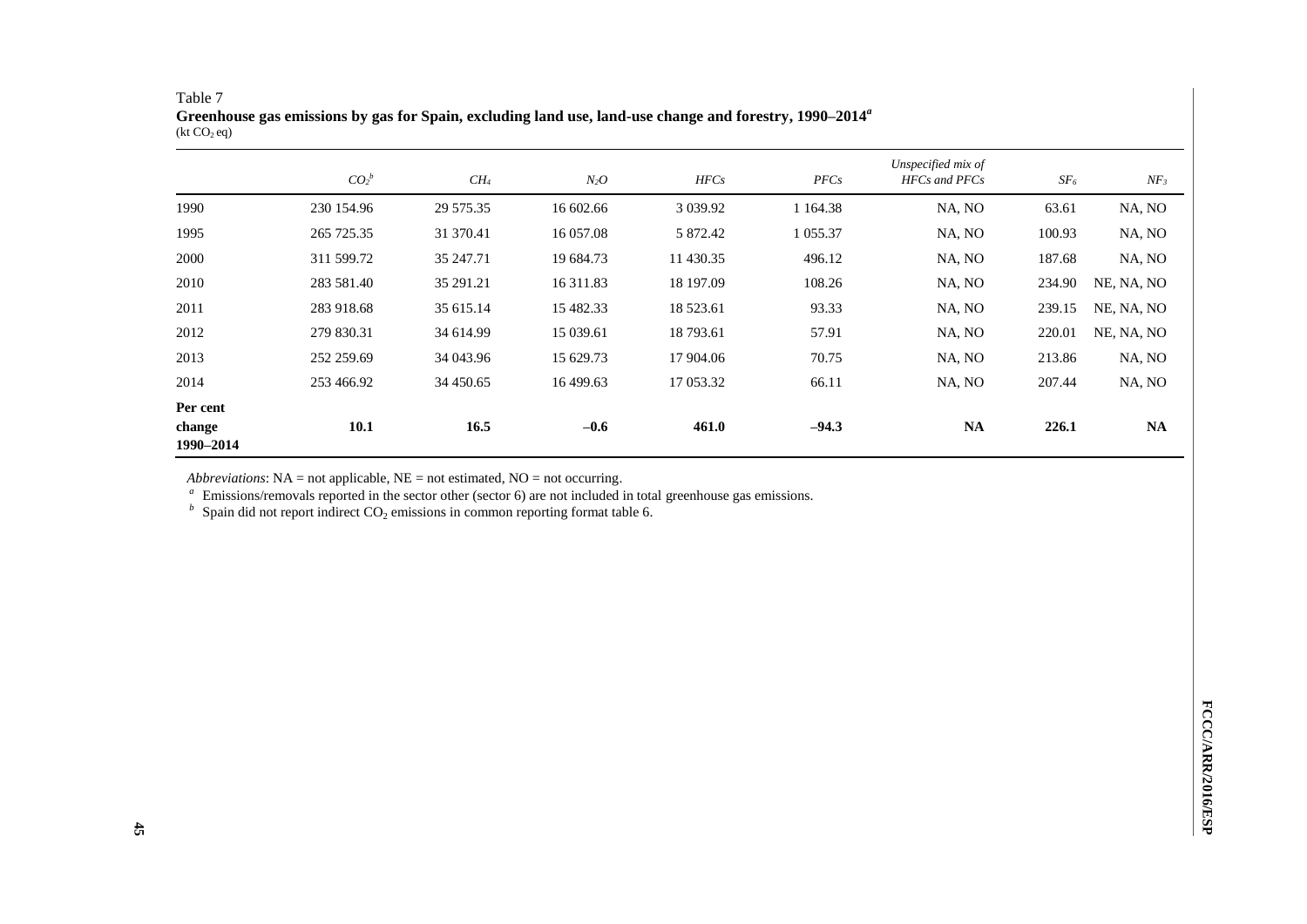Table 7

**Greenhouse gas emissions by gas for Spain, excluding land use, land-use change and forestry, 1990–2014**[a]

(kt $CO_2$ eq)

| | $CO_2$[b] | $CH_4$ | $N_2O$ | *HFCs* | *PFCs* | *Unspecified mix of HFCs and PFCs* | $SF_6$ | $NF_3$ |
|---|---|---|---|---|---|---|---|---|
| 1990 | 230 154.96 | 29 575.35 | 16 602.66 | 3 039.92 | 1 164.38 | NA, NO | 63.61 | NA, NO |
| 1995 | 265 725.35 | 31 370.41 | 16 057.08 | 5 872.42 | 1 055.37 | NA, NO | 100.93 | NA, NO |
| 2000 | 311 599.72 | 35 247.71 | 19 684.73 | 11 430.35 | 496.12 | NA, NO | 187.68 | NA, NO |
| 2010 | 283 581.40 | 35 291.21 | 16 311.83 | 18 197.09 | 108.26 | NA, NO | 234.90 | NE, NA, NO |
| 2011 | 283 918.68 | 35 615.14 | 15 482.33 | 18 523.61 | 93.33 | NA, NO | 239.15 | NE, NA, NO |
| 2012 | 279 830.31 | 34 614.99 | 15 039.61 | 18 793.61 | 57.91 | NA, NO | 220.01 | NE, NA, NO |
| 2013 | 252 259.69 | 34 043.96 | 15 629.73 | 17 904.06 | 70.75 | NA, NO | 213.86 | NA, NO |
| 2014 | 253 466.92 | 34 450.65 | 16 499.63 | 17 053.32 | 66.11 | NA, NO | 207.44 | NA, NO |
| **Per cent change 1990–2014** | **10.1** | **16.5** | **–0.6** | **461.0** | **–94.3** | **NA** | **226.1** | **NA** |

*Abbreviations*: NA = not applicable, NE = not estimated, NO = not occurring.

[a] Emissions/removals reported in the sector other (sector 6) are not included in total greenhouse gas emissions.

[b] Spain did not report indirect $CO_2$ emissions in common reporting format table 6.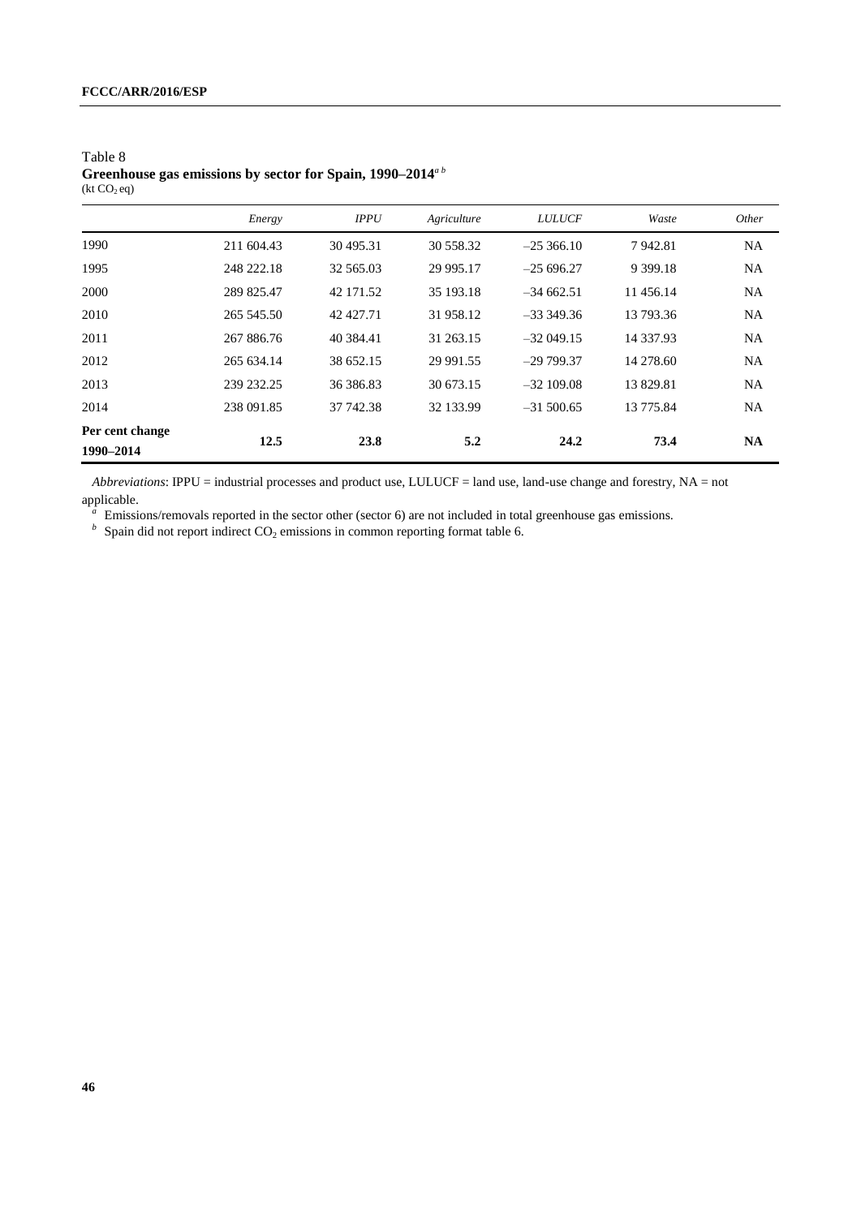Table 8
**Greenhouse gas emissions by sector for Spain, 1990–2014**[a b]
(kt $CO_2$ eq)

| | *Energy* | *IPPU* | *Agriculture* | *LULUCF* | *Waste* | *Other* |
|---|---|---|---|---|---|---|
| 1990 | 211 604.43 | 30 495.31 | 30 558.32 | –25 366.10 | 7 942.81 | NA |
| 1995 | 248 222.18 | 32 565.03 | 29 995.17 | –25 696.27 | 9 399.18 | NA |
| 2000 | 289 825.47 | 42 171.52 | 35 193.18 | –34 662.51 | 11 456.14 | NA |
| 2010 | 265 545.50 | 42 427.71 | 31 958.12 | –33 349.36 | 13 793.36 | NA |
| 2011 | 267 886.76 | 40 384.41 | 31 263.15 | –32 049.15 | 14 337.93 | NA |
| 2012 | 265 634.14 | 38 652.15 | 29 991.55 | –29 799.37 | 14 278.60 | NA |
| 2013 | 239 232.25 | 36 386.83 | 30 673.15 | –32 109.08 | 13 829.81 | NA |
| 2014 | 238 091.85 | 37 742.38 | 32 133.99 | –31 500.65 | 13 775.84 | NA |
| **Per cent change 1990–2014** | **12.5** | **23.8** | **5.2** | **24.2** | **73.4** | **NA** |

*Abbreviations*: IPPU = industrial processes and product use, LULUCF = land use, land-use change and forestry, NA = not applicable.

[a] Emissions/removals reported in the sector other (sector 6) are not included in total greenhouse gas emissions.

[b] Spain did not report indirect $CO_2$ emissions in common reporting format table 6.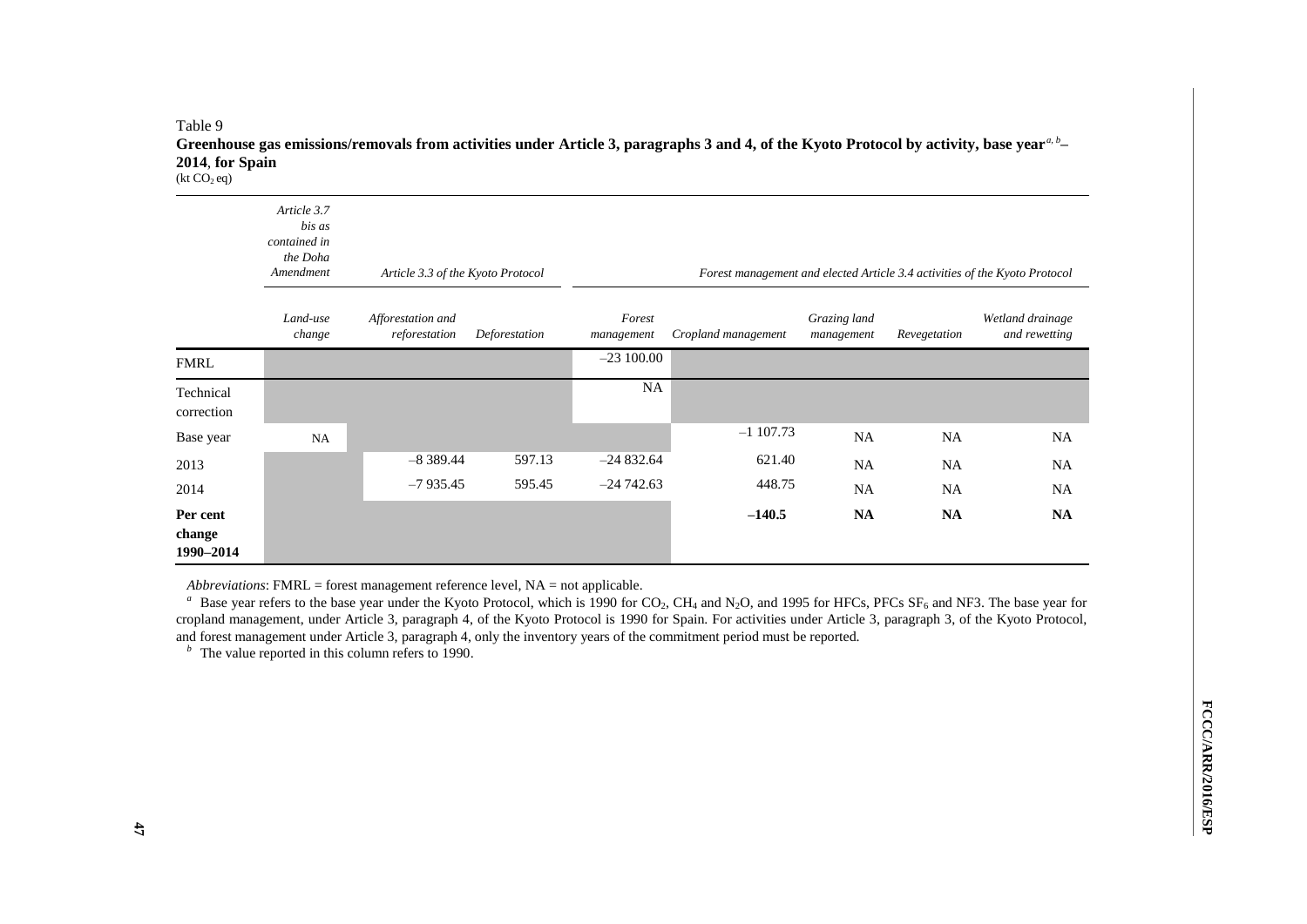Table 9

**Greenhouse gas emissions/removals from activities under Article 3, paragraphs 3 and 4, of the Kyoto Protocol by activity, base year[a, b]–2014, for Spain**

($kt\ CO_2\ eq$)

| | *Article 3.7 bis as contained in the Doha Amendment* | *Article 3.3 of the Kyoto Protocol* | | *Forest management and elected Article 3.4 activities of the Kyoto Protocol* | | | | |
|---|---|---|---|---|---|---|---|---|
| | *Land-use change* | *Afforestation and reforestation* | *Deforestation* | *Forest management* | *Cropland management* | *Grazing land management* | *Revegetation* | *Wetland drainage and rewetting* |
| FMRL | | | | –23 100.00 | | | | |
| Technical correction | | | | NA | | | | |
| Base year | NA | | | | –1 107.73 | NA | NA | NA |
| 2013 | | –8 389.44 | 597.13 | –24 832.64 | 621.40 | NA | NA | NA |
| 2014 | | –7 935.45 | 595.45 | –24 742.63 | 448.75 | NA | NA | NA |
| **Per cent change 1990–2014** | | | | | **–140.5** | **NA** | **NA** | **NA** |

*Abbreviations*: FMRL = forest management reference level, NA = not applicable.

[a] Base year refers to the base year under the Kyoto Protocol, which is 1990 for $CO_2$, $CH_4$ and $N_2O$, and 1995 for HFCs, PFCs $SF_6$ and NF3. The base year for cropland management, under Article 3, paragraph 4, of the Kyoto Protocol is 1990 for Spain. For activities under Article 3, paragraph 3, of the Kyoto Protocol, and forest management under Article 3, paragraph 4, only the inventory years of the commitment period must be reported.

[b] The value reported in this column refers to 1990.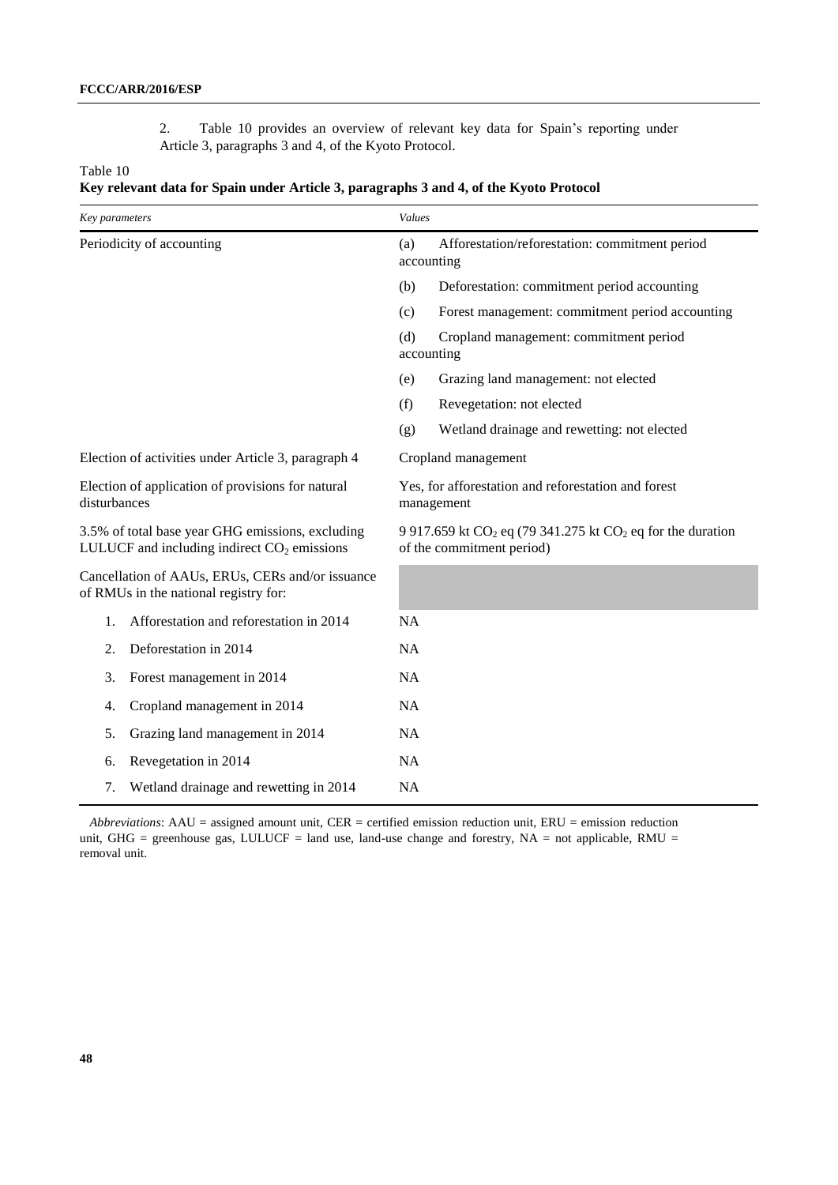2. Table 10 provides an overview of relevant key data for Spain's reporting under Article 3, paragraphs 3 and 4, of the Kyoto Protocol.

Table 10
**Key relevant data for Spain under Article 3, paragraphs 3 and 4, of the Kyoto Protocol**

| *Key parameters* | *Values* |
|---|---|
| Periodicity of accounting | (a) Afforestation/reforestation: commitment period accounting |
| | (b) Deforestation: commitment period accounting |
| | (c) Forest management: commitment period accounting |
| | (d) Cropland management: commitment period accounting |
| | (e) Grazing land management: not elected |
| | (f) Revegetation: not elected |
| | (g) Wetland drainage and rewetting: not elected |
| Election of activities under Article 3, paragraph 4 | Cropland management |
| Election of application of provisions for natural disturbances | Yes, for afforestation and reforestation and forest management |
| 3.5% of total base year GHG emissions, excluding LULUCF and including indirect $CO_2$ emissions | 9 917.659 kt $CO_2$ eq (79 341.275 kt $CO_2$ eq for the duration of the commitment period) |
| Cancellation of AAUs, ERUs, CERs and/or issuance of RMUs in the national registry for: | |
| 1. Afforestation and reforestation in 2014 | NA |
| 2. Deforestation in 2014 | NA |
| 3. Forest management in 2014 | NA |
| 4. Cropland management in 2014 | NA |
| 5. Grazing land management in 2014 | NA |
| 6. Revegetation in 2014 | NA |
| 7. Wetland drainage and rewetting in 2014 | NA |

*Abbreviations*: AAU = assigned amount unit, CER = certified emission reduction unit, ERU = emission reduction unit, GHG = greenhouse gas, LULUCF = land use, land-use change and forestry, NA = not applicable, RMU = removal unit.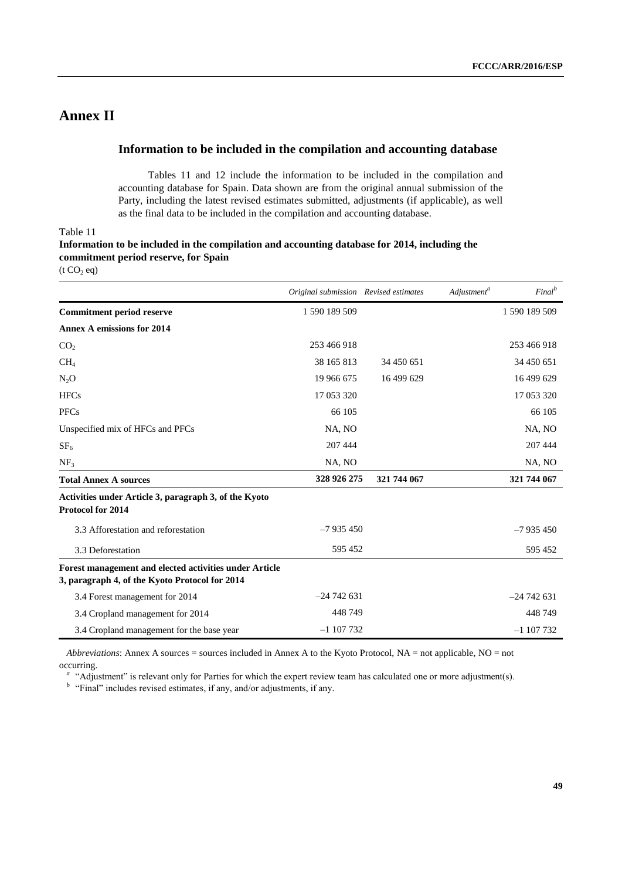# Annex II

## Information to be included in the compilation and accounting database

Tables 11 and 12 include the information to be included in the compilation and accounting database for Spain. Data shown are from the original annual submission of the Party, including the latest revised estimates submitted, adjustments (if applicable), as well as the final data to be included in the compilation and accounting database.

Table 11
**Information to be included in the compilation and accounting database for 2014, including the commitment period reserve, for Spain**
(t $CO_2$ eq)

| | *Original submission* | *Revised estimates* | *Adjustment*[a] | *Final*[b] |
|---|---|---|---|---|
| **Commitment period reserve** | 1 590 189 509 | | | 1 590 189 509 |
| **Annex A emissions for 2014** | | | | |
| $CO_2$ | 253 466 918 | | | 253 466 918 |
| $CH_4$ | 38 165 813 | 34 450 651 | | 34 450 651 |
| $N_2O$ | 19 966 675 | 16 499 629 | | 16 499 629 |
| HFCs | 17 053 320 | | | 17 053 320 |
| PFCs | 66 105 | | | 66 105 |
| Unspecified mix of HFCs and PFCs | NA, NO | | | NA, NO |
| $SF_6$ | 207 444 | | | 207 444 |
| $NF_3$ | NA, NO | | | NA, NO |
| **Total Annex A sources** | **328 926 275** | **321 744 067** | | **321 744 067** |
| **Activities under Article 3, paragraph 3, of the Kyoto Protocol for 2014** | | | | |
| 3.3 Afforestation and reforestation | –7 935 450 | | | –7 935 450 |
| 3.3 Deforestation | 595 452 | | | 595 452 |
| **Forest management and elected activities under Article 3, paragraph 4, of the Kyoto Protocol for 2014** | | | | |
| 3.4 Forest management for 2014 | –24 742 631 | | | –24 742 631 |
| 3.4 Cropland management for 2014 | 448 749 | | | 448 749 |
| 3.4 Cropland management for the base year | –1 107 732 | | | –1 107 732 |

*Abbreviations*: Annex A sources = sources included in Annex A to the Kyoto Protocol, NA = not applicable, NO = not occurring.

[a] "Adjustment" is relevant only for Parties for which the expert review team has calculated one or more adjustment(s).

[b] "Final" includes revised estimates, if any, and/or adjustments, if any.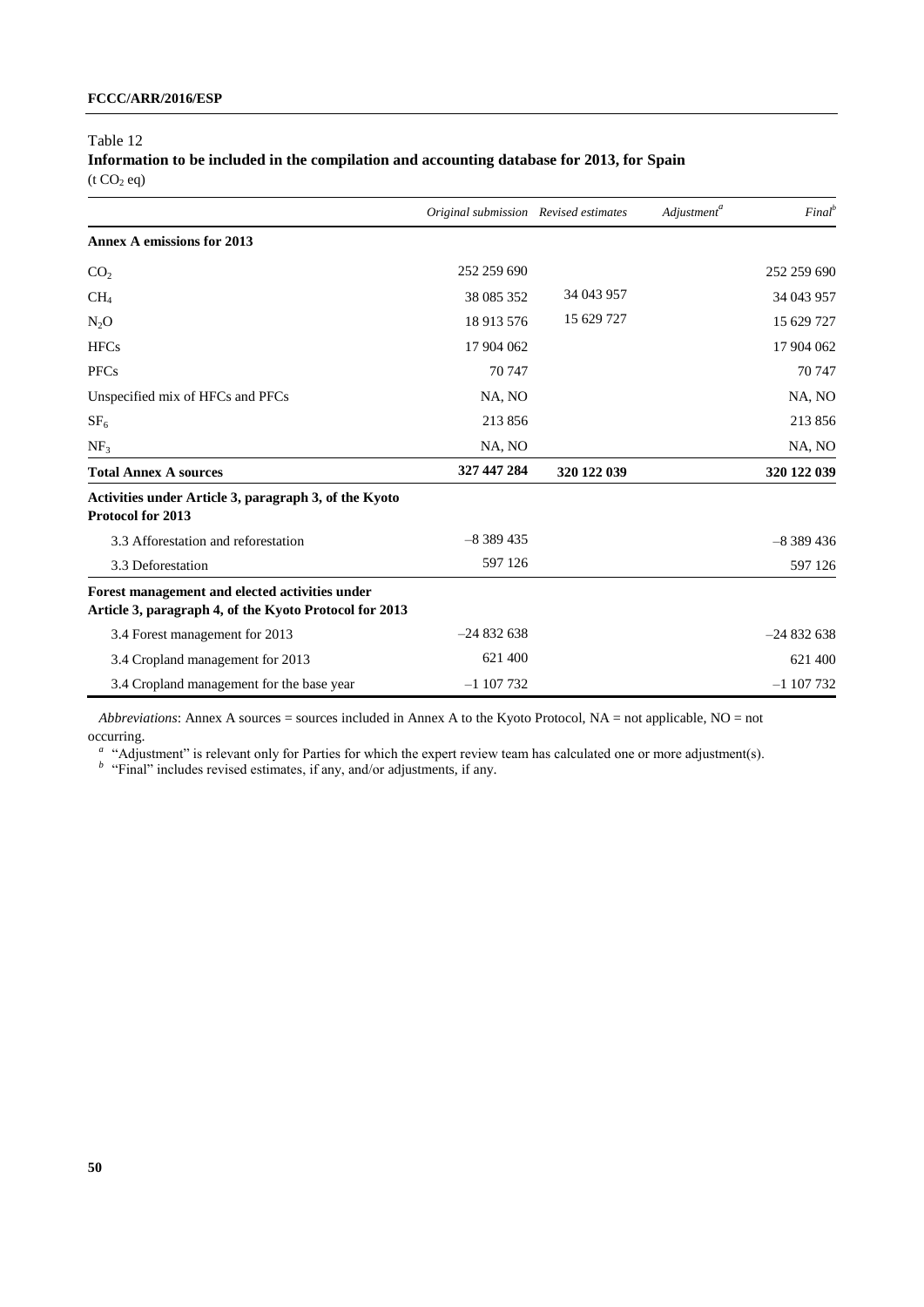Table 12

**Information to be included in the compilation and accounting database for 2013, for Spain**

(t $CO_2$ eq)

| | *Original submission* | *Revised estimates* | *Adjustment*[a] | *Final*[b] |
|---|---|---|---|---|
| **Annex A emissions for 2013** | | | | |
| $CO_2$ | 252 259 690 | | | 252 259 690 |
| $CH_4$ | 38 085 352 | 34 043 957 | | 34 043 957 |
| $N_2O$ | 18 913 576 | 15 629 727 | | 15 629 727 |
| HFCs | 17 904 062 | | | 17 904 062 |
| PFCs | 70 747 | | | 70 747 |
| Unspecified mix of HFCs and PFCs | NA, NO | | | NA, NO |
| $SF_6$ | 213 856 | | | 213 856 |
| $NF_3$ | NA, NO | | | NA, NO |
| **Total Annex A sources** | **327 447 284** | **320 122 039** | | **320 122 039** |
| **Activities under Article 3, paragraph 3, of the Kyoto Protocol for 2013** | | | | |
| 3.3 Afforestation and reforestation | –8 389 435 | | | –8 389 436 |
| 3.3 Deforestation | 597 126 | | | 597 126 |
| **Forest management and elected activities under Article 3, paragraph 4, of the Kyoto Protocol for 2013** | | | | |
| 3.4 Forest management for 2013 | –24 832 638 | | | –24 832 638 |
| 3.4 Cropland management for 2013 | 621 400 | | | 621 400 |
| 3.4 Cropland management for the base year | –1 107 732 | | | –1 107 732 |

*Abbreviations*: Annex A sources = sources included in Annex A to the Kyoto Protocol, NA = not applicable, NO = not occurring.

[a] "Adjustment" is relevant only for Parties for which the expert review team has calculated one or more adjustment(s).

[b] "Final" includes revised estimates, if any, and/or adjustments, if any.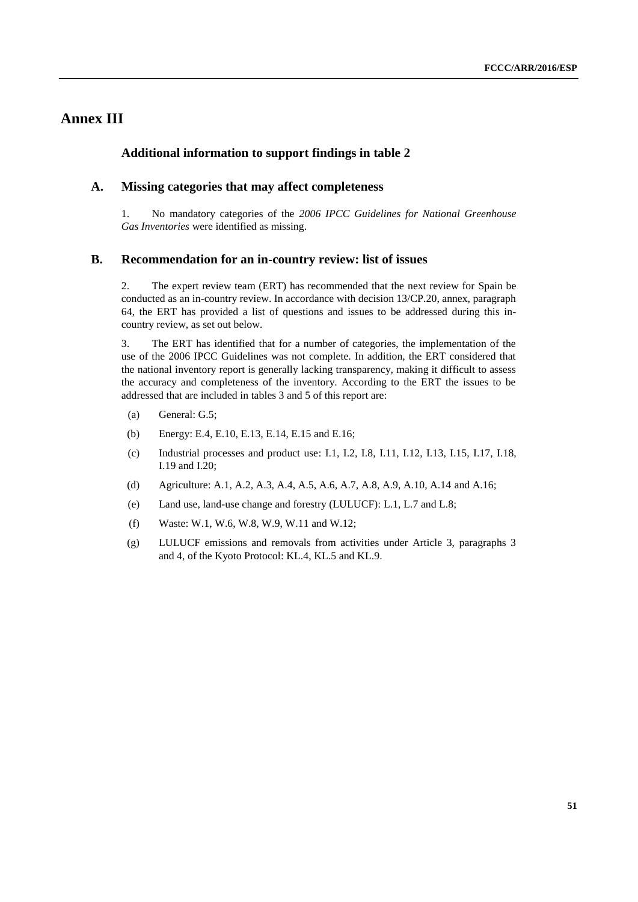# Annex III

## Additional information to support findings in table 2

### A. Missing categories that may affect completeness

1. No mandatory categories of the *2006 IPCC Guidelines for National Greenhouse Gas Inventories* were identified as missing.

### B. Recommendation for an in-country review: list of issues

2. The expert review team (ERT) has recommended that the next review for Spain be conducted as an in-country review. In accordance with decision 13/CP.20, annex, paragraph 64, the ERT has provided a list of questions and issues to be addressed during this in-country review, as set out below.

3. The ERT has identified that for a number of categories, the implementation of the use of the 2006 IPCC Guidelines was not complete. In addition, the ERT considered that the national inventory report is generally lacking transparency, making it difficult to assess the accuracy and completeness of the inventory. According to the ERT the issues to be addressed that are included in tables 3 and 5 of this report are:

(a) General: G.5;

(b) Energy: E.4, E.10, E.13, E.14, E.15 and E.16;

(c) Industrial processes and product use: I.1, I.2, I.8, I.11, I.12, I.13, I.15, I.17, I.18, I.19 and I.20;

(d) Agriculture: A.1, A.2, A.3, A.4, A.5, A.6, A.7, A.8, A.9, A.10, A.14 and A.16;

(e) Land use, land-use change and forestry (LULUCF): L.1, L.7 and L.8;

(f) Waste: W.1, W.6, W.8, W.9, W.11 and W.12;

(g) LULUCF emissions and removals from activities under Article 3, paragraphs 3 and 4, of the Kyoto Protocol: KL.4, KL.5 and KL.9.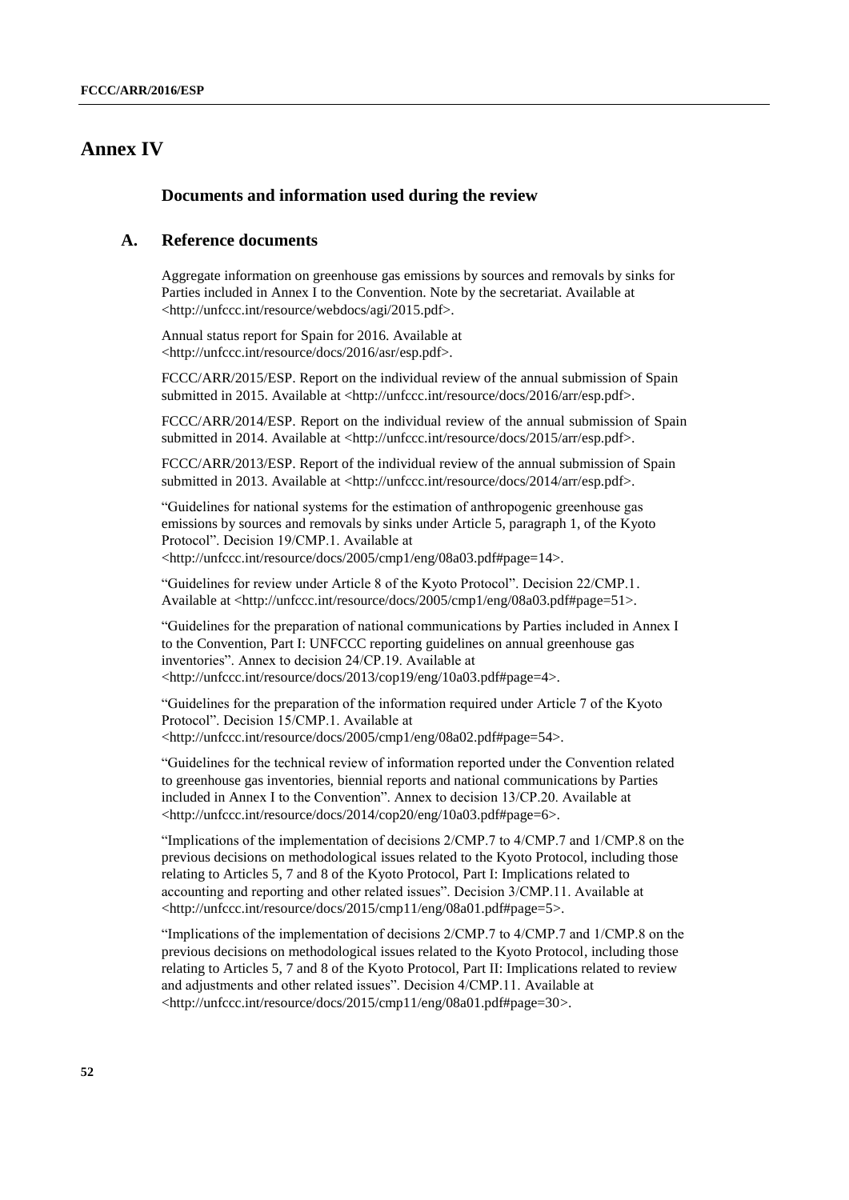# Annex IV

## Documents and information used during the review

### A. Reference documents

Aggregate information on greenhouse gas emissions by sources and removals by sinks for Parties included in Annex I to the Convention. Note by the secretariat. Available at <http://unfccc.int/resource/webdocs/agi/2015.pdf>.

Annual status report for Spain for 2016. Available at <http://unfccc.int/resource/docs/2016/asr/esp.pdf>.

FCCC/ARR/2015/ESP. Report on the individual review of the annual submission of Spain submitted in 2015. Available at <http://unfccc.int/resource/docs/2016/arr/esp.pdf>.

FCCC/ARR/2014/ESP. Report on the individual review of the annual submission of Spain submitted in 2014. Available at <http://unfccc.int/resource/docs/2015/arr/esp.pdf>.

FCCC/ARR/2013/ESP. Report of the individual review of the annual submission of Spain submitted in 2013. Available at <http://unfccc.int/resource/docs/2014/arr/esp.pdf>.

"Guidelines for national systems for the estimation of anthropogenic greenhouse gas emissions by sources and removals by sinks under Article 5, paragraph 1, of the Kyoto Protocol". Decision 19/CMP.1. Available at <http://unfccc.int/resource/docs/2005/cmp1/eng/08a03.pdf#page=14>.

"Guidelines for review under Article 8 of the Kyoto Protocol". Decision 22/CMP.1. Available at <http://unfccc.int/resource/docs/2005/cmp1/eng/08a03.pdf#page=51>.

"Guidelines for the preparation of national communications by Parties included in Annex I to the Convention, Part I: UNFCCC reporting guidelines on annual greenhouse gas inventories". Annex to decision 24/CP.19. Available at <http://unfccc.int/resource/docs/2013/cop19/eng/10a03.pdf#page=4>.

"Guidelines for the preparation of the information required under Article 7 of the Kyoto Protocol". Decision 15/CMP.1. Available at <http://unfccc.int/resource/docs/2005/cmp1/eng/08a02.pdf#page=54>.

"Guidelines for the technical review of information reported under the Convention related to greenhouse gas inventories, biennial reports and national communications by Parties included in Annex I to the Convention". Annex to decision 13/CP.20. Available at <http://unfccc.int/resource/docs/2014/cop20/eng/10a03.pdf#page=6>.

"Implications of the implementation of decisions 2/CMP.7 to 4/CMP.7 and 1/CMP.8 on the previous decisions on methodological issues related to the Kyoto Protocol, including those relating to Articles 5, 7 and 8 of the Kyoto Protocol, Part I: Implications related to accounting and reporting and other related issues". Decision 3/CMP.11. Available at <http://unfccc.int/resource/docs/2015/cmp11/eng/08a01.pdf#page=5>.

"Implications of the implementation of decisions 2/CMP.7 to 4/CMP.7 and 1/CMP.8 on the previous decisions on methodological issues related to the Kyoto Protocol, including those relating to Articles 5, 7 and 8 of the Kyoto Protocol, Part II: Implications related to review and adjustments and other related issues". Decision 4/CMP.11. Available at <http://unfccc.int/resource/docs/2015/cmp11/eng/08a01.pdf#page=30>.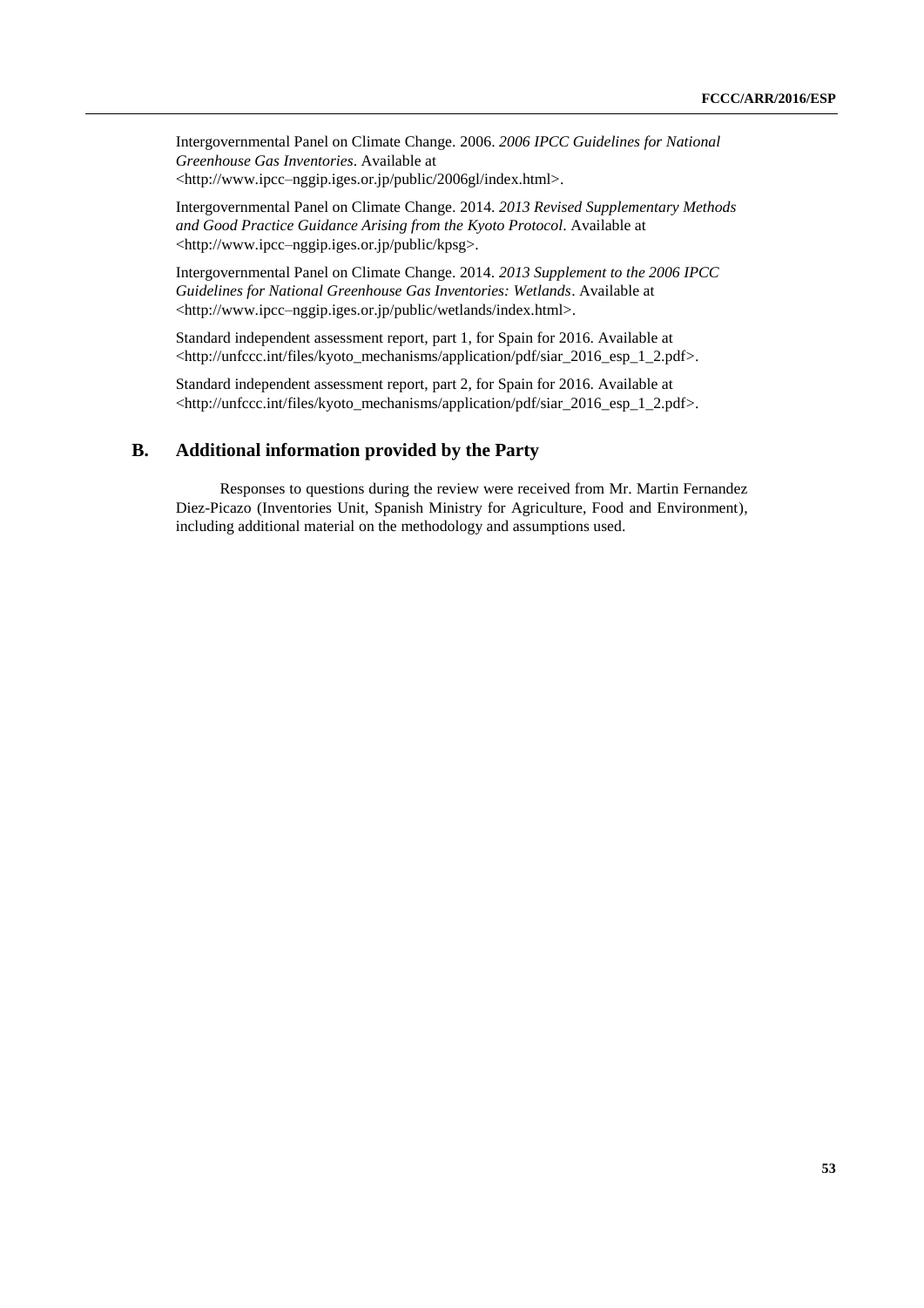Intergovernmental Panel on Climate Change. 2006. *2006 IPCC Guidelines for National Greenhouse Gas Inventories*. Available at <http://www.ipcc–nggip.iges.or.jp/public/2006gl/index.html>.

Intergovernmental Panel on Climate Change. 2014. *2013 Revised Supplementary Methods and Good Practice Guidance Arising from the Kyoto Protocol*. Available at <http://www.ipcc–nggip.iges.or.jp/public/kpsg>.

Intergovernmental Panel on Climate Change. 2014. *2013 Supplement to the 2006 IPCC Guidelines for National Greenhouse Gas Inventories: Wetlands*. Available at <http://www.ipcc–nggip.iges.or.jp/public/wetlands/index.html>.

Standard independent assessment report, part 1, for Spain for 2016. Available at <http://unfccc.int/files/kyoto_mechanisms/application/pdf/siar_2016_esp_1_2.pdf>.

Standard independent assessment report, part 2, for Spain for 2016. Available at <http://unfccc.int/files/kyoto_mechanisms/application/pdf/siar_2016_esp_1_2.pdf>.

## B. Additional information provided by the Party

Responses to questions during the review were received from Mr. Martin Fernandez Diez-Picazo (Inventories Unit, Spanish Ministry for Agriculture, Food and Environment), including additional material on the methodology and assumptions used.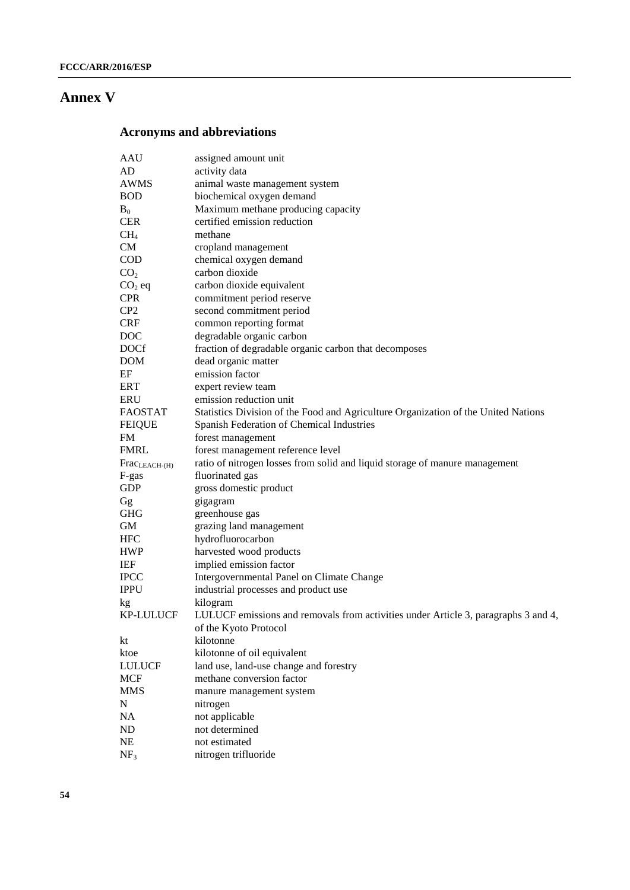# Annex V

## Acronyms and abbreviations

| | |
|---|---|
| AAU | assigned amount unit |
| AD | activity data |
| AWMS | animal waste management system |
| BOD | biochemical oxygen demand |
| $B_0$ | Maximum methane producing capacity |
| CER | certified emission reduction |
| $CH_4$ | methane |
| CM | cropland management |
| COD | chemical oxygen demand |
| $CO_2$ | carbon dioxide |
| $CO_2$ eq | carbon dioxide equivalent |
| CPR | commitment period reserve |
| CP2 | second commitment period |
| CRF | common reporting format |
| DOC | degradable organic carbon |
| DOCf | fraction of degradable organic carbon that decomposes |
| DOM | dead organic matter |
| EF | emission factor |
| ERT | expert review team |
| ERU | emission reduction unit |
| FAOSTAT | Statistics Division of the Food and Agriculture Organization of the United Nations |
| FEIQUE | Spanish Federation of Chemical Industries |
| FM | forest management |
| FMRL | forest management reference level |
| $Frac_{LEACH\text{-}(H)}$ | ratio of nitrogen losses from solid and liquid storage of manure management |
| F-gas | fluorinated gas |
| GDP | gross domestic product |
| Gg | gigagram |
| GHG | greenhouse gas |
| GM | grazing land management |
| HFC | hydrofluorocarbon |
| HWP | harvested wood products |
| IEF | implied emission factor |
| IPCC | Intergovernmental Panel on Climate Change |
| IPPU | industrial processes and product use |
| kg | kilogram |
| KP-LULUCF | LULUCF emissions and removals from activities under Article 3, paragraphs 3 and 4, of the Kyoto Protocol |
| kt | kilotonne |
| ktoe | kilotonne of oil equivalent |
| LULUCF | land use, land-use change and forestry |
| MCF | methane conversion factor |
| MMS | manure management system |
| N | nitrogen |
| NA | not applicable |
| ND | not determined |
| NE | not estimated |
| $NF_3$ | nitrogen trifluoride |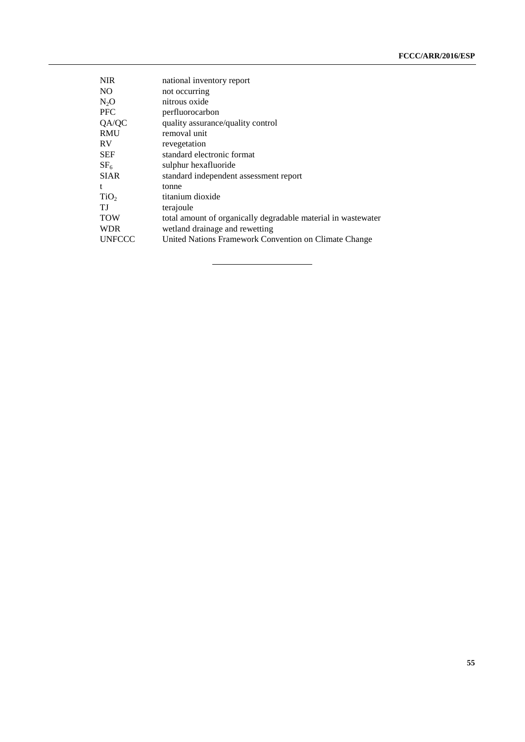| | |
|---|---|
| NIR | national inventory report |
| NO | not occurring |
| $N_2O$ | nitrous oxide |
| PFC | perfluorocarbon |
| QA/QC | quality assurance/quality control |
| RMU | removal unit |
| RV | revegetation |
| SEF | standard electronic format |
| $SF_6$ | sulphur hexafluoride |
| SIAR | standard independent assessment report |
| t | tonne |
| $TiO_2$ | titanium dioxide |
| TJ | terajoule |
| TOW | total amount of organically degradable material in wastewater |
| WDR | wetland drainage and rewetting |
| UNFCCC | United Nations Framework Convention on Climate Change |